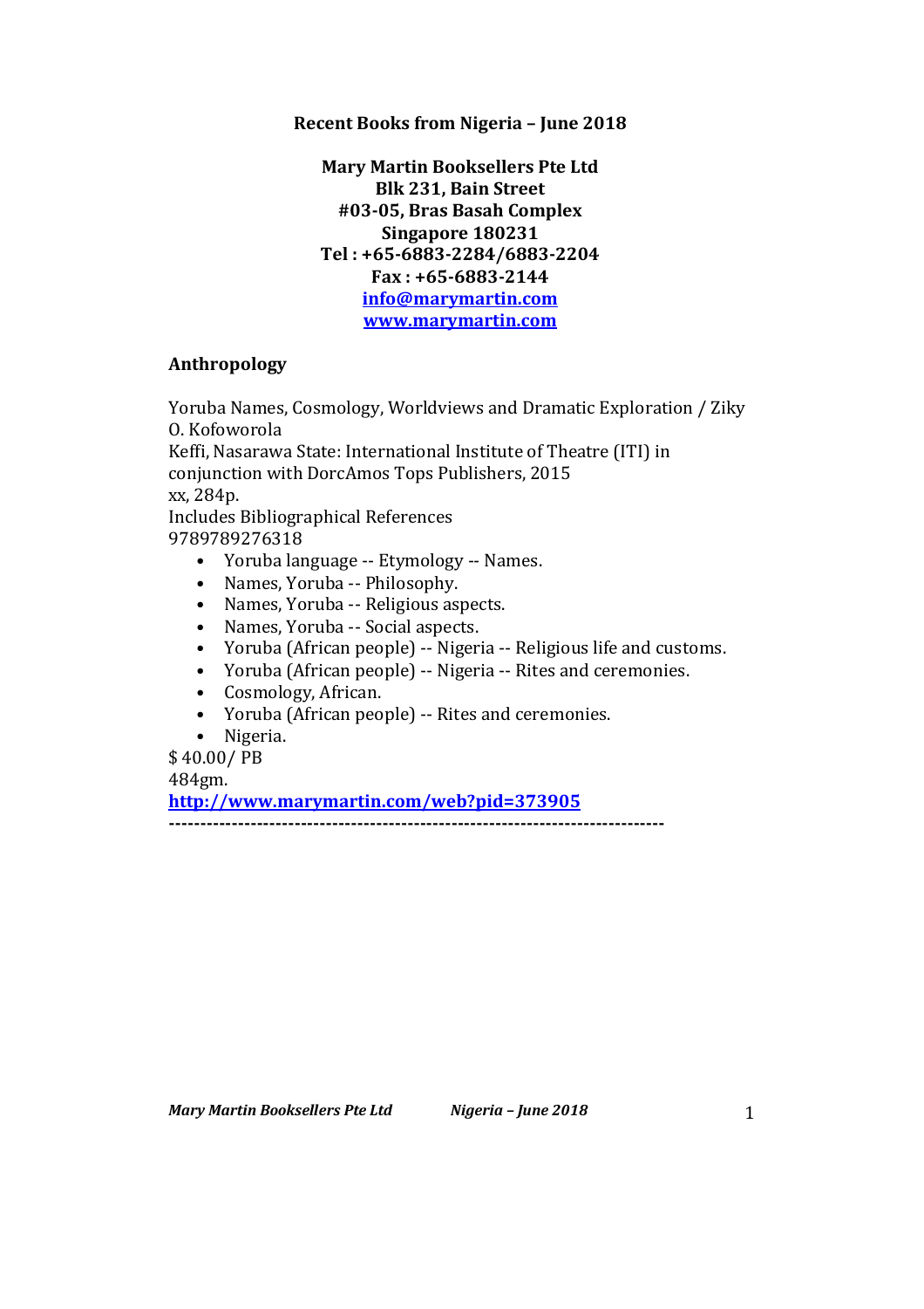**Recent Books from Nigeria – June 2018**

**Mary Martin Booksellers Pte Ltd**
**Blk 231, Bain Street**
**#03-05, Bras Basah Complex**
**Singapore 180231**
**Tel : +65-6883-2284/6883-2204**
**Fax : +65-6883-2144**
**info@marymartin.com**
**www.marymartin.com**

## Anthropology

Yoruba Names, Cosmology, Worldviews and Dramatic Exploration / Ziky O. Kofoworola
Keffi, Nasarawa State: International Institute of Theatre (ITI) in conjunction with DorcAmos Tops Publishers, 2015
xx, 284p.
Includes Bibliographical References
9789789276318

- Yoruba language -- Etymology -- Names.
- Names, Yoruba -- Philosophy.
- Names, Yoruba -- Religious aspects.
- Names, Yoruba -- Social aspects.
- Yoruba (African people) -- Nigeria -- Religious life and customs.
- Yoruba (African people) -- Nigeria -- Rites and ceremonies.
- Cosmology, African.
- Yoruba (African people) -- Rites and ceremonies.
- Nigeria.

$ 40.00/ PB
484gm.
**http://www.marymartin.com/web?pid=373905**
**------------------------------------------------------------------------------**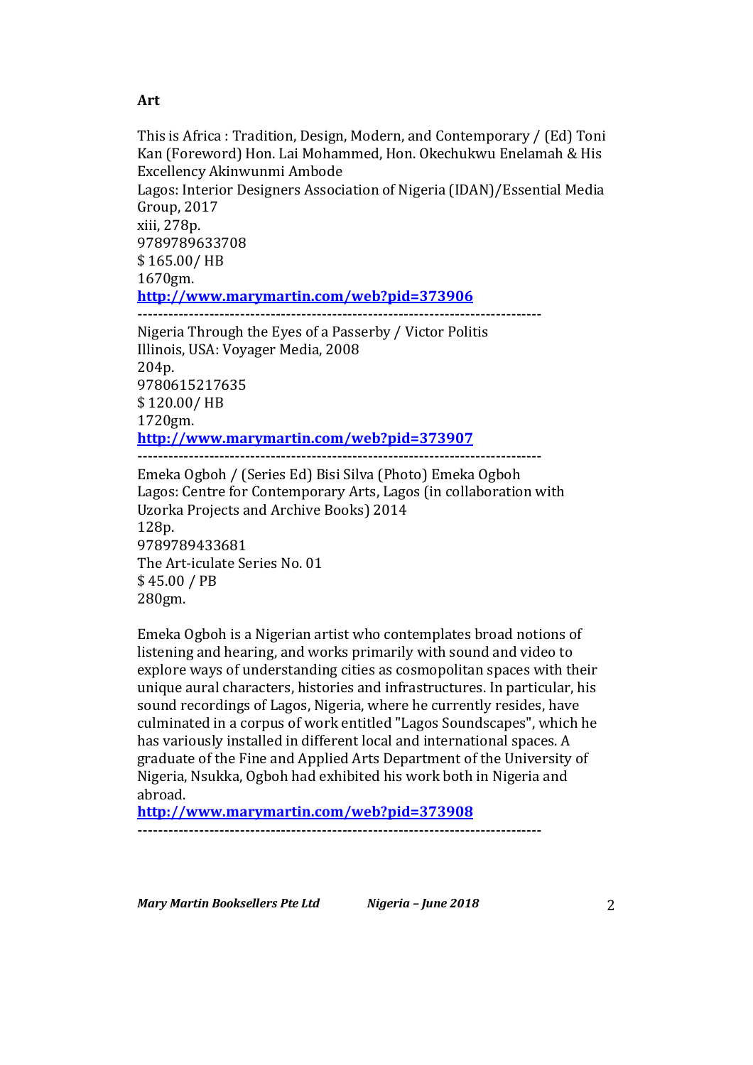**Art**

This is Africa : Tradition, Design, Modern, and Contemporary / (Ed) Toni Kan (Foreword) Hon. Lai Mohammed, Hon. Okechukwu Enelamah & His Excellency Akinwunmi Ambode
Lagos: Interior Designers Association of Nigeria (IDAN)/Essential Media Group, 2017
xiii, 278p.
9789789633708
$ 165.00/ HB
1670gm.
**http://www.marymartin.com/web?pid=373906**

---

Nigeria Through the Eyes of a Passerby / Victor Politis
Illinois, USA: Voyager Media, 2008
204p.
9780615217635
$ 120.00/ HB
1720gm.
**http://www.marymartin.com/web?pid=373907**

---

Emeka Ogboh / (Series Ed) Bisi Silva (Photo) Emeka Ogboh
Lagos: Centre for Contemporary Arts, Lagos (in collaboration with Uzorka Projects and Archive Books) 2014
128p.
9789789433681
The Art-iculate Series No. 01
$ 45.00 / PB
280gm.

Emeka Ogboh is a Nigerian artist who contemplates broad notions of listening and hearing, and works primarily with sound and video to explore ways of understanding cities as cosmopolitan spaces with their unique aural characters, histories and infrastructures. In particular, his sound recordings of Lagos, Nigeria, where he currently resides, have culminated in a corpus of work entitled "Lagos Soundscapes", which he has variously installed in different local and international spaces. A graduate of the Fine and Applied Arts Department of the University of Nigeria, Nsukka, Ogboh had exhibited his work both in Nigeria and abroad.
**http://www.marymartin.com/web?pid=373908**

---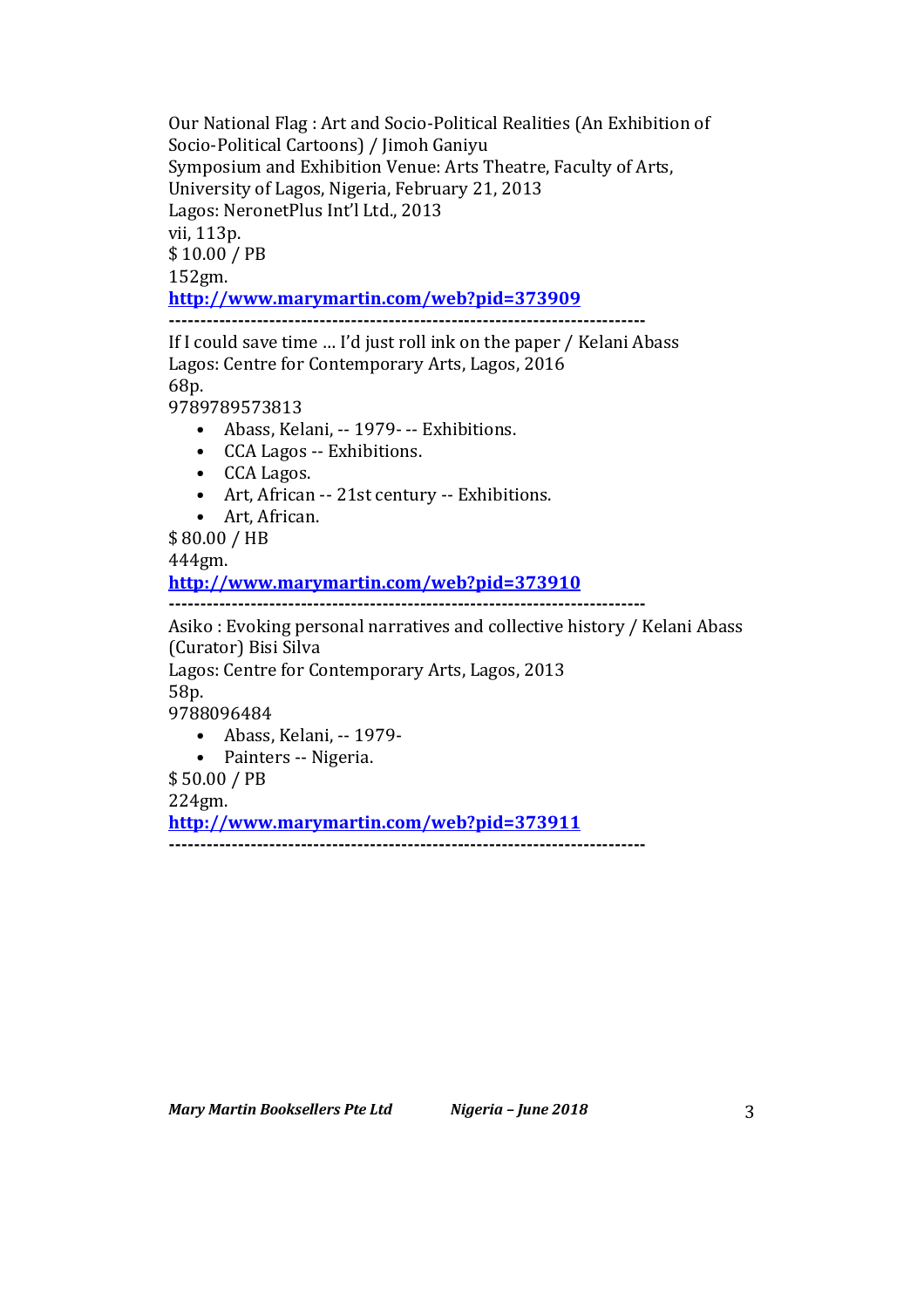Our National Flag : Art and Socio-Political Realities (An Exhibition of Socio-Political Cartoons) / Jimoh Ganiyu
Symposium and Exhibition Venue: Arts Theatre, Faculty of Arts, University of Lagos, Nigeria, February 21, 2013
Lagos: NeronetPlus Int'l Ltd., 2013
vii, 113p.
$ 10.00 / PB
152gm.
**http://www.marymartin.com/web?pid=373909**

---------------------------------------------------------------------------

If I could save time … I'd just roll ink on the paper / Kelani Abass
Lagos: Centre for Contemporary Arts, Lagos, 2016
68p.
9789789573813

- Abass, Kelani, -- 1979- -- Exhibitions.
- CCA Lagos -- Exhibitions.
- CCA Lagos.
- Art, African -- 21st century -- Exhibitions.
- Art, African.

$ 80.00 / HB
444gm.
**http://www.marymartin.com/web?pid=373910**

---------------------------------------------------------------------------

Asiko : Evoking personal narratives and collective history / Kelani Abass (Curator) Bisi Silva
Lagos: Centre for Contemporary Arts, Lagos, 2013
58p.
9788096484

- Abass, Kelani, -- 1979-
- Painters -- Nigeria.

$ 50.00 / PB
224gm.
**http://www.marymartin.com/web?pid=373911**

---------------------------------------------------------------------------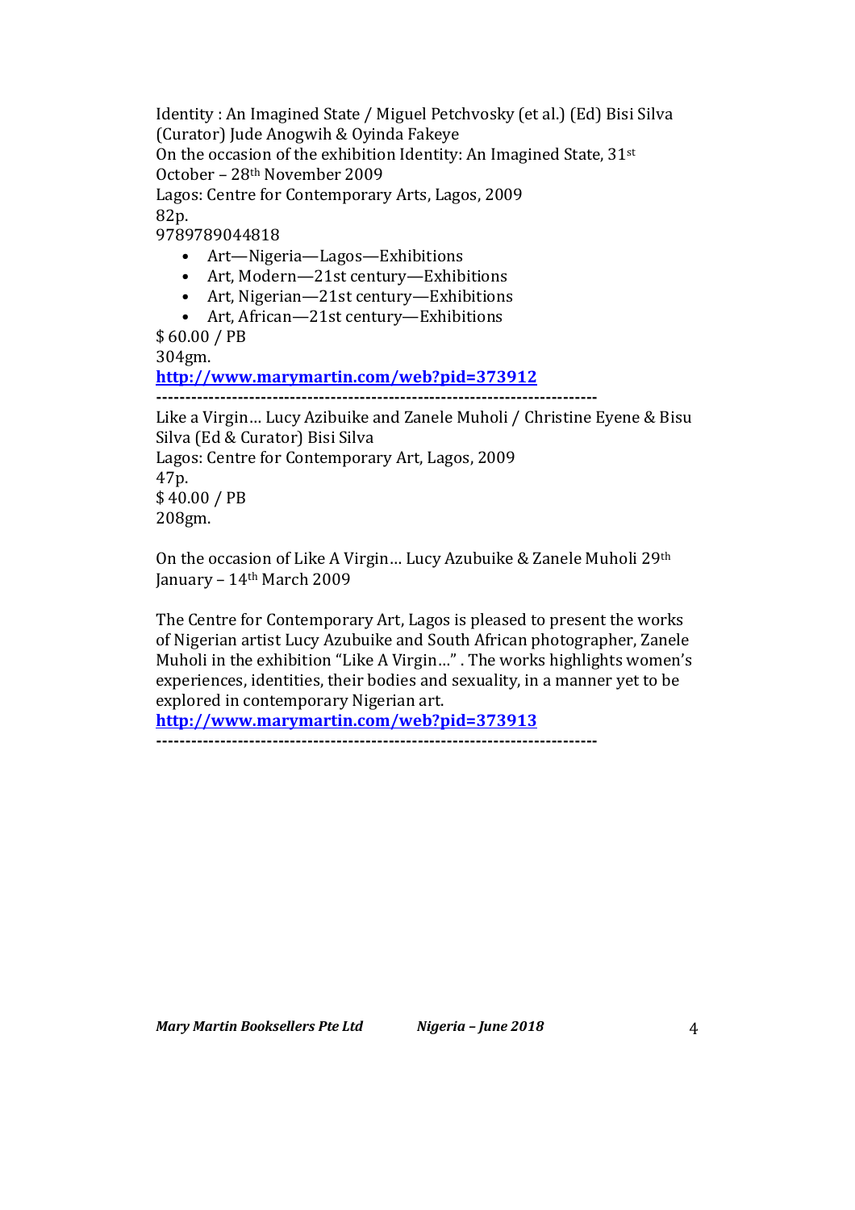Identity : An Imagined State / Miguel Petchvosky (et al.) (Ed) Bisi Silva (Curator) Jude Anogwih & Oyinda Fakeye
On the occasion of the exhibition Identity: An Imagined State, 31st October – 28th November 2009
Lagos: Centre for Contemporary Arts, Lagos, 2009
82p.
9789789044818

- Art—Nigeria—Lagos—Exhibitions
- Art, Modern—21st century—Exhibitions
- Art, Nigerian—21st century—Exhibitions
- Art, African—21st century—Exhibitions

$ 60.00 / PB
304gm.
**http://www.marymartin.com/web?pid=373912**

---

Like a Virgin… Lucy Azibuike and Zanele Muholi / Christine Eyene & Bisu Silva (Ed & Curator) Bisi Silva
Lagos: Centre for Contemporary Art, Lagos, 2009
47p.
$ 40.00 / PB
208gm.

On the occasion of Like A Virgin… Lucy Azubuike & Zanele Muholi 29th January – 14th March 2009

The Centre for Contemporary Art, Lagos is pleased to present the works of Nigerian artist Lucy Azubuike and South African photographer, Zanele Muholi in the exhibition "Like A Virgin…" . The works highlights women's experiences, identities, their bodies and sexuality, in a manner yet to be explored in contemporary Nigerian art.
**http://www.marymartin.com/web?pid=373913**

---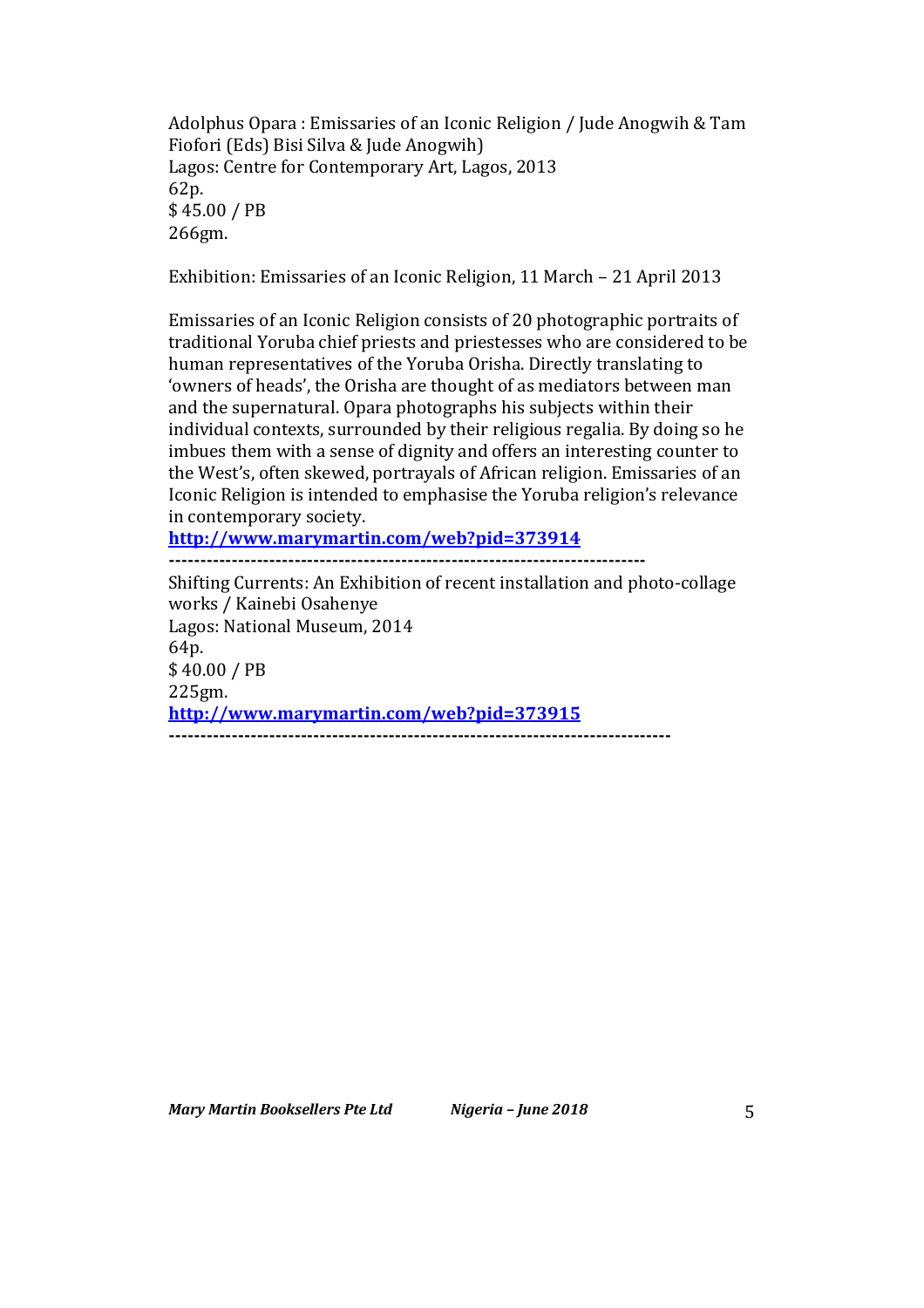Adolphus Opara : Emissaries of an Iconic Religion / Jude Anogwih & Tam Fiofori (Eds) Bisi Silva & Jude Anogwih)
Lagos: Centre for Contemporary Art, Lagos, 2013
62p.
$ 45.00 / PB
266gm.

Exhibition: Emissaries of an Iconic Religion, 11 March – 21 April 2013

Emissaries of an Iconic Religion consists of 20 photographic portraits of traditional Yoruba chief priests and priestesses who are considered to be human representatives of the Yoruba Orisha. Directly translating to 'owners of heads', the Orisha are thought of as mediators between man and the supernatural. Opara photographs his subjects within their individual contexts, surrounded by their religious regalia. By doing so he imbues them with a sense of dignity and offers an interesting counter to the West's, often skewed, portrayals of African religion. Emissaries of an Iconic Religion is intended to emphasise the Yoruba religion's relevance in contemporary society.
**http://www.marymartin.com/web?pid=373914**

---

Shifting Currents: An Exhibition of recent installation and photo-collage works / Kainebi Osahenye
Lagos: National Museum, 2014
64p.
$ 40.00 / PB
225gm.
**http://www.marymartin.com/web?pid=373915**

---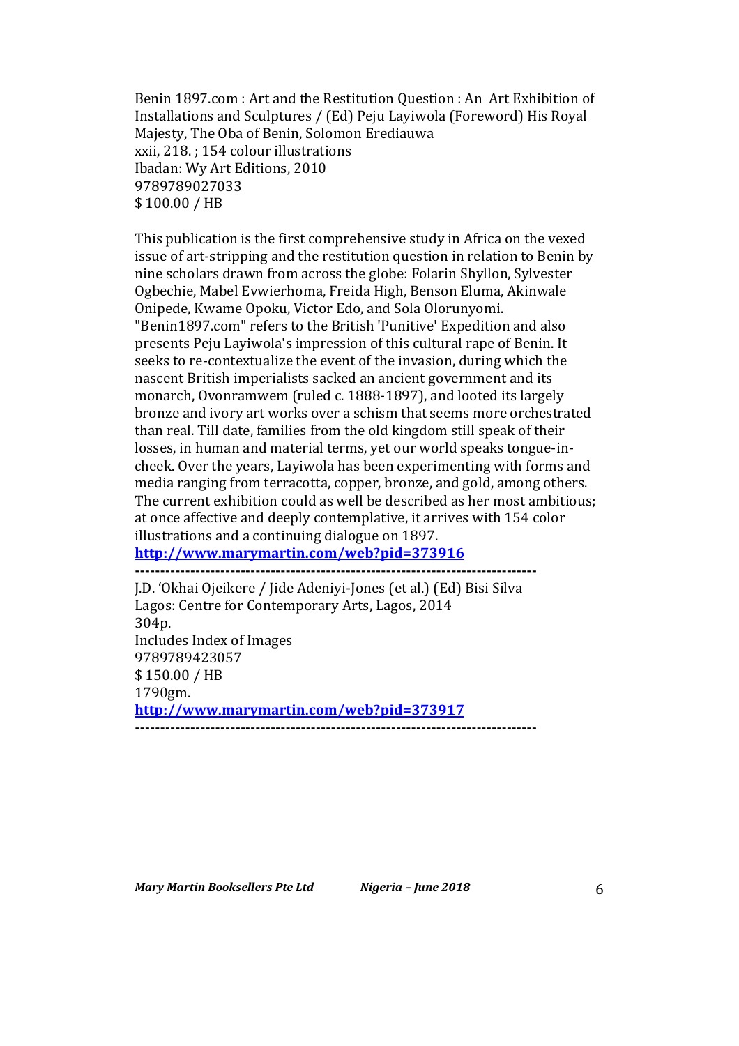Benin 1897.com : Art and the Restitution Question : An Art Exhibition of Installations and Sculptures / (Ed) Peju Layiwola (Foreword) His Royal Majesty, The Oba of Benin, Solomon Erediauwa  
xxii, 218. ; 154 colour illustrations  
Ibadan: Wy Art Editions, 2010  
9789789027033  
$ 100.00 / HB

This publication is the first comprehensive study in Africa on the vexed issue of art-stripping and the restitution question in relation to Benin by nine scholars drawn from across the globe: Folarin Shyllon, Sylvester Ogbechie, Mabel Evwierhoma, Freida High, Benson Eluma, Akinwale Onipede, Kwame Opoku, Victor Edo, and Sola Olorunyomi. "Benin1897.com" refers to the British 'Punitive' Expedition and also presents Peju Layiwola's impression of this cultural rape of Benin. It seeks to re-contextualize the event of the invasion, during which the nascent British imperialists sacked an ancient government and its monarch, Ovonramwem (ruled c. 1888-1897), and looted its largely bronze and ivory art works over a schism that seems more orchestrated than real. Till date, families from the old kingdom still speak of their losses, in human and material terms, yet our world speaks tongue-in-cheek. Over the years, Layiwola has been experimenting with forms and media ranging from terracotta, copper, bronze, and gold, among others. The current exhibition could as well be described as her most ambitious; at once affective and deeply contemplative, it arrives with 154 color illustrations and a continuing dialogue on 1897.  
**http://www.marymartin.com/web?pid=373916**

---

J.D. 'Okhai Ojeikere / Jide Adeniyi-Jones (et al.) (Ed) Bisi Silva  
Lagos: Centre for Contemporary Arts, Lagos, 2014  
304p.  
Includes Index of Images  
9789789423057  
$ 150.00 / HB  
1790gm.  
**http://www.marymartin.com/web?pid=373917**

---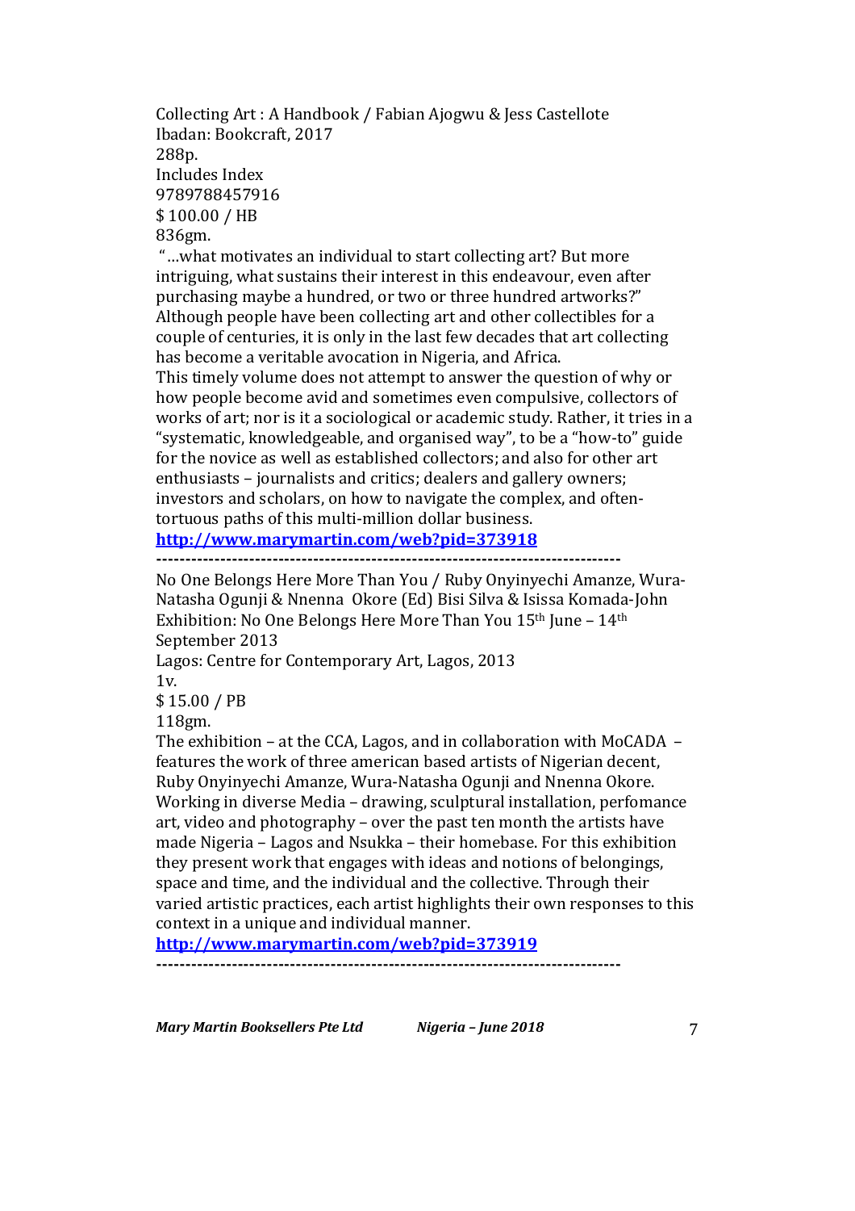Collecting Art : A Handbook / Fabian Ajogwu & Jess Castellote
Ibadan: Bookcraft, 2017
288p.
Includes Index
9789788457916
$ 100.00 / HB
836gm.

"…what motivates an individual to start collecting art? But more intriguing, what sustains their interest in this endeavour, even after purchasing maybe a hundred, or two or three hundred artworks?" Although people have been collecting art and other collectibles for a couple of centuries, it is only in the last few decades that art collecting has become a veritable avocation in Nigeria, and Africa.

This timely volume does not attempt to answer the question of why or how people become avid and sometimes even compulsive, collectors of works of art; nor is it a sociological or academic study. Rather, it tries in a "systematic, knowledgeable, and organised way", to be a "how-to" guide for the novice as well as established collectors; and also for other art enthusiasts – journalists and critics; dealers and gallery owners; investors and scholars, on how to navigate the complex, and often-tortuous paths of this multi-million dollar business.

**http://www.marymartin.com/web?pid=373918**

---

No One Belongs Here More Than You / Ruby Onyinyechi Amanze, Wura-Natasha Ogunji & Nnenna Okore (Ed) Bisi Silva & Isissa Komada-John
Exhibition: No One Belongs Here More Than You 15th June – 14th September 2013
Lagos: Centre for Contemporary Art, Lagos, 2013
1v.
$ 15.00 / PB
118gm.

The exhibition – at the CCA, Lagos, and in collaboration with MoCADA – features the work of three american based artists of Nigerian decent, Ruby Onyinyechi Amanze, Wura-Natasha Ogunji and Nnenna Okore. Working in diverse Media – drawing, sculptural installation, perfomance art, video and photography – over the past ten month the artists have made Nigeria – Lagos and Nsukka – their homebase. For this exhibition they present work that engages with ideas and notions of belongings, space and time, and the individual and the collective. Through their varied artistic practices, each artist highlights their own responses to this context in a unique and individual manner.

**http://www.marymartin.com/web?pid=373919**

---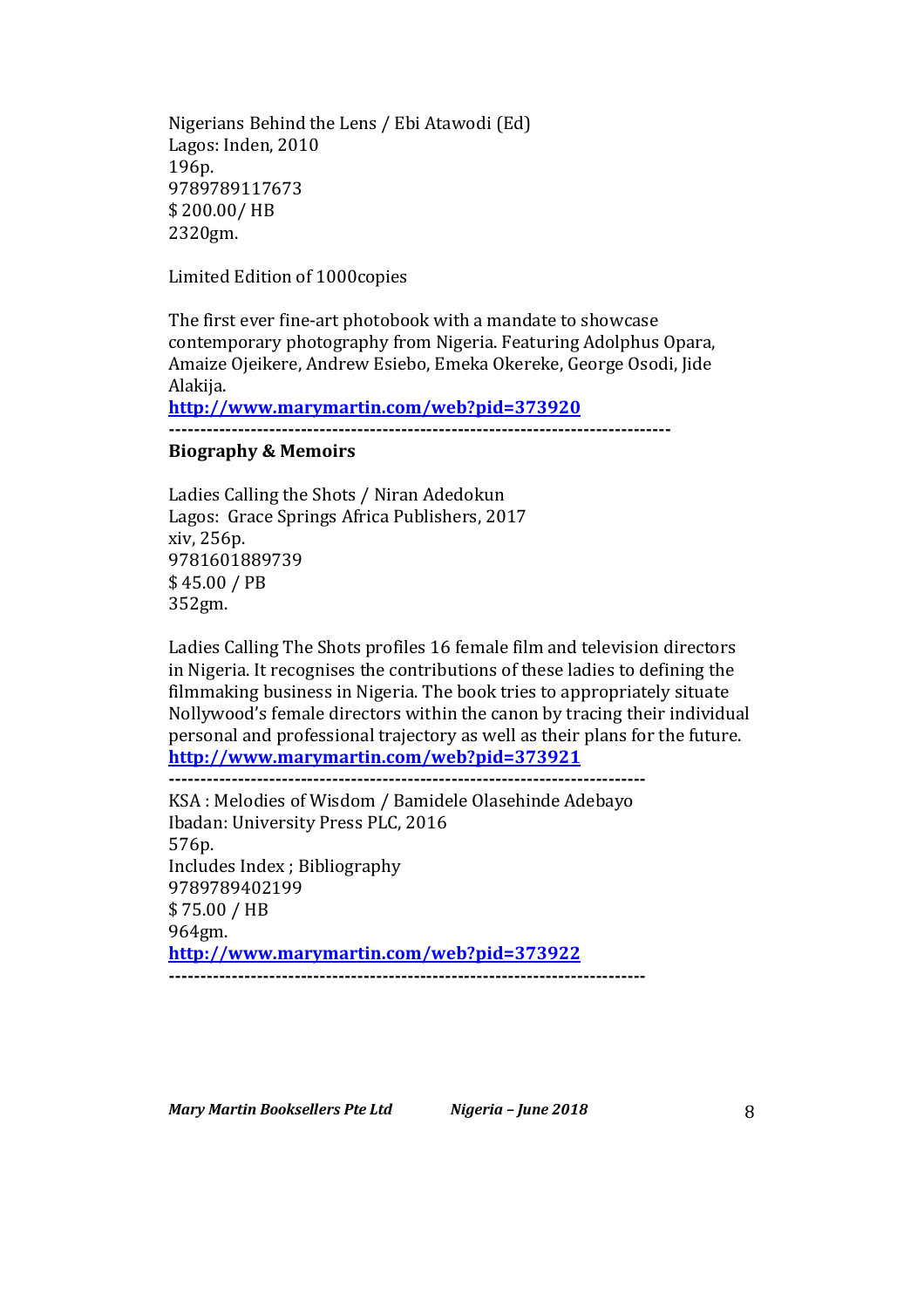Nigerians Behind the Lens / Ebi Atawodi (Ed)
Lagos: Inden, 2010
196p.
9789789117673
$ 200.00/ HB
2320gm.

Limited Edition of 1000copies

The first ever fine-art photobook with a mandate to showcase contemporary photography from Nigeria. Featuring Adolphus Opara, Amaize Ojeikere, Andrew Esiebo, Emeka Okereke, George Osodi, Jide Alakija.
**http://www.marymartin.com/web?pid=373920**

---

**Biography & Memoirs**

Ladies Calling the Shots / Niran Adedokun
Lagos: Grace Springs Africa Publishers, 2017
xiv, 256p.
9781601889739
$ 45.00 / PB
352gm.

Ladies Calling The Shots profiles 16 female film and television directors in Nigeria. It recognises the contributions of these ladies to defining the filmmaking business in Nigeria. The book tries to appropriately situate Nollywood's female directors within the canon by tracing their individual personal and professional trajectory as well as their plans for the future.
**http://www.marymartin.com/web?pid=373921**

---

KSA : Melodies of Wisdom / Bamidele Olasehinde Adebayo
Ibadan: University Press PLC, 2016
576p.
Includes Index ; Bibliography
9789789402199
$ 75.00 / HB
964gm.
**http://www.marymartin.com/web?pid=373922**

---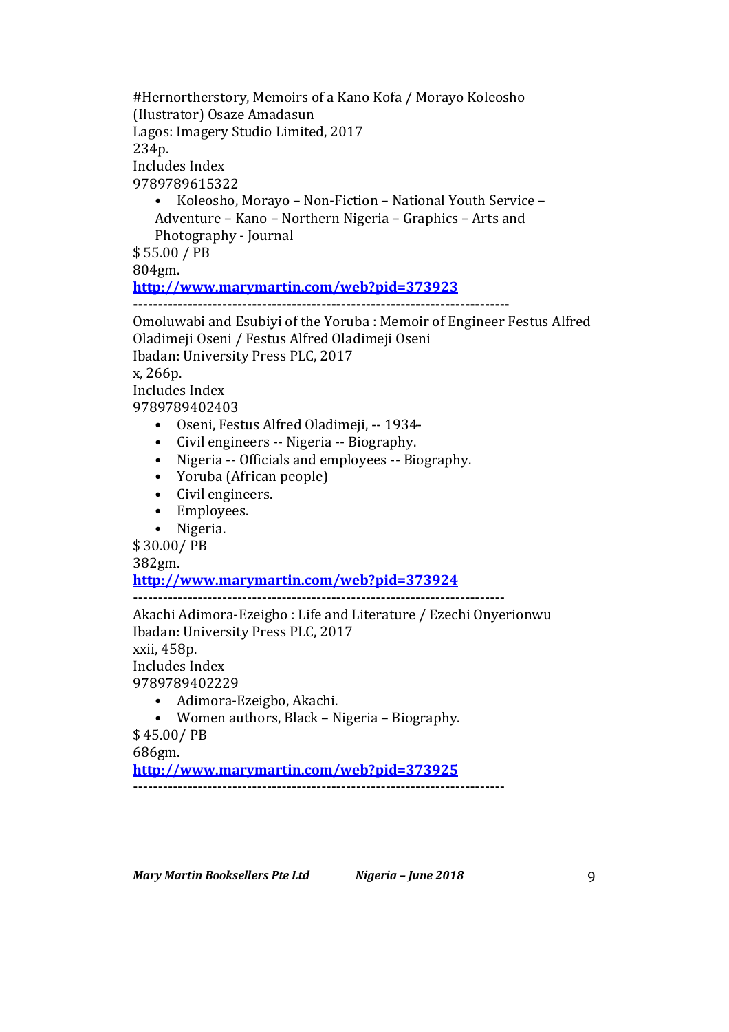#Hernortherstory, Memoirs of a Kano Kofa / Morayo Koleosho
(Ilustrator) Osaze Amadasun
Lagos: Imagery Studio Limited, 2017
234p.
Includes Index
9789789615322

- Koleosho, Morayo – Non-Fiction – National Youth Service – Adventure – Kano – Northern Nigeria – Graphics – Arts and Photography - Journal

$ 55.00 / PB
804gm.
**http://www.marymartin.com/web?pid=373923**

---------------------------------------------------------------------------

Omoluwabi and Esubiyi of the Yoruba : Memoir of Engineer Festus Alfred Oladimeji Oseni / Festus Alfred Oladimeji Oseni
Ibadan: University Press PLC, 2017
x, 266p.
Includes Index
9789789402403

- Oseni, Festus Alfred Oladimeji, -- 1934-
- Civil engineers -- Nigeria -- Biography.
- Nigeria -- Officials and employees -- Biography.
- Yoruba (African people)
- Civil engineers.
- Employees.
- Nigeria.

$ 30.00/ PB
382gm.
**http://www.marymartin.com/web?pid=373924**

---------------------------------------------------------------------------

Akachi Adimora-Ezeigbo : Life and Literature / Ezechi Onyerionwu
Ibadan: University Press PLC, 2017
xxii, 458p.
Includes Index
9789789402229

- Adimora-Ezeigbo, Akachi.
- Women authors, Black – Nigeria – Biography.

$ 45.00/ PB
686gm.
**http://www.marymartin.com/web?pid=373925**

---------------------------------------------------------------------------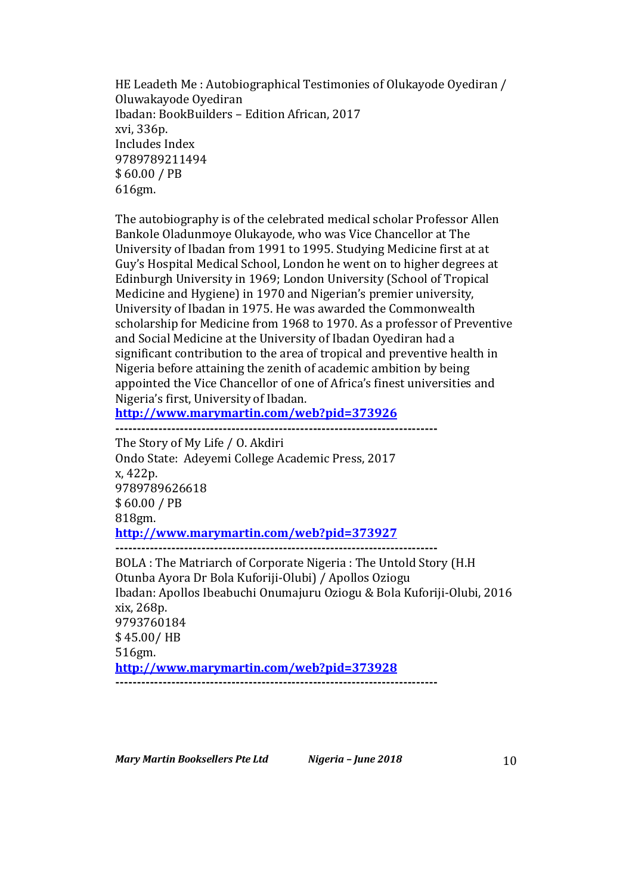HE Leadeth Me : Autobiographical Testimonies of Olukayode Oyediran / Oluwakayode Oyediran
Ibadan: BookBuilders – Edition African, 2017
xvi, 336p.
Includes Index
9789789211494
$ 60.00 / PB
616gm.

The autobiography is of the celebrated medical scholar Professor Allen Bankole Oladunmoye Olukayode, who was Vice Chancellor at The University of Ibadan from 1991 to 1995. Studying Medicine first at at Guy's Hospital Medical School, London he went on to higher degrees at Edinburgh University in 1969; London University (School of Tropical Medicine and Hygiene) in 1970 and Nigerian's premier university, University of Ibadan in 1975. He was awarded the Commonwealth scholarship for Medicine from 1968 to 1970. As a professor of Preventive and Social Medicine at the University of Ibadan Oyediran had a significant contribution to the area of tropical and preventive health in Nigeria before attaining the zenith of academic ambition by being appointed the Vice Chancellor of one of Africa's finest universities and Nigeria's first, University of Ibadan.

**http://www.marymartin.com/web?pid=373926**

---

The Story of My Life / O. Akdiri
Ondo State: Adeyemi College Academic Press, 2017
x, 422p.
9789789626618
$ 60.00 / PB
818gm.

**http://www.marymartin.com/web?pid=373927**

---

BOLA : The Matriarch of Corporate Nigeria : The Untold Story (H.H Otunba Ayora Dr Bola Kuforiji-Olubi) / Apollos Oziogu
Ibadan: Apollos Ibeabuchi Onumajuru Oziogu & Bola Kuforiji-Olubi, 2016
xix, 268p.
9793760184
$ 45.00/ HB
516gm.

**http://www.marymartin.com/web?pid=373928**

---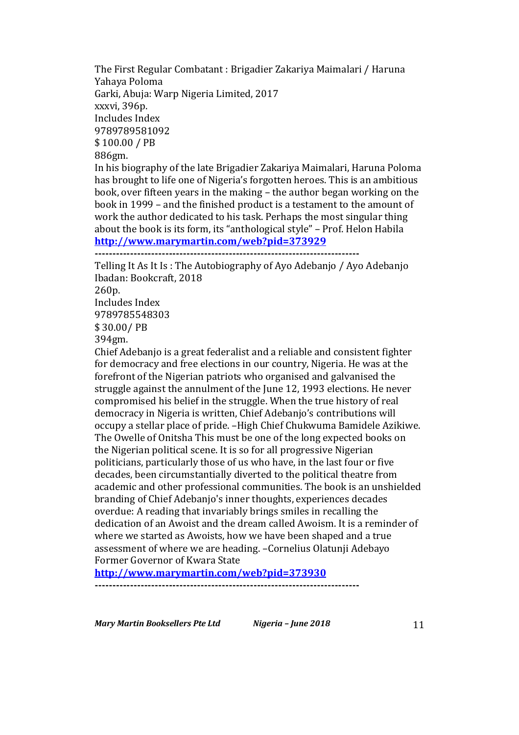The First Regular Combatant : Brigadier Zakariya Maimalari / Haruna Yahaya Poloma
Garki, Abuja: Warp Nigeria Limited, 2017
xxxvi, 396p.
Includes Index
9789789581092
$ 100.00 / PB
886gm.

In his biography of the late Brigadier Zakariya Maimalari, Haruna Poloma has brought to life one of Nigeria's forgotten heroes. This is an ambitious book, over fifteen years in the making – the author began working on the book in 1999 – and the finished product is a testament to the amount of work the author dedicated to his task. Perhaps the most singular thing about the book is its form, its "anthological style" – Prof. Helon Habila

**http://www.marymartin.com/web?pid=373929**

---

Telling It As It Is : The Autobiography of Ayo Adebanjo / Ayo Adebanjo
Ibadan: Bookcraft, 2018
260p.
Includes Index
9789785548303
$ 30.00/ PB
394gm.

Chief Adebanjo is a great federalist and a reliable and consistent fighter for democracy and free elections in our country, Nigeria. He was at the forefront of the Nigerian patriots who organised and galvanised the struggle against the annulment of the June 12, 1993 elections. He never compromised his belief in the struggle. When the true history of real democracy in Nigeria is written, Chief Adebanjo's contributions will occupy a stellar place of pride. –High Chief Chukwuma Bamidele Azikiwe. The Owelle of Onitsha This must be one of the long expected books on the Nigerian political scene. It is so for all progressive Nigerian politicians, particularly those of us who have, in the last four or five decades, been circumstantially diverted to the political theatre from academic and other professional communities. The book is an unshielded branding of Chief Adebanjo's inner thoughts, experiences decades overdue: A reading that invariably brings smiles in recalling the dedication of an Awoist and the dream called Awoism. It is a reminder of where we started as Awoists, how we have been shaped and a true assessment of where we are heading. –Cornelius Olatunji Adebayo Former Governor of Kwara State

**http://www.marymartin.com/web?pid=373930**

---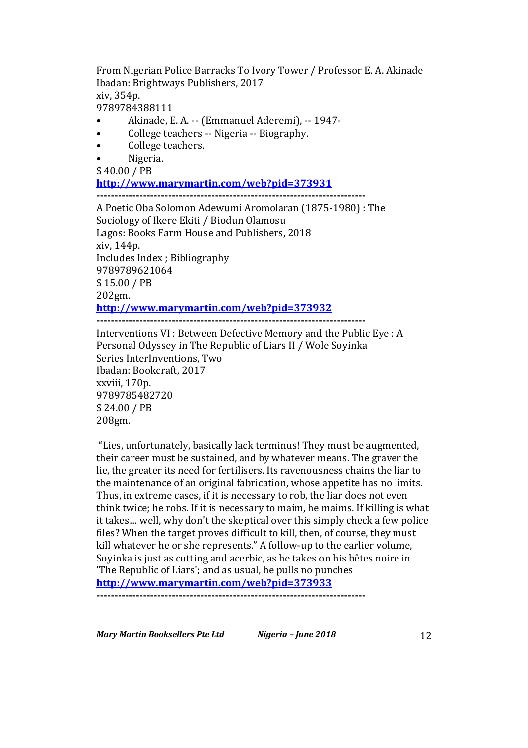From Nigerian Police Barracks To Ivory Tower / Professor E. A. Akinade
Ibadan: Brightways Publishers, 2017
xiv, 354p.
9789784388111

- Akinade, E. A. -- (Emmanuel Aderemi), -- 1947-
- College teachers -- Nigeria -- Biography.
- College teachers.
- Nigeria.

$ 40.00 / PB
**http://www.marymartin.com/web?pid=373931**

---------------------------------------------------------------------------

A Poetic Oba Solomon Adewumi Aromolaran (1875-1980) : The Sociology of Ikere Ekiti / Biodun Olamosu
Lagos: Books Farm House and Publishers, 2018
xiv, 144p.
Includes Index ; Bibliography
9789789621064
$ 15.00 / PB
202gm.
**http://www.marymartin.com/web?pid=373932**

---------------------------------------------------------------------------

Interventions VI : Between Defective Memory and the Public Eye : A Personal Odyssey in The Republic of Liars II / Wole Soyinka
Series InterInventions, Two
Ibadan: Bookcraft, 2017
xxviii, 170p.
9789785482720
$ 24.00 / PB
208gm.

"Lies, unfortunately, basically lack terminus! They must be augmented, their career must be sustained, and by whatever means. The graver the lie, the greater its need for fertilisers. Its ravenousness chains the liar to the maintenance of an original fabrication, whose appetite has no limits. Thus, in extreme cases, if it is necessary to rob, the liar does not even think twice; he robs. If it is necessary to maim, he maims. If killing is what it takes… well, why don't the skeptical over this simply check a few police files? When the target proves difficult to kill, then, of course, they must kill whatever he or she represents." A follow-up to the earlier volume, Soyinka is just as cutting and acerbic, as he takes on his bêtes noire in 'The Republic of Liars'; and as usual, he pulls no punches
**http://www.marymartin.com/web?pid=373933**

---------------------------------------------------------------------------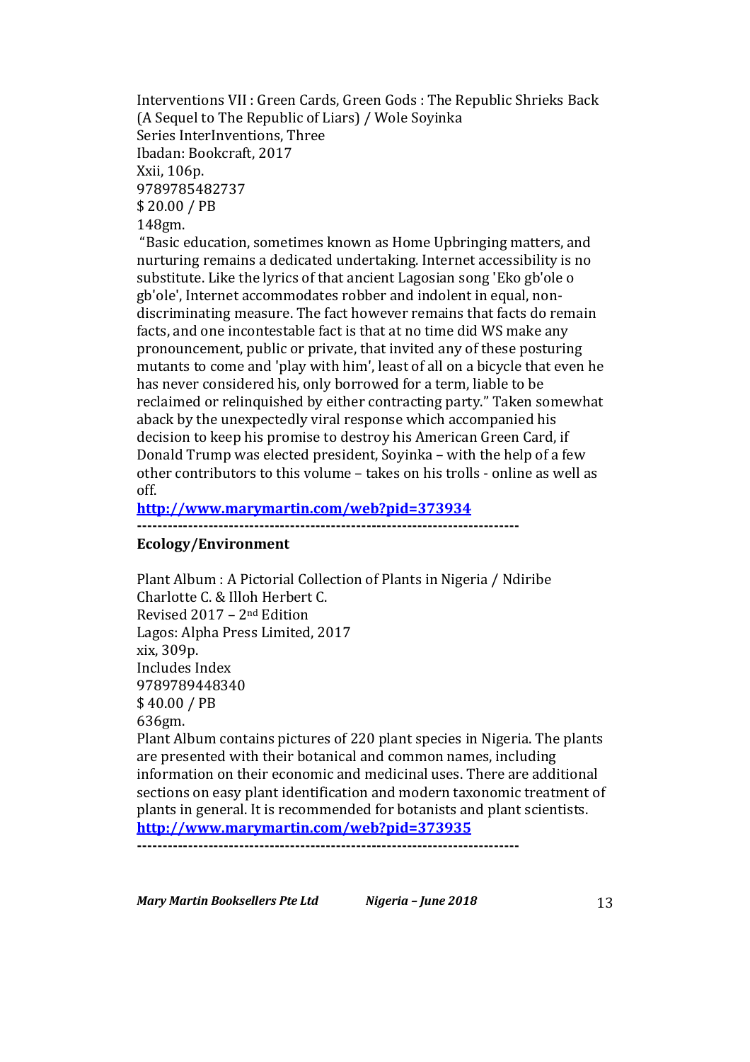Interventions VII : Green Cards, Green Gods : The Republic Shrieks Back (A Sequel to The Republic of Liars) / Wole Soyinka
Series InterInventions, Three
Ibadan: Bookcraft, 2017
Xxii, 106p.
9789785482737
$ 20.00 / PB
148gm.

"Basic education, sometimes known as Home Upbringing matters, and nurturing remains a dedicated undertaking. Internet accessibility is no substitute. Like the lyrics of that ancient Lagosian song 'Eko gb'ole o gb'ole', Internet accommodates robber and indolent in equal, non-discriminating measure. The fact however remains that facts do remain facts, and one incontestable fact is that at no time did WS make any pronouncement, public or private, that invited any of these posturing mutants to come and 'play with him', least of all on a bicycle that even he has never considered his, only borrowed for a term, liable to be reclaimed or relinquished by either contracting party." Taken somewhat aback by the unexpectedly viral response which accompanied his decision to keep his promise to destroy his American Green Card, if Donald Trump was elected president, Soyinka – with the help of a few other contributors to this volume – takes on his trolls - online as well as off.

**http://www.marymartin.com/web?pid=373934**

---

**Ecology/Environment**

Plant Album : A Pictorial Collection of Plants in Nigeria / Ndiribe Charlotte C. & Illoh Herbert C.
Revised 2017 – 2nd Edition
Lagos: Alpha Press Limited, 2017
xix, 309p.
Includes Index
9789789448340
$ 40.00 / PB
636gm.

Plant Album contains pictures of 220 plant species in Nigeria. The plants are presented with their botanical and common names, including information on their economic and medicinal uses. There are additional sections on easy plant identification and modern taxonomic treatment of plants in general. It is recommended for botanists and plant scientists.

**http://www.marymartin.com/web?pid=373935**

---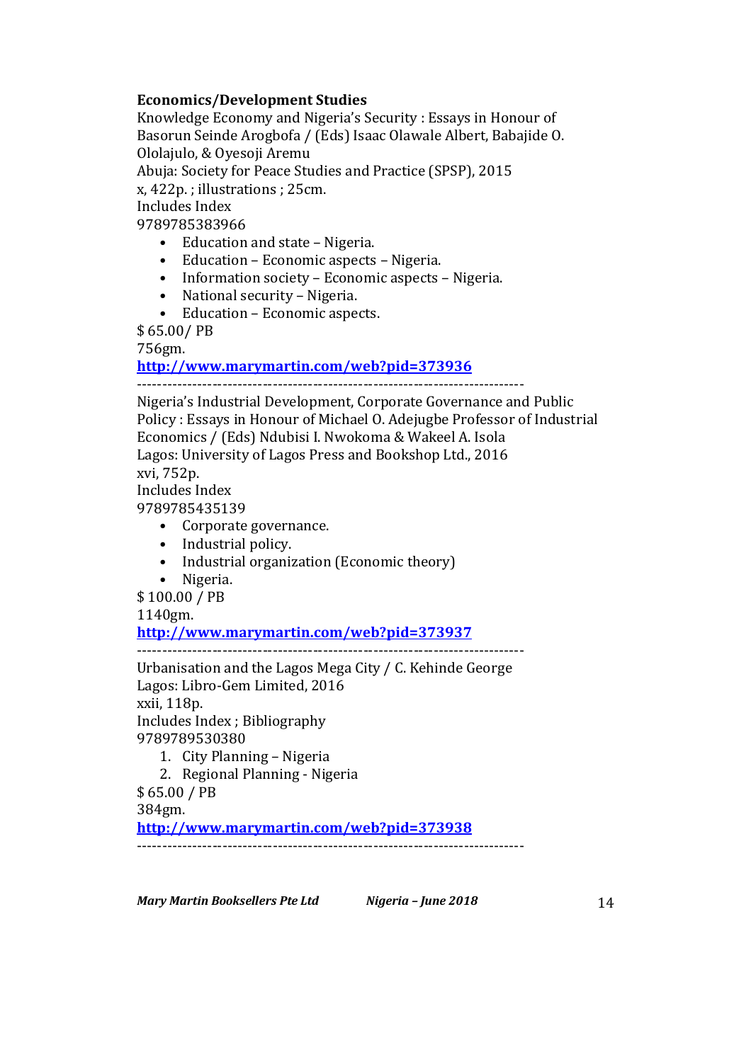**Economics/Development Studies**

Knowledge Economy and Nigeria's Security : Essays in Honour of Basorun Seinde Arogbofa / (Eds) Isaac Olawale Albert, Babajide O. Ololajulo, & Oyesoji Aremu
Abuja: Society for Peace Studies and Practice (SPSP), 2015
x, 422p. ; illustrations ; 25cm.
Includes Index
9789785383966

- Education and state – Nigeria.
- Education – Economic aspects – Nigeria.
- Information society – Economic aspects – Nigeria.
- National security – Nigeria.
- Education – Economic aspects.

$ 65.00/ PB
756gm.
**http://www.marymartin.com/web?pid=373936**

---------------------------------------------------------------------------

Nigeria's Industrial Development, Corporate Governance and Public Policy : Essays in Honour of Michael O. Adejugbe Professor of Industrial Economics / (Eds) Ndubisi I. Nwokoma & Wakeel A. Isola
Lagos: University of Lagos Press and Bookshop Ltd., 2016
xvi, 752p.
Includes Index
9789785435139

- Corporate governance.
- Industrial policy.
- Industrial organization (Economic theory)
- Nigeria.

$ 100.00 / PB
1140gm.
**http://www.marymartin.com/web?pid=373937**

---------------------------------------------------------------------------

Urbanisation and the Lagos Mega City / C. Kehinde George
Lagos: Libro-Gem Limited, 2016
xxii, 118p.
Includes Index ; Bibliography
9789789530380

1. City Planning – Nigeria
2. Regional Planning - Nigeria

$ 65.00 / PB
384gm.
**http://www.marymartin.com/web?pid=373938**

---------------------------------------------------------------------------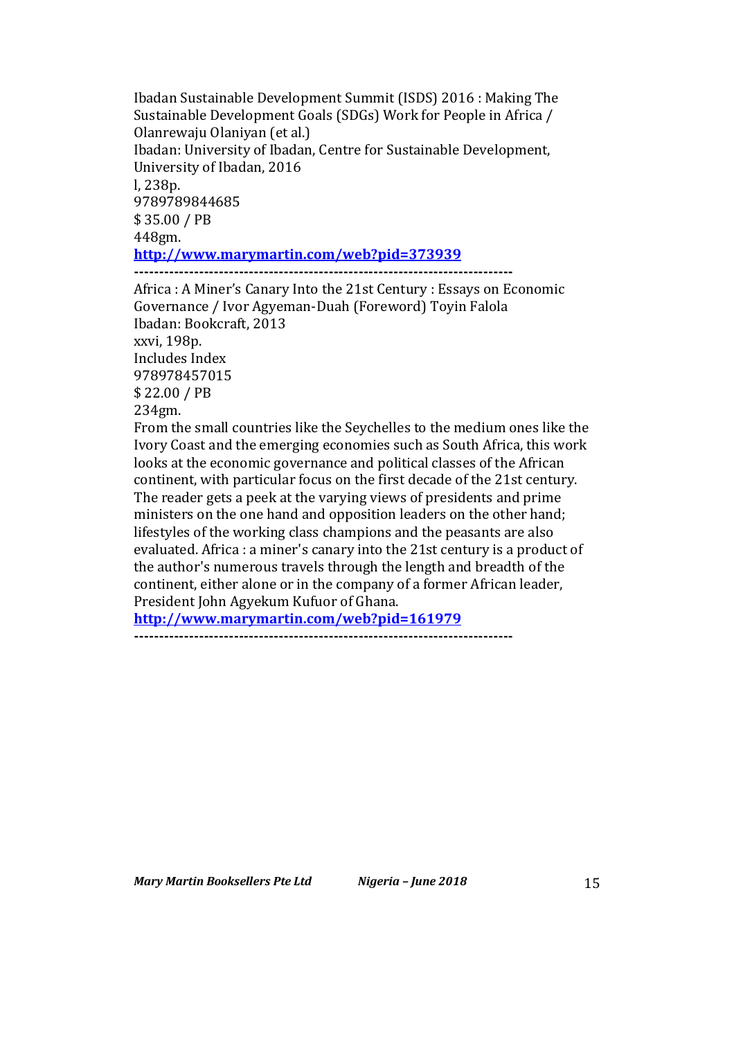Ibadan Sustainable Development Summit (ISDS) 2016 : Making The Sustainable Development Goals (SDGs) Work for People in Africa / Olanrewaju Olaniyan (et al.)
Ibadan: University of Ibadan, Centre for Sustainable Development, University of Ibadan, 2016
l, 238p.
9789789844685
$ 35.00 / PB
448gm.
**http://www.marymartin.com/web?pid=373939**

---

Africa : A Miner's Canary Into the 21st Century : Essays on Economic Governance / Ivor Agyeman-Duah (Foreword) Toyin Falola
Ibadan: Bookcraft, 2013
xxvi, 198p.
Includes Index
978978457015
$ 22.00 / PB
234gm.
From the small countries like the Seychelles to the medium ones like the Ivory Coast and the emerging economies such as South Africa, this work looks at the economic governance and political classes of the African continent, with particular focus on the first decade of the 21st century. The reader gets a peek at the varying views of presidents and prime ministers on the one hand and opposition leaders on the other hand; lifestyles of the working class champions and the peasants are also evaluated. Africa : a miner's canary into the 21st century is a product of the author's numerous travels through the length and breadth of the continent, either alone or in the company of a former African leader, President John Agyekum Kufuor of Ghana.
**http://www.marymartin.com/web?pid=161979**

---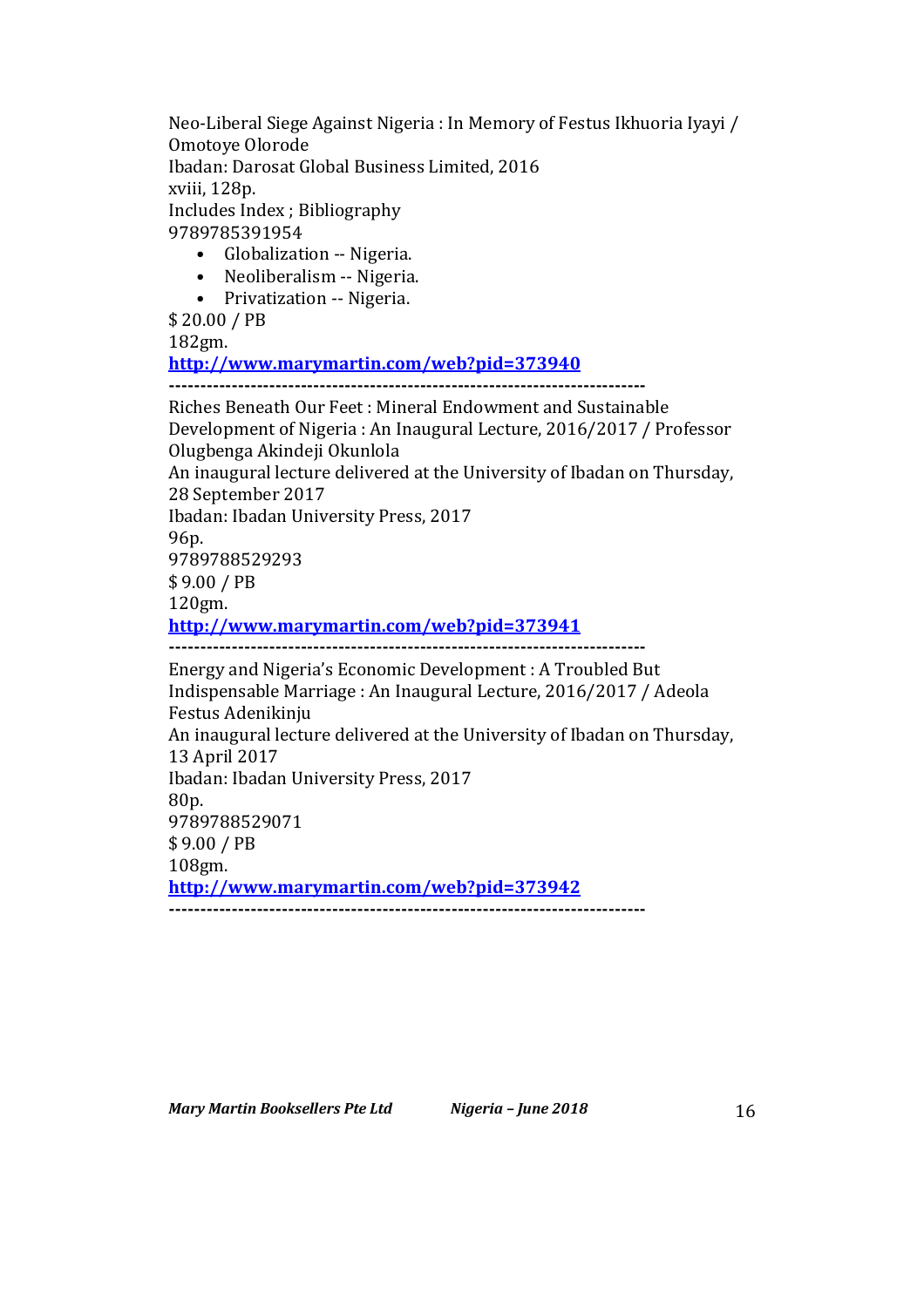Neo-Liberal Siege Against Nigeria : In Memory of Festus Ikhuoria Iyayi / Omotoye Olorode  
Ibadan: Darosat Global Business Limited, 2016  
xviii, 128p.  
Includes Index ; Bibliography  
9789785391954

- Globalization -- Nigeria.
- Neoliberalism -- Nigeria.
- Privatization -- Nigeria.

$ 20.00 / PB  
182gm.  
**http://www.marymartin.com/web?pid=373940**

---

Riches Beneath Our Feet : Mineral Endowment and Sustainable Development of Nigeria : An Inaugural Lecture, 2016/2017 / Professor Olugbenga Akindeji Okunlola  
An inaugural lecture delivered at the University of Ibadan on Thursday, 28 September 2017  
Ibadan: Ibadan University Press, 2017  
96p.  
9789788529293  
$ 9.00 / PB  
120gm.  
**http://www.marymartin.com/web?pid=373941**

---

Energy and Nigeria's Economic Development : A Troubled But Indispensable Marriage : An Inaugural Lecture, 2016/2017 / Adeola Festus Adenikinju  
An inaugural lecture delivered at the University of Ibadan on Thursday, 13 April 2017  
Ibadan: Ibadan University Press, 2017  
80p.  
9789788529071  
$ 9.00 / PB  
108gm.  
**http://www.marymartin.com/web?pid=373942**

---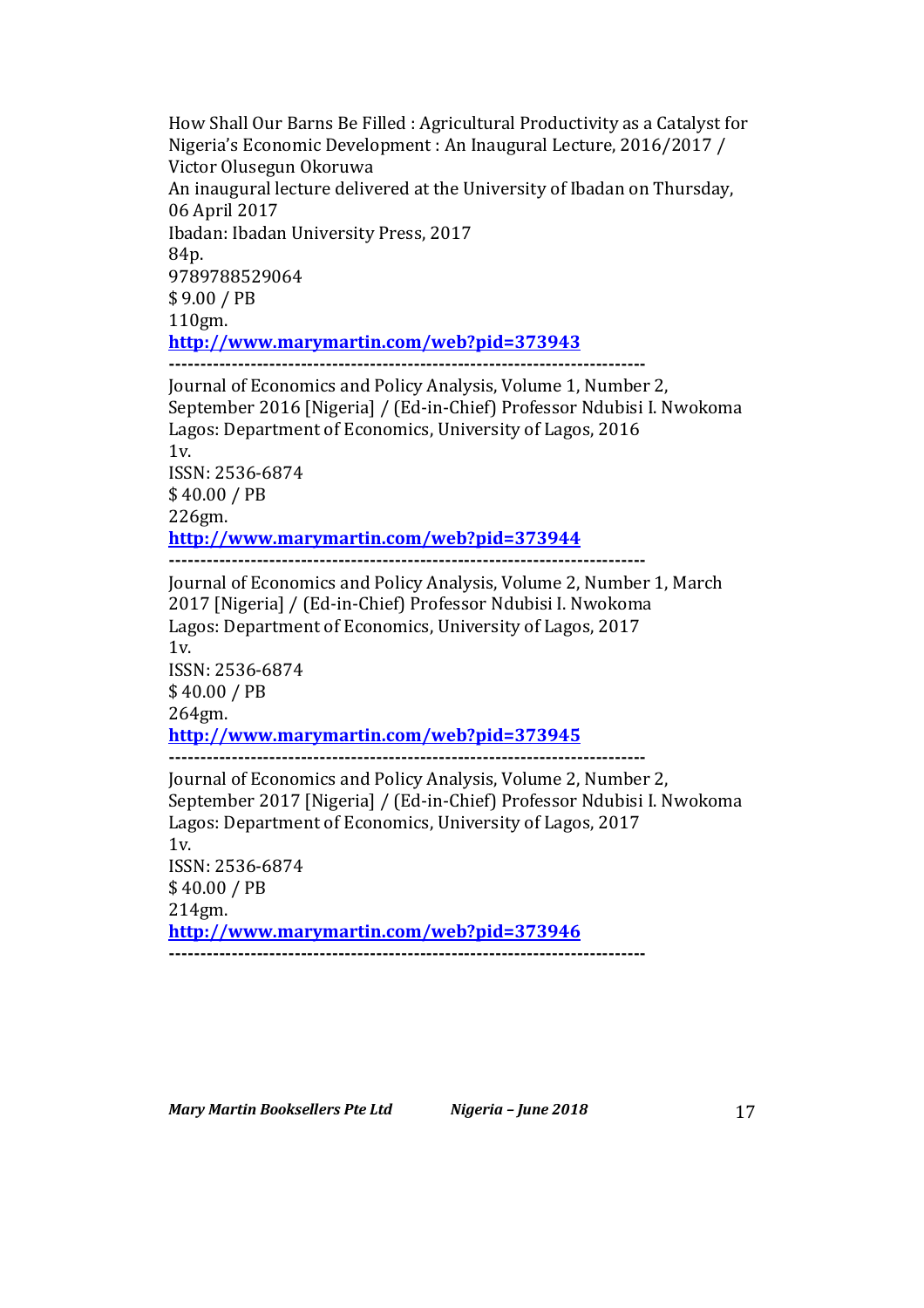How Shall Our Barns Be Filled : Agricultural Productivity as a Catalyst for Nigeria's Economic Development : An Inaugural Lecture, 2016/2017 / Victor Olusegun Okoruwa  
An inaugural lecture delivered at the University of Ibadan on Thursday, 06 April 2017  
Ibadan: Ibadan University Press, 2017  
84p.  
9789788529064  
$ 9.00 / PB  
110gm.  
[http://www.marymartin.com/web?pid=373943](http://www.marymartin.com/web?pid=373943)

---

Journal of Economics and Policy Analysis, Volume 1, Number 2, September 2016 [Nigeria] / (Ed-in-Chief) Professor Ndubisi I. Nwokoma  
Lagos: Department of Economics, University of Lagos, 2016  
1v.  
ISSN: 2536-6874  
$ 40.00 / PB  
226gm.  
[http://www.marymartin.com/web?pid=373944](http://www.marymartin.com/web?pid=373944)

---

Journal of Economics and Policy Analysis, Volume 2, Number 1, March 2017 [Nigeria] / (Ed-in-Chief) Professor Ndubisi I. Nwokoma  
Lagos: Department of Economics, University of Lagos, 2017  
1v.  
ISSN: 2536-6874  
$ 40.00 / PB  
264gm.  
[http://www.marymartin.com/web?pid=373945](http://www.marymartin.com/web?pid=373945)

---

Journal of Economics and Policy Analysis, Volume 2, Number 2, September 2017 [Nigeria] / (Ed-in-Chief) Professor Ndubisi I. Nwokoma  
Lagos: Department of Economics, University of Lagos, 2017  
1v.  
ISSN: 2536-6874  
$ 40.00 / PB  
214gm.  
[http://www.marymartin.com/web?pid=373946](http://www.marymartin.com/web?pid=373946)

---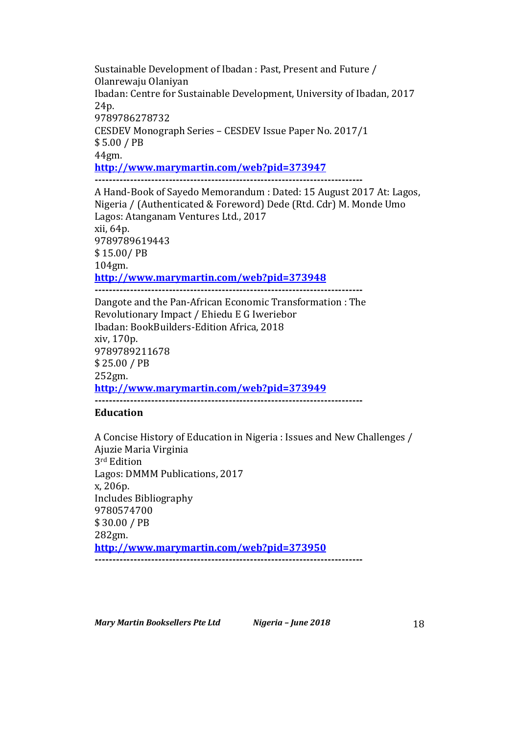Sustainable Development of Ibadan : Past, Present and Future / Olanrewaju Olaniyan
Ibadan: Centre for Sustainable Development, University of Ibadan, 2017
24p.
9789786278732
CESDEV Monograph Series – CESDEV Issue Paper No. 2017/1
$ 5.00 / PB
44gm.
**http://www.marymartin.com/web?pid=373947**

---

A Hand-Book of Sayedo Memorandum : Dated: 15 August 2017 At: Lagos, Nigeria / (Authenticated & Foreword) Dede (Rtd. Cdr) M. Monde Umo
Lagos: Atanganam Ventures Ltd., 2017
xii, 64p.
9789789619443
$ 15.00/ PB
104gm.
**http://www.marymartin.com/web?pid=373948**

---

Dangote and the Pan-African Economic Transformation : The Revolutionary Impact / Ehiedu E G Iweriebor
Ibadan: BookBuilders-Edition Africa, 2018
xiv, 170p.
9789789211678
$ 25.00 / PB
252gm.
**http://www.marymartin.com/web?pid=373949**

---

**Education**

A Concise History of Education in Nigeria : Issues and New Challenges / Ajuzie Maria Virginia
3rd Edition
Lagos: DMMM Publications, 2017
x, 206p.
Includes Bibliography
9780574700
$ 30.00 / PB
282gm.
**http://www.marymartin.com/web?pid=373950**

---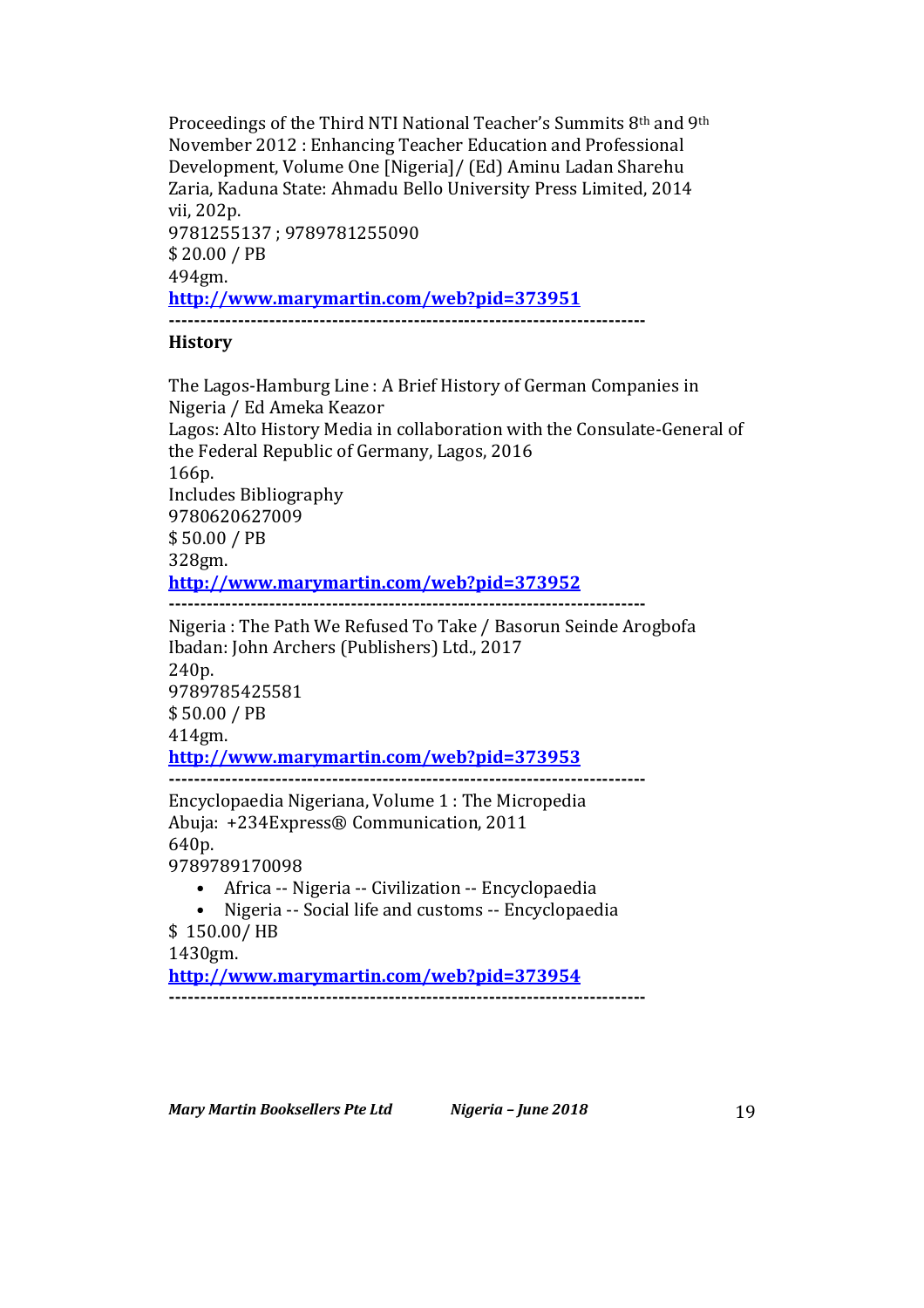Proceedings of the Third NTI National Teacher's Summits 8th and 9th November 2012 : Enhancing Teacher Education and Professional Development, Volume One [Nigeria]/ (Ed) Aminu Ladan Sharehu
Zaria, Kaduna State: Ahmadu Bello University Press Limited, 2014
vii, 202p.
9781255137 ; 9789781255090
$ 20.00 / PB
494gm.
**http://www.marymartin.com/web?pid=373951**

---

**History**

The Lagos-Hamburg Line : A Brief History of German Companies in Nigeria / Ed Ameka Keazor
Lagos: Alto History Media in collaboration with the Consulate-General of the Federal Republic of Germany, Lagos, 2016
166p.
Includes Bibliography
9780620627009
$ 50.00 / PB
328gm.
**http://www.marymartin.com/web?pid=373952**

---

Nigeria : The Path We Refused To Take / Basorun Seinde Arogbofa
Ibadan: John Archers (Publishers) Ltd., 2017
240p.
9789785425581
$ 50.00 / PB
414gm.
**http://www.marymartin.com/web?pid=373953**

---

Encyclopaedia Nigeriana, Volume 1 : The Micropedia
Abuja: +234Express® Communication, 2011
640p.
9789789170098

- Africa -- Nigeria -- Civilization -- Encyclopaedia
- Nigeria -- Social life and customs -- Encyclopaedia

$ 150.00/ HB
1430gm.
**http://www.marymartin.com/web?pid=373954**

---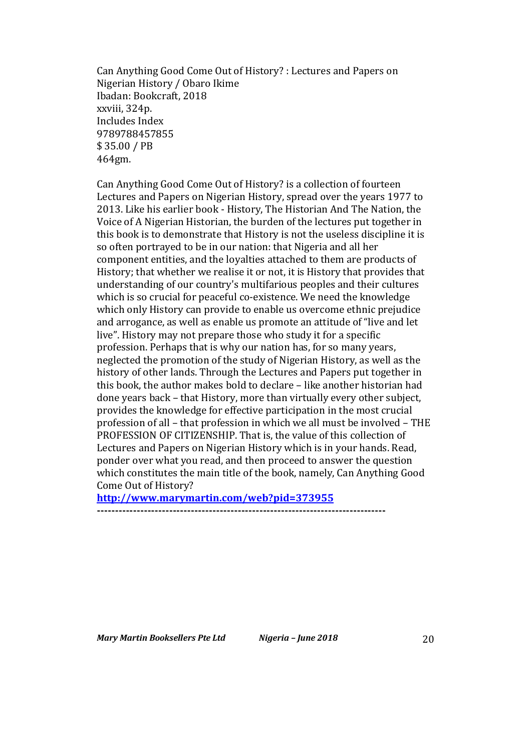Can Anything Good Come Out of History? : Lectures and Papers on Nigerian History / Obaro Ikime
Ibadan: Bookcraft, 2018
xxviii, 324p.
Includes Index
9789788457855
$ 35.00 / PB
464gm.

Can Anything Good Come Out of History? is a collection of fourteen Lectures and Papers on Nigerian History, spread over the years 1977 to 2013. Like his earlier book - History, The Historian And The Nation, the Voice of A Nigerian Historian, the burden of the lectures put together in this book is to demonstrate that History is not the useless discipline it is so often portrayed to be in our nation: that Nigeria and all her component entities, and the loyalties attached to them are products of History; that whether we realise it or not, it is History that provides that understanding of our country's multifarious peoples and their cultures which is so crucial for peaceful co-existence. We need the knowledge which only History can provide to enable us overcome ethnic prejudice and arrogance, as well as enable us promote an attitude of "live and let live". History may not prepare those who study it for a specific profession. Perhaps that is why our nation has, for so many years, neglected the promotion of the study of Nigerian History, as well as the history of other lands. Through the Lectures and Papers put together in this book, the author makes bold to declare – like another historian had done years back – that History, more than virtually every other subject, provides the knowledge for effective participation in the most crucial profession of all – that profession in which we all must be involved – THE PROFESSION OF CITIZENSHIP. That is, the value of this collection of Lectures and Papers on Nigerian History which is in your hands. Read, ponder over what you read, and then proceed to answer the question which constitutes the main title of the book, namely, Can Anything Good Come Out of History?

**http://www.marymartin.com/web?pid=373955**

---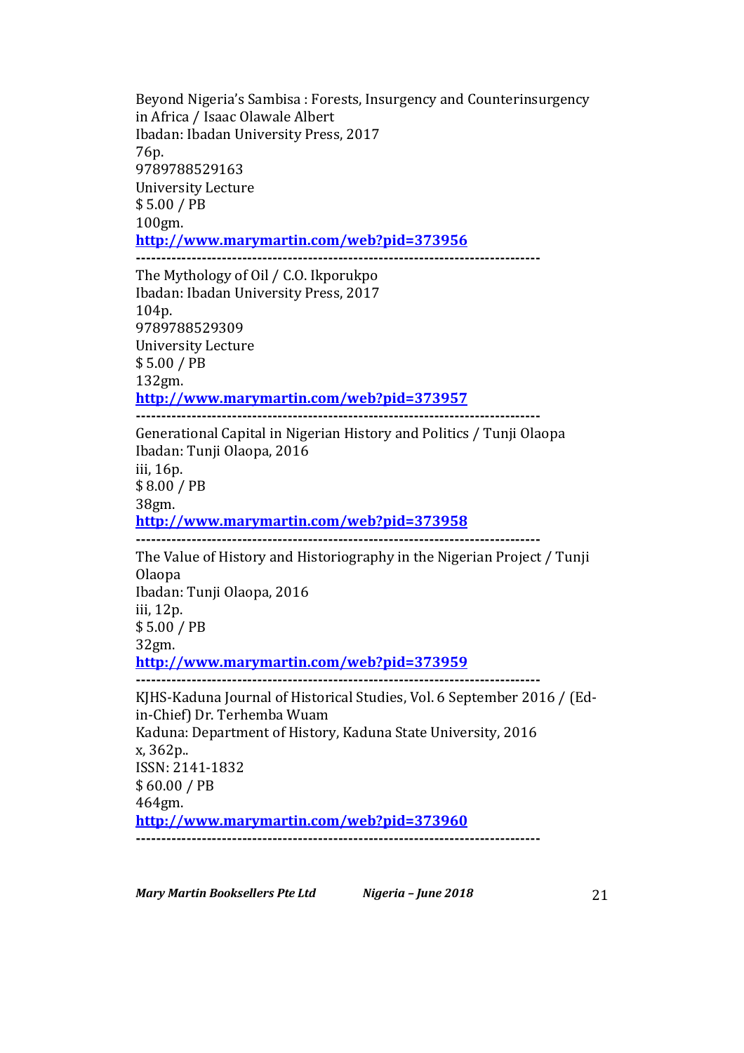Beyond Nigeria's Sambisa : Forests, Insurgency and Counterinsurgency in Africa / Isaac Olawale Albert
Ibadan: Ibadan University Press, 2017
76p.
9789788529163
University Lecture
$ 5.00 / PB
100gm.
**http://www.marymartin.com/web?pid=373956**

-------------------------------------------------------------------------------

The Mythology of Oil / C.O. Ikporukpo
Ibadan: Ibadan University Press, 2017
104p.
9789788529309
University Lecture
$ 5.00 / PB
132gm.
**http://www.marymartin.com/web?pid=373957**

-------------------------------------------------------------------------------

Generational Capital in Nigerian History and Politics / Tunji Olaopa
Ibadan: Tunji Olaopa, 2016
iii, 16p.
$ 8.00 / PB
38gm.
**http://www.marymartin.com/web?pid=373958**

-------------------------------------------------------------------------------

The Value of History and Historiography in the Nigerian Project / Tunji Olaopa
Ibadan: Tunji Olaopa, 2016
iii, 12p.
$ 5.00 / PB
32gm.
**http://www.marymartin.com/web?pid=373959**

-------------------------------------------------------------------------------

KJHS-Kaduna Journal of Historical Studies, Vol. 6 September 2016 / (Ed-in-Chief) Dr. Terhemba Wuam
Kaduna: Department of History, Kaduna State University, 2016
x, 362p..
ISSN: 2141-1832
$ 60.00 / PB
464gm.
**http://www.marymartin.com/web?pid=373960**

-------------------------------------------------------------------------------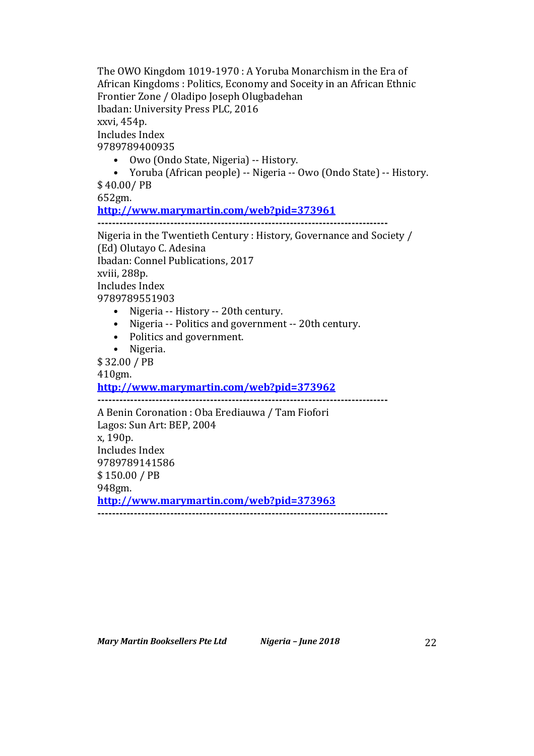The OWO Kingdom 1019-1970 : A Yoruba Monarchism in the Era of African Kingdoms : Politics, Economy and Soceity in an African Ethnic Frontier Zone / Oladipo Joseph Olugbadehan
Ibadan: University Press PLC, 2016
xxvi, 454p.
Includes Index
9789789400935

- Owo (Ondo State, Nigeria) -- History.
- Yoruba (African people) -- Nigeria -- Owo (Ondo State) -- History.

$ 40.00/ PB
652gm.
**http://www.marymartin.com/web?pid=373961**

--------------------------------------------------------------------------------

Nigeria in the Twentieth Century : History, Governance and Society / (Ed) Olutayo C. Adesina
Ibadan: Connel Publications, 2017
xviii, 288p.
Includes Index
9789789551903

- Nigeria -- History -- 20th century.
- Nigeria -- Politics and government -- 20th century.
- Politics and government.
- Nigeria.

$ 32.00 / PB
410gm.
**http://www.marymartin.com/web?pid=373962**

--------------------------------------------------------------------------------

A Benin Coronation : Oba Erediauwa / Tam Fiofori
Lagos: Sun Art: BEP, 2004
x, 190p.
Includes Index
9789789141586
$ 150.00 / PB
948gm.
**http://www.marymartin.com/web?pid=373963**

--------------------------------------------------------------------------------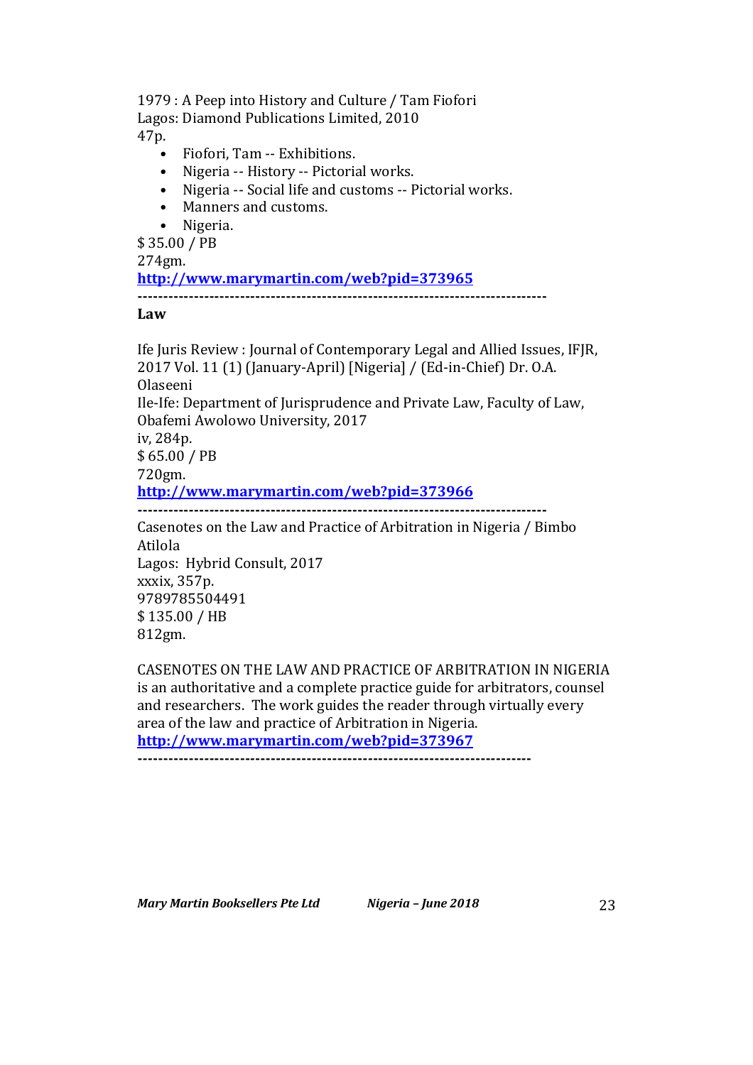1979 : A Peep into History and Culture / Tam Fiofori
Lagos: Diamond Publications Limited, 2010
47p.

- Fiofori, Tam -- Exhibitions.
- Nigeria -- History -- Pictorial works.
- Nigeria -- Social life and customs -- Pictorial works.
- Manners and customs.
- Nigeria.

$ 35.00 / PB
274gm.
**http://www.marymartin.com/web?pid=373965**

**-------------------------------------------------------------------------------**

**Law**

Ife Juris Review : Journal of Contemporary Legal and Allied Issues, IFJR, 2017 Vol. 11 (1) (January-April) [Nigeria] / (Ed-in-Chief) Dr. O.A. Olaseeni
Ile-Ife: Department of Jurisprudence and Private Law, Faculty of Law, Obafemi Awolowo University, 2017
iv, 284p.
$ 65.00 / PB
720gm.
**http://www.marymartin.com/web?pid=373966**

**-------------------------------------------------------------------------------**

Casenotes on the Law and Practice of Arbitration in Nigeria / Bimbo Atilola
Lagos: Hybrid Consult, 2017
xxxix, 357p.
9789785504491
$ 135.00 / HB
812gm.

CASENOTES ON THE LAW AND PRACTICE OF ARBITRATION IN NIGERIA is an authoritative and a complete practice guide for arbitrators, counsel and researchers. The work guides the reader through virtually every area of the law and practice of Arbitration in Nigeria.
**http://www.marymartin.com/web?pid=373967**

**----------------------------------------------------------------------------**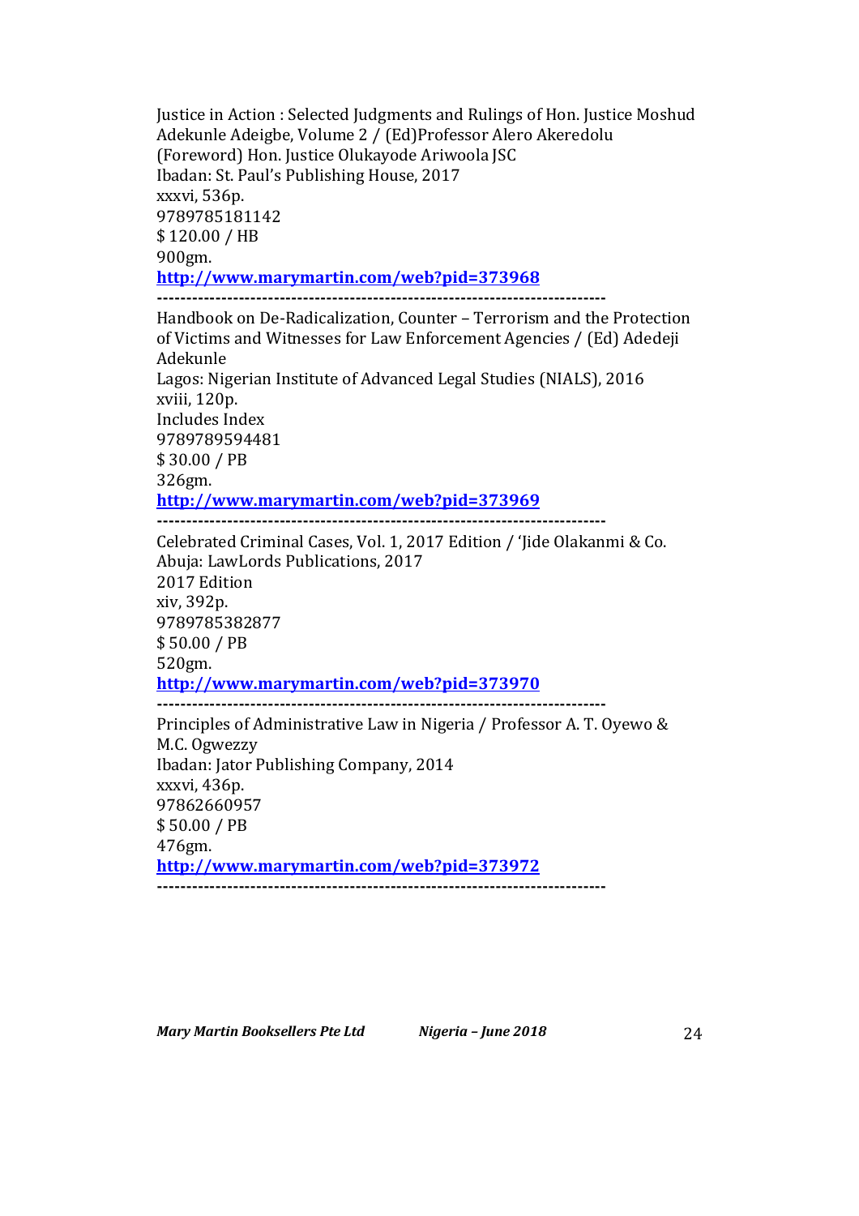Justice in Action : Selected Judgments and Rulings of Hon. Justice Moshud Adekunle Adeigbe, Volume 2 / (Ed)Professor Alero Akeredolu (Foreword) Hon. Justice Olukayode Ariwoola JSC
Ibadan: St. Paul's Publishing House, 2017
xxxvi, 536p.
9789785181142
$ 120.00 / HB
900gm.
**http://www.marymartin.com/web?pid=373968**

---

Handbook on De-Radicalization, Counter – Terrorism and the Protection of Victims and Witnesses for Law Enforcement Agencies / (Ed) Adedeji Adekunle
Lagos: Nigerian Institute of Advanced Legal Studies (NIALS), 2016
xviii, 120p.
Includes Index
9789789594481
$ 30.00 / PB
326gm.
**http://www.marymartin.com/web?pid=373969**

---

Celebrated Criminal Cases, Vol. 1, 2017 Edition / 'Jide Olakanmi & Co.
Abuja: LawLords Publications, 2017
2017 Edition
xiv, 392p.
9789785382877
$ 50.00 / PB
520gm.
**http://www.marymartin.com/web?pid=373970**

---

Principles of Administrative Law in Nigeria / Professor A. T. Oyewo & M.C. Ogwezzy
Ibadan: Jator Publishing Company, 2014
xxxvi, 436p.
97862660957
$ 50.00 / PB
476gm.
**http://www.marymartin.com/web?pid=373972**

---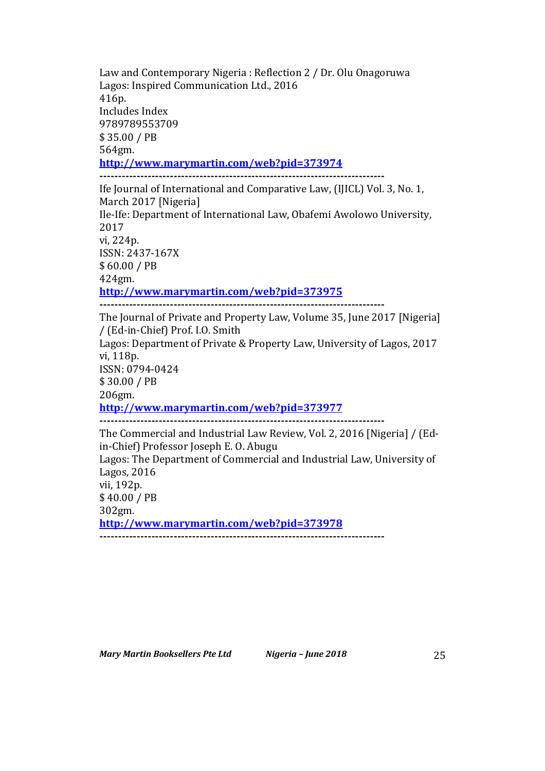Law and Contemporary Nigeria : Reflection 2 / Dr. Olu Onagoruwa
Lagos: Inspired Communication Ltd., 2016
416p.
Includes Index
9789789553709
$ 35.00 / PB
564gm.
**http://www.marymartin.com/web?pid=373974**

---

Ife Journal of International and Comparative Law, (IJICL) Vol. 3, No. 1, March 2017 [Nigeria]
Ile-Ife: Department of International Law, Obafemi Awolowo University, 2017
vi, 224p.
ISSN: 2437-167X
$ 60.00 / PB
424gm.
**http://www.marymartin.com/web?pid=373975**

---

The Journal of Private and Property Law, Volume 35, June 2017 [Nigeria] / (Ed-in-Chief) Prof. I.O. Smith
Lagos: Department of Private & Property Law, University of Lagos, 2017
vi, 118p.
ISSN: 0794-0424
$ 30.00 / PB
206gm.
**http://www.marymartin.com/web?pid=373977**

---

The Commercial and Industrial Law Review, Vol. 2, 2016 [Nigeria] / (Ed-in-Chief) Professor Joseph E. O. Abugu
Lagos: The Department of Commercial and Industrial Law, University of Lagos, 2016
vii, 192p.
$ 40.00 / PB
302gm.
**http://www.marymartin.com/web?pid=373978**

---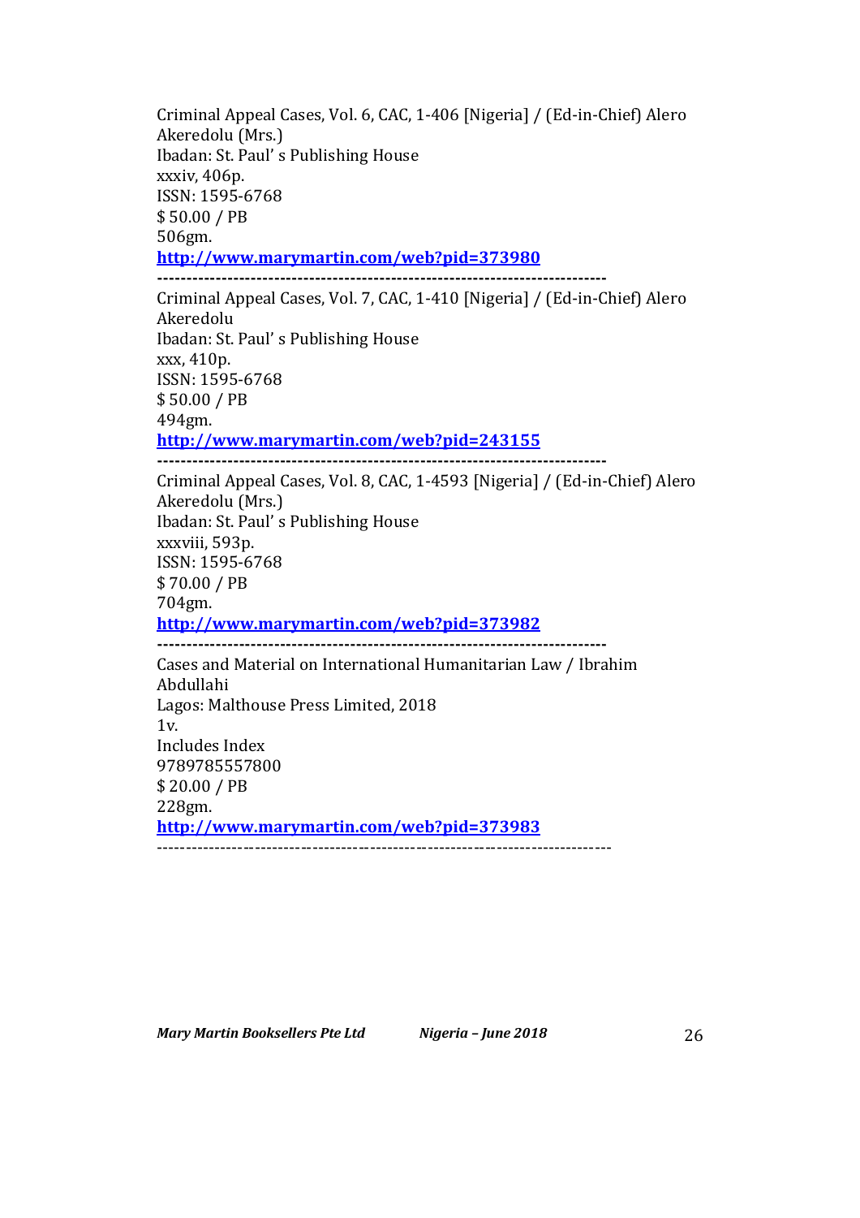Criminal Appeal Cases, Vol. 6, CAC, 1-406 [Nigeria] / (Ed-in-Chief) Alero Akeredolu (Mrs.)
Ibadan: St. Paul' s Publishing House
xxxiv, 406p.
ISSN: 1595-6768
$ 50.00 / PB
506gm.
**http://www.marymartin.com/web?pid=373980**

---

Criminal Appeal Cases, Vol. 7, CAC, 1-410 [Nigeria] / (Ed-in-Chief) Alero Akeredolu
Ibadan: St. Paul' s Publishing House
xxx, 410p.
ISSN: 1595-6768
$ 50.00 / PB
494gm.
**http://www.marymartin.com/web?pid=243155**

---

Criminal Appeal Cases, Vol. 8, CAC, 1-4593 [Nigeria] / (Ed-in-Chief) Alero Akeredolu (Mrs.)
Ibadan: St. Paul' s Publishing House
xxxviii, 593p.
ISSN: 1595-6768
$ 70.00 / PB
704gm.
**http://www.marymartin.com/web?pid=373982**

---

Cases and Material on International Humanitarian Law / Ibrahim Abdullahi
Lagos: Malthouse Press Limited, 2018
1v.
Includes Index
9789785557800
$ 20.00 / PB
228gm.
**http://www.marymartin.com/web?pid=373983**

---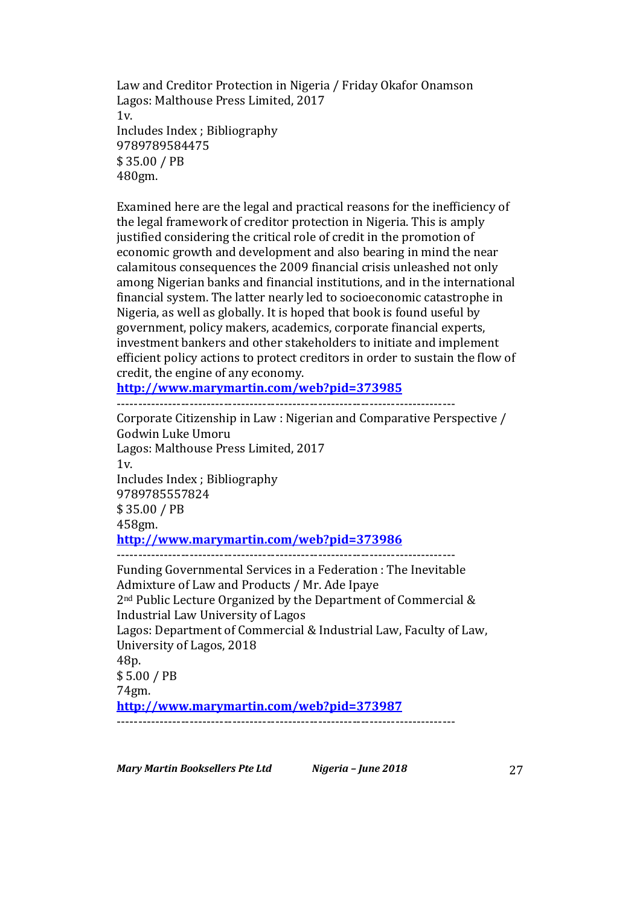Law and Creditor Protection in Nigeria / Friday Okafor Onamson
Lagos: Malthouse Press Limited, 2017
1v.
Includes Index ; Bibliography
9789789584475
$ 35.00 / PB
480gm.

Examined here are the legal and practical reasons for the inefficiency of the legal framework of creditor protection in Nigeria. This is amply justified considering the critical role of credit in the promotion of economic growth and development and also bearing in mind the near calamitous consequences the 2009 financial crisis unleashed not only among Nigerian banks and financial institutions, and in the international financial system. The latter nearly led to socioeconomic catastrophe in Nigeria, as well as globally. It is hoped that book is found useful by government, policy makers, academics, corporate financial experts, investment bankers and other stakeholders to initiate and implement efficient policy actions to protect creditors in order to sustain the flow of credit, the engine of any economy.
**http://www.marymartin.com/web?pid=373985**

---

Corporate Citizenship in Law : Nigerian and Comparative Perspective / Godwin Luke Umoru
Lagos: Malthouse Press Limited, 2017
1v.
Includes Index ; Bibliography
9789785557824
$ 35.00 / PB
458gm.
**http://www.marymartin.com/web?pid=373986**

---

Funding Governmental Services in a Federation : The Inevitable Admixture of Law and Products / Mr. Ade Ipaye
2nd Public Lecture Organized by the Department of Commercial & Industrial Law University of Lagos
Lagos: Department of Commercial & Industrial Law, Faculty of Law, University of Lagos, 2018
48p.
$ 5.00 / PB
74gm.
**http://www.marymartin.com/web?pid=373987**

---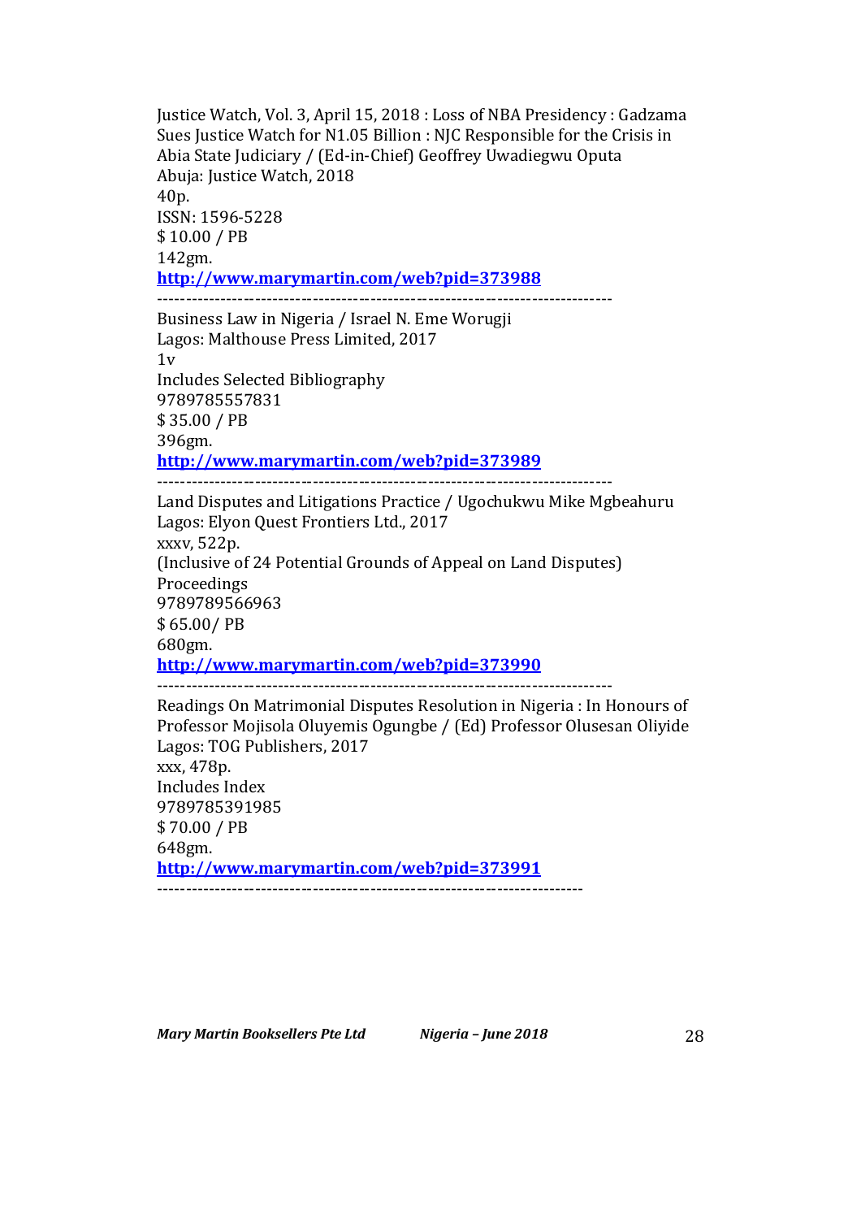Justice Watch, Vol. 3, April 15, 2018 : Loss of NBA Presidency : Gadzama Sues Justice Watch for N1.05 Billion : NJC Responsible for the Crisis in Abia State Judiciary / (Ed-in-Chief) Geoffrey Uwadiegwu Oputa  
Abuja: Justice Watch, 2018  
40p.  
ISSN: 1596-5228  
$ 10.00 / PB  
142gm.  
**http://www.marymartin.com/web?pid=373988**

---

Business Law in Nigeria / Israel N. Eme Worugji  
Lagos: Malthouse Press Limited, 2017  
1v  
Includes Selected Bibliography  
9789785557831  
$ 35.00 / PB  
396gm.  
**http://www.marymartin.com/web?pid=373989**

---

Land Disputes and Litigations Practice / Ugochukwu Mike Mgbeahuru  
Lagos: Elyon Quest Frontiers Ltd., 2017  
xxxv, 522p.  
(Inclusive of 24 Potential Grounds of Appeal on Land Disputes) Proceedings  
9789789566963  
$ 65.00/ PB  
680gm.  
**http://www.marymartin.com/web?pid=373990**

---

Readings On Matrimonial Disputes Resolution in Nigeria : In Honours of Professor Mojisola Oluyemis Ogungbe / (Ed) Professor Olusesan Oliyide  
Lagos: TOG Publishers, 2017  
xxx, 478p.  
Includes Index  
9789785391985  
$ 70.00 / PB  
648gm.  
**http://www.marymartin.com/web?pid=373991**

---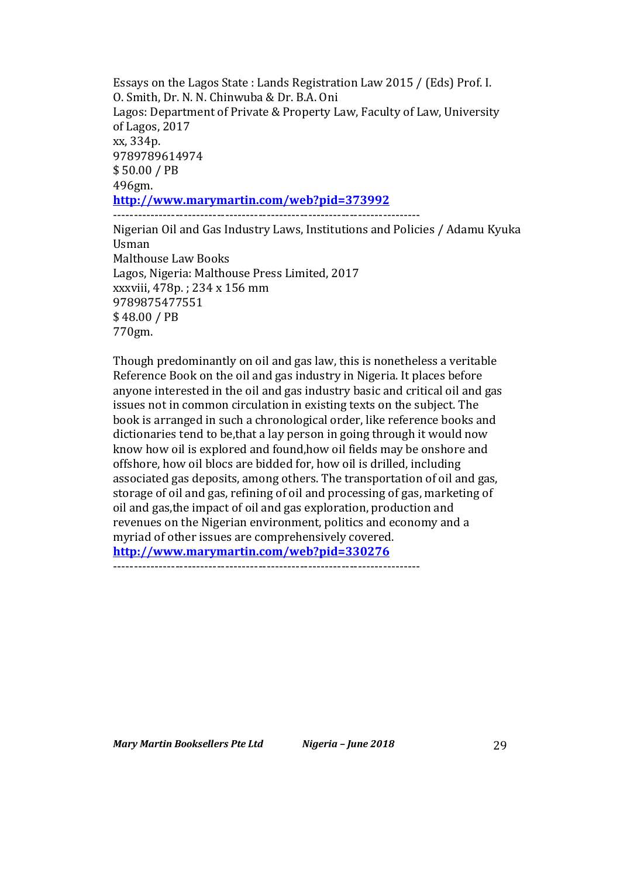Essays on the Lagos State : Lands Registration Law 2015 / (Eds) Prof. I. O. Smith, Dr. N. N. Chinwuba & Dr. B.A. Oni
Lagos: Department of Private & Property Law, Faculty of Law, University of Lagos, 2017
xx, 334p.
9789789614974
$ 50.00 / PB
496gm.
**http://www.marymartin.com/web?pid=373992**

---

Nigerian Oil and Gas Industry Laws, Institutions and Policies / Adamu Kyuka Usman
Malthouse Law Books
Lagos, Nigeria: Malthouse Press Limited, 2017
xxxviii, 478p. ; 234 x 156 mm
9789875477551
$ 48.00 / PB
770gm.

Though predominantly on oil and gas law, this is nonetheless a veritable Reference Book on the oil and gas industry in Nigeria. It places before anyone interested in the oil and gas industry basic and critical oil and gas issues not in common circulation in existing texts on the subject. The book is arranged in such a chronological order, like reference books and dictionaries tend to be,that a lay person in going through it would now know how oil is explored and found,how oil fields may be onshore and offshore, how oil blocs are bidded for, how oil is drilled, including associated gas deposits, among others. The transportation of oil and gas, storage of oil and gas, refining of oil and processing of gas, marketing of oil and gas,the impact of oil and gas exploration, production and revenues on the Nigerian environment, politics and economy and a myriad of other issues are comprehensively covered.
**http://www.marymartin.com/web?pid=330276**

---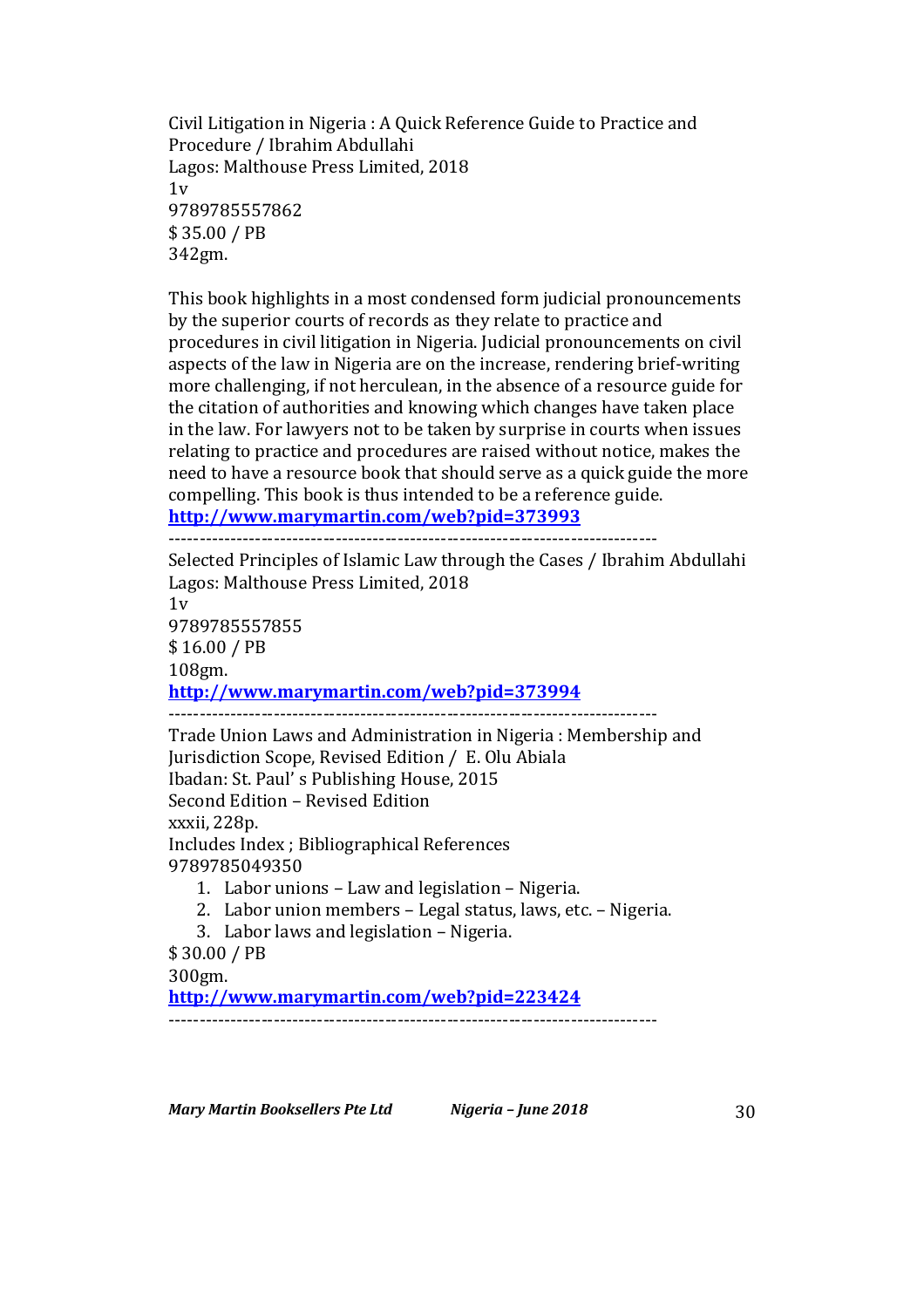Civil Litigation in Nigeria : A Quick Reference Guide to Practice and Procedure / Ibrahim Abdullahi
Lagos: Malthouse Press Limited, 2018
1v
9789785557862
$ 35.00 / PB
342gm.

This book highlights in a most condensed form judicial pronouncements by the superior courts of records as they relate to practice and procedures in civil litigation in Nigeria. Judicial pronouncements on civil aspects of the law in Nigeria are on the increase, rendering brief-writing more challenging, if not herculean, in the absence of a resource guide for the citation of authorities and knowing which changes have taken place in the law. For lawyers not to be taken by surprise in courts when issues relating to practice and procedures are raised without notice, makes the need to have a resource book that should serve as a quick guide the more compelling. This book is thus intended to be a reference guide.
**http://www.marymartin.com/web?pid=373993**

-------------------------------------------------------------------------------

Selected Principles of Islamic Law through the Cases / Ibrahim Abdullahi
Lagos: Malthouse Press Limited, 2018
1v
9789785557855
$ 16.00 / PB
108gm.
**http://www.marymartin.com/web?pid=373994**

-------------------------------------------------------------------------------

Trade Union Laws and Administration in Nigeria : Membership and Jurisdiction Scope, Revised Edition / E. Olu Abiala
Ibadan: St. Paul' s Publishing House, 2015
Second Edition – Revised Edition
xxxii, 228p.
Includes Index ; Bibliographical References
9789785049350

1. Labor unions – Law and legislation – Nigeria.
2. Labor union members – Legal status, laws, etc. – Nigeria.
3. Labor laws and legislation – Nigeria.

$ 30.00 / PB
300gm.
**http://www.marymartin.com/web?pid=223424**

-------------------------------------------------------------------------------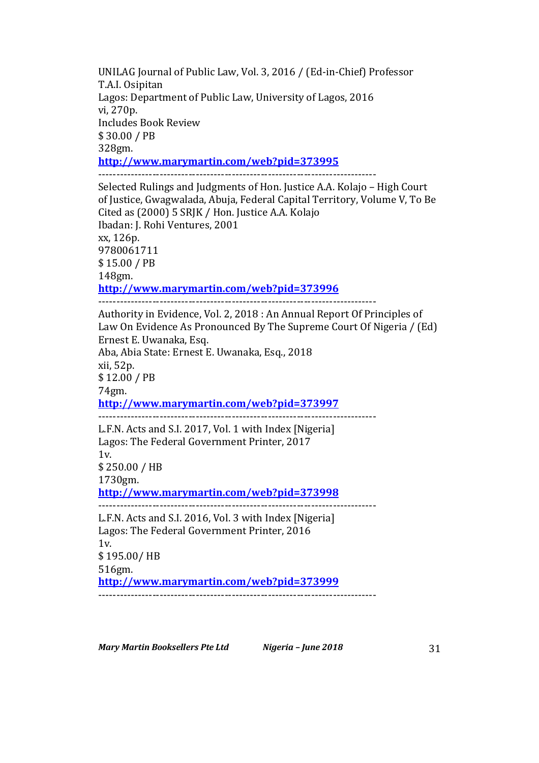UNILAG Journal of Public Law, Vol. 3, 2016 / (Ed-in-Chief) Professor T.A.I. Osipitan  
Lagos: Department of Public Law, University of Lagos, 2016  
vi, 270p.  
Includes Book Review  
$ 30.00 / PB  
328gm.  
**[http://www.marymartin.com/web?pid=373995](http://www.marymartin.com/web?pid=373995)**

---

Selected Rulings and Judgments of Hon. Justice A.A. Kolajo – High Court of Justice, Gwagwalada, Abuja, Federal Capital Territory, Volume V, To Be Cited as (2000) 5 SRJK / Hon. Justice A.A. Kolajo  
Ibadan: J. Rohi Ventures, 2001  
xx, 126p.  
9780061711  
$ 15.00 / PB  
148gm.  
**[http://www.marymartin.com/web?pid=373996](http://www.marymartin.com/web?pid=373996)**

---

Authority in Evidence, Vol. 2, 2018 : An Annual Report Of Principles of Law On Evidence As Pronounced By The Supreme Court Of Nigeria / (Ed) Ernest E. Uwanaka, Esq.  
Aba, Abia State: Ernest E. Uwanaka, Esq., 2018  
xii, 52p.  
$ 12.00 / PB  
74gm.  
**[http://www.marymartin.com/web?pid=373997](http://www.marymartin.com/web?pid=373997)**

---

L.F.N. Acts and S.I. 2017, Vol. 1 with Index [Nigeria]  
Lagos: The Federal Government Printer, 2017  
1v.  
$ 250.00 / HB  
1730gm.  
**[http://www.marymartin.com/web?pid=373998](http://www.marymartin.com/web?pid=373998)**

---

L.F.N. Acts and S.I. 2016, Vol. 3 with Index [Nigeria]  
Lagos: The Federal Government Printer, 2016  
1v.  
$ 195.00/ HB  
516gm.  
**[http://www.marymartin.com/web?pid=373999](http://www.marymartin.com/web?pid=373999)**

---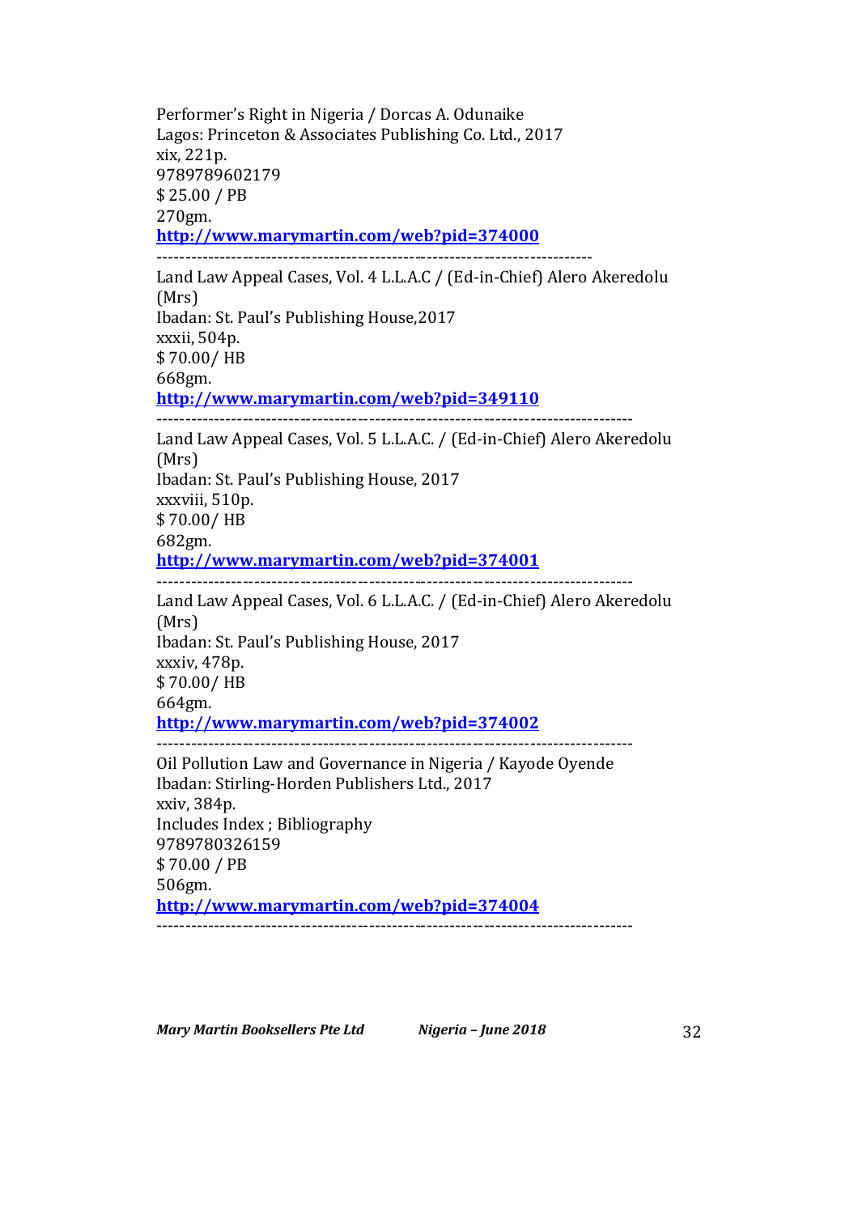Performer's Right in Nigeria / Dorcas A. Odunaike
Lagos: Princeton & Associates Publishing Co. Ltd., 2017
xix, 221p.
9789789602179
$ 25.00 / PB
270gm.
**http://www.marymartin.com/web?pid=374000**

---

Land Law Appeal Cases, Vol. 4 L.L.A.C / (Ed-in-Chief) Alero Akeredolu (Mrs)
Ibadan: St. Paul's Publishing House,2017
xxxii, 504p.
$ 70.00/ HB
668gm.
**http://www.marymartin.com/web?pid=349110**

---

Land Law Appeal Cases, Vol. 5 L.L.A.C. / (Ed-in-Chief) Alero Akeredolu (Mrs)
Ibadan: St. Paul's Publishing House, 2017
xxxviii, 510p.
$ 70.00/ HB
682gm.
**http://www.marymartin.com/web?pid=374001**

---

Land Law Appeal Cases, Vol. 6 L.L.A.C. / (Ed-in-Chief) Alero Akeredolu (Mrs)
Ibadan: St. Paul's Publishing House, 2017
xxxiv, 478p.
$ 70.00/ HB
664gm.
**http://www.marymartin.com/web?pid=374002**

---

Oil Pollution Law and Governance in Nigeria / Kayode Oyende
Ibadan: Stirling-Horden Publishers Ltd., 2017
xxiv, 384p.
Includes Index ; Bibliography
9789780326159
$ 70.00 / PB
506gm.
**http://www.marymartin.com/web?pid=374004**

---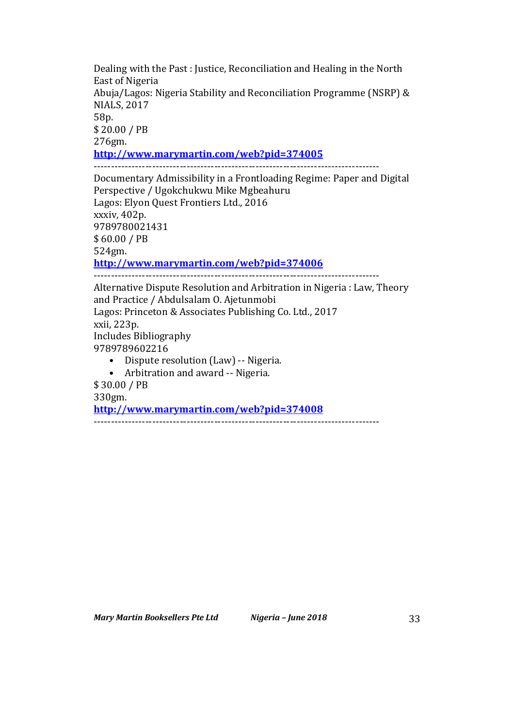Dealing with the Past : Justice, Reconciliation and Healing in the North East of Nigeria
Abuja/Lagos: Nigeria Stability and Reconciliation Programme (NSRP) & NIALS, 2017
58p.
$ 20.00 / PB
276gm.
**[http://www.marymartin.com/web?pid=374005](http://www.marymartin.com/web?pid=374005)**

---

Documentary Admissibility in a Frontloading Regime: Paper and Digital Perspective / Ugokchukwu Mike Mgbeahuru
Lagos: Elyon Quest Frontiers Ltd., 2016
xxxiv, 402p.
9789780021431
$ 60.00 / PB
524gm.
**[http://www.marymartin.com/web?pid=374006](http://www.marymartin.com/web?pid=374006)**

---

Alternative Dispute Resolution and Arbitration in Nigeria : Law, Theory and Practice / Abdulsalam O. Ajetunmobi
Lagos: Princeton & Associates Publishing Co. Ltd., 2017
xxii, 223p.
Includes Bibliography
9789789602216

- Dispute resolution (Law) -- Nigeria.
- Arbitration and award -- Nigeria.

$ 30.00 / PB
330gm.
**[http://www.marymartin.com/web?pid=374008](http://www.marymartin.com/web?pid=374008)**

---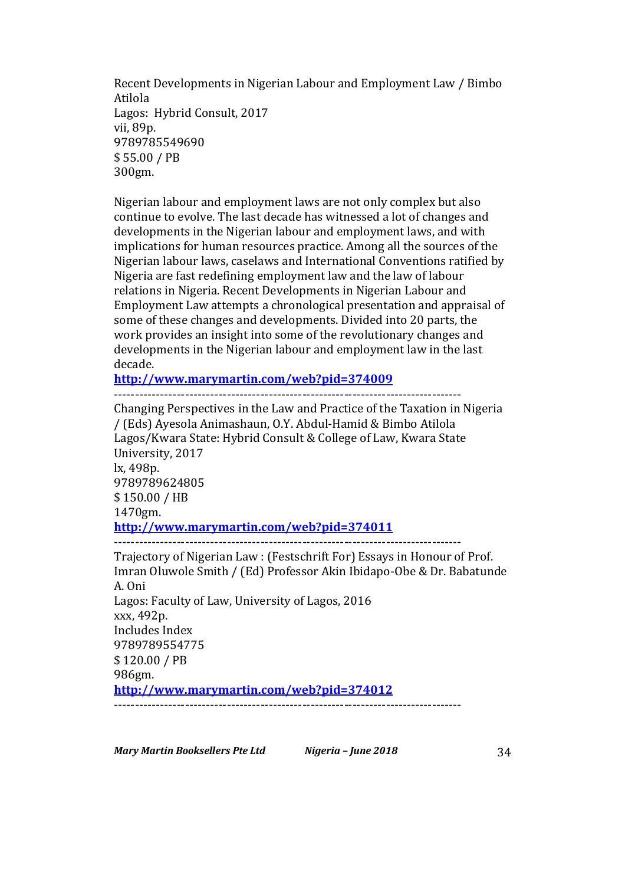Recent Developments in Nigerian Labour and Employment Law / Bimbo Atilola  
Lagos: Hybrid Consult, 2017  
vii, 89p.  
9789785549690  
$ 55.00 / PB  
300gm.

Nigerian labour and employment laws are not only complex but also continue to evolve. The last decade has witnessed a lot of changes and developments in the Nigerian labour and employment laws, and with implications for human resources practice. Among all the sources of the Nigerian labour laws, caselaws and International Conventions ratified by Nigeria are fast redefining employment law and the law of labour relations in Nigeria. Recent Developments in Nigerian Labour and Employment Law attempts a chronological presentation and appraisal of some of these changes and developments. Divided into 20 parts, the work provides an insight into some of the revolutionary changes and developments in the Nigerian labour and employment law in the last decade.  
**http://www.marymartin.com/web?pid=374009**

-----------------------------------------------------------------------------------

Changing Perspectives in the Law and Practice of the Taxation in Nigeria / (Eds) Ayesola Animashaun, O.Y. Abdul-Hamid & Bimbo Atilola  
Lagos/Kwara State: Hybrid Consult & College of Law, Kwara State University, 2017  
lx, 498p.  
9789789624805  
$ 150.00 / HB  
1470gm.  
**http://www.marymartin.com/web?pid=374011**

-----------------------------------------------------------------------------------

Trajectory of Nigerian Law : (Festschrift For) Essays in Honour of Prof. Imran Oluwole Smith / (Ed) Professor Akin Ibidapo-Obe & Dr. Babatunde A. Oni  
Lagos: Faculty of Law, University of Lagos, 2016  
xxx, 492p.  
Includes Index  
9789789554775  
$ 120.00 / PB  
986gm.  
**http://www.marymartin.com/web?pid=374012**

-----------------------------------------------------------------------------------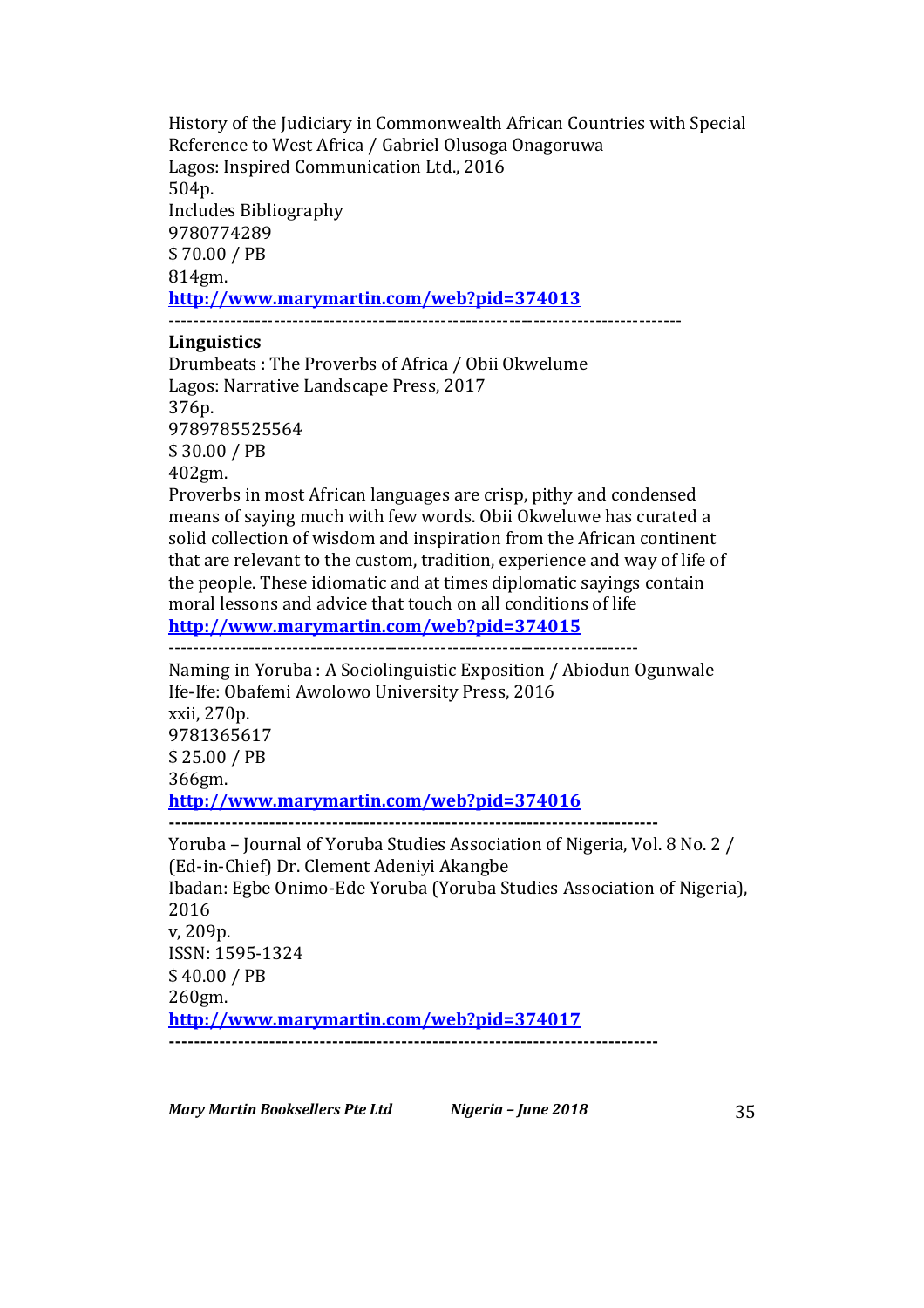History of the Judiciary in Commonwealth African Countries with Special Reference to West Africa / Gabriel Olusoga Onagoruwa
Lagos: Inspired Communication Ltd., 2016
504p.
Includes Bibliography
9780774289
$ 70.00 / PB
814gm.
**http://www.marymartin.com/web?pid=374013**

---

**Linguistics**

Drumbeats : The Proverbs of Africa / Obii Okwelume
Lagos: Narrative Landscape Press, 2017
376p.
9789785525564
$ 30.00 / PB
402gm.
Proverbs in most African languages are crisp, pithy and condensed means of saying much with few words. Obii Okweluwe has curated a solid collection of wisdom and inspiration from the African continent that are relevant to the custom, tradition, experience and way of life of the people. These idiomatic and at times diplomatic sayings contain moral lessons and advice that touch on all conditions of life
**http://www.marymartin.com/web?pid=374015**

---

Naming in Yoruba : A Sociolinguistic Exposition / Abiodun Ogunwale
Ife-Ife: Obafemi Awolowo University Press, 2016
xxii, 270p.
9781365617
$ 25.00 / PB
366gm.
**http://www.marymartin.com/web?pid=374016**

---

Yoruba – Journal of Yoruba Studies Association of Nigeria, Vol. 8 No. 2 / (Ed-in-Chief) Dr. Clement Adeniyi Akangbe
Ibadan: Egbe Onimo-Ede Yoruba (Yoruba Studies Association of Nigeria), 2016
v, 209p.
ISSN: 1595-1324
$ 40.00 / PB
260gm.
**http://www.marymartin.com/web?pid=374017**

---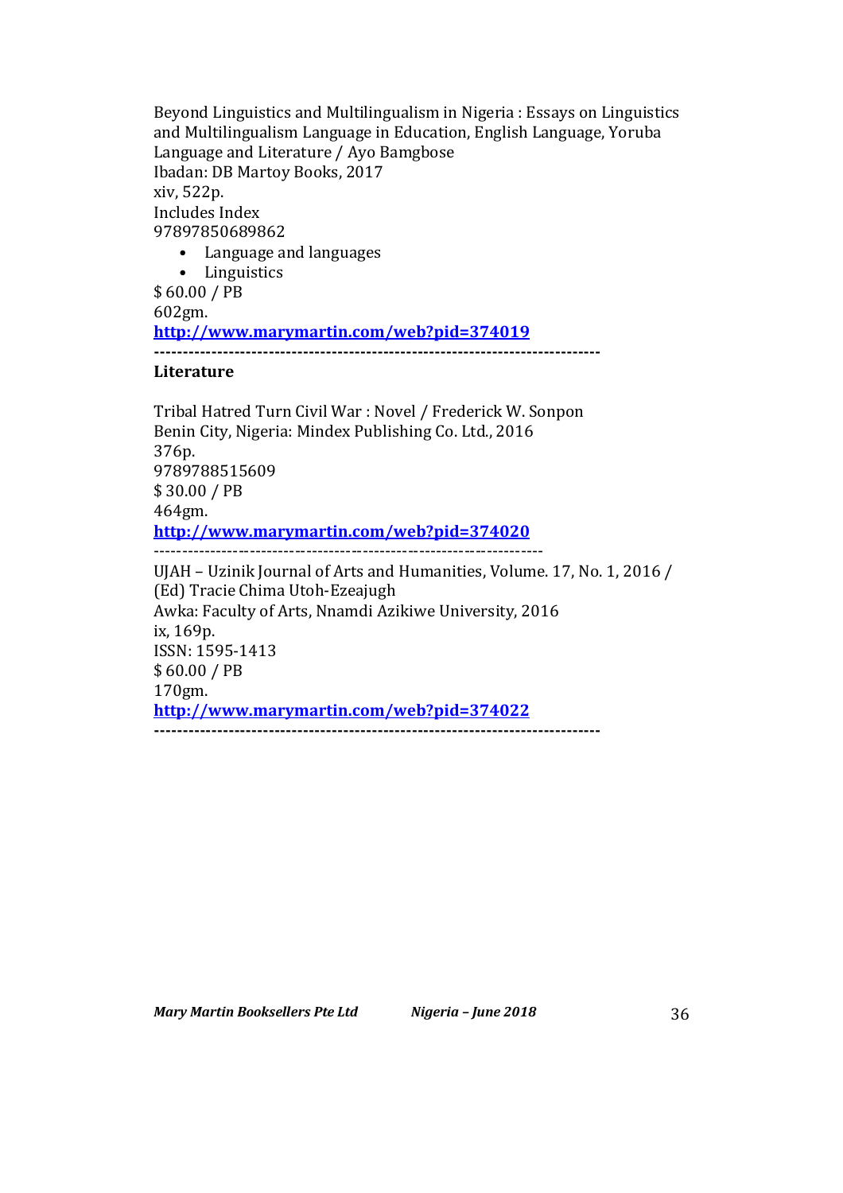Beyond Linguistics and Multilingualism in Nigeria : Essays on Linguistics and Multilingualism Language in Education, English Language, Yoruba Language and Literature / Ayo Bamgbose
Ibadan: DB Martoy Books, 2017
xiv, 522p.
Includes Index
97897850689862

- Language and languages
- Linguistics

$ 60.00 / PB
602gm.
**http://www.marymartin.com/web?pid=374019**

---

**Literature**

Tribal Hatred Turn Civil War : Novel / Frederick W. Sonpon
Benin City, Nigeria: Mindex Publishing Co. Ltd., 2016
376p.
9789788515609
$ 30.00 / PB
464gm.
**http://www.marymartin.com/web?pid=374020**

---

UJAH – Uzinik Journal of Arts and Humanities, Volume. 17, No. 1, 2016 / (Ed) Tracie Chima Utoh-Ezeajugh
Awka: Faculty of Arts, Nnamdi Azikiwe University, 2016
ix, 169p.
ISSN: 1595-1413
$ 60.00 / PB
170gm.
**http://www.marymartin.com/web?pid=374022**

---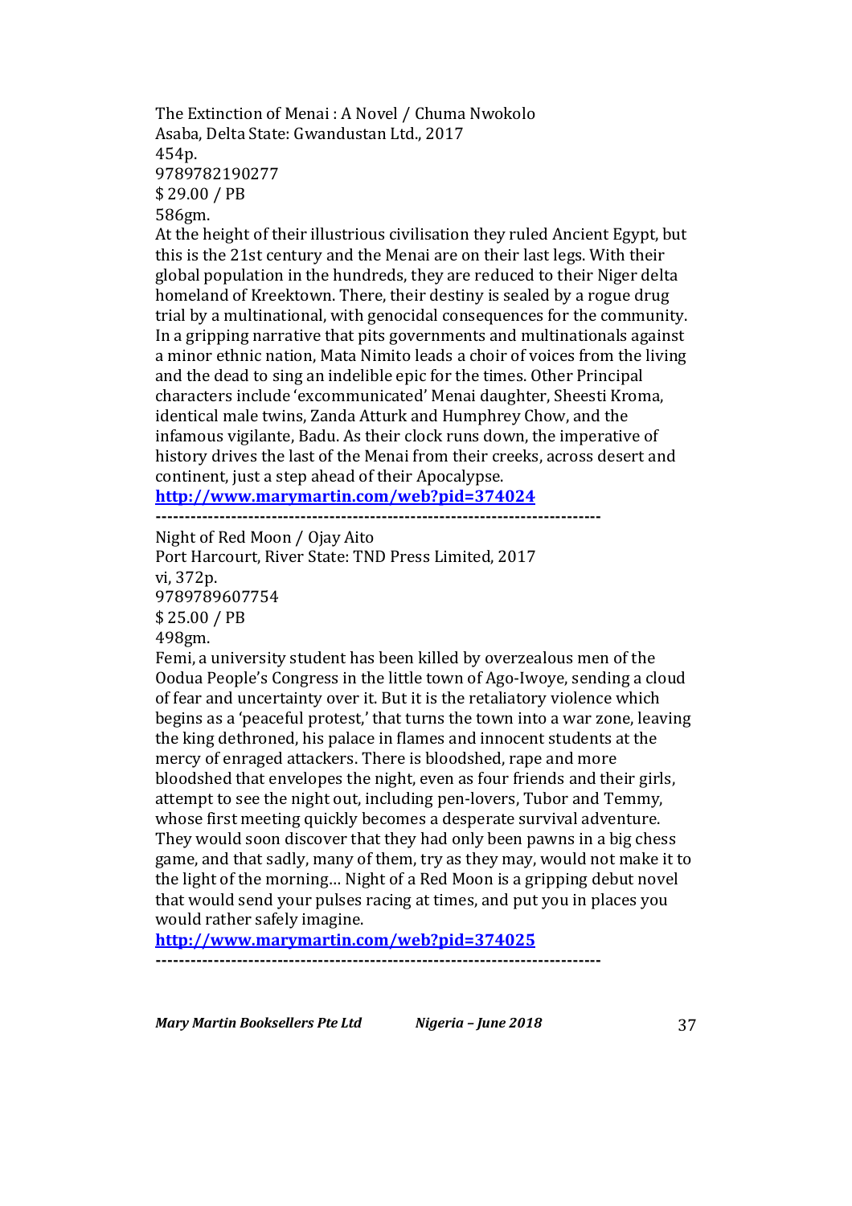The Extinction of Menai : A Novel / Chuma Nwokolo
Asaba, Delta State: Gwandustan Ltd., 2017
454p.
9789782190277
$ 29.00 / PB
586gm.
At the height of their illustrious civilisation they ruled Ancient Egypt, but this is the 21st century and the Menai are on their last legs. With their global population in the hundreds, they are reduced to their Niger delta homeland of Kreektown. There, their destiny is sealed by a rogue drug trial by a multinational, with genocidal consequences for the community. In a gripping narrative that pits governments and multinationals against a minor ethnic nation, Mata Nimito leads a choir of voices from the living and the dead to sing an indelible epic for the times. Other Principal characters include 'excommunicated' Menai daughter, Sheesti Kroma, identical male twins, Zanda Atturk and Humphrey Chow, and the infamous vigilante, Badu. As their clock runs down, the imperative of history drives the last of the Menai from their creeks, across desert and continent, just a step ahead of their Apocalypse.
**http://www.marymartin.com/web?pid=374024**

---

Night of Red Moon / Ojay Aito
Port Harcourt, River State: TND Press Limited, 2017
vi, 372p.
9789789607754
$ 25.00 / PB
498gm.
Femi, a university student has been killed by overzealous men of the Oodua People's Congress in the little town of Ago-Iwoye, sending a cloud of fear and uncertainty over it. But it is the retaliatory violence which begins as a 'peaceful protest,' that turns the town into a war zone, leaving the king dethroned, his palace in flames and innocent students at the mercy of enraged attackers. There is bloodshed, rape and more bloodshed that envelopes the night, even as four friends and their girls, attempt to see the night out, including pen-lovers, Tubor and Temmy, whose first meeting quickly becomes a desperate survival adventure. They would soon discover that they had only been pawns in a big chess game, and that sadly, many of them, try as they may, would not make it to the light of the morning… Night of a Red Moon is a gripping debut novel that would send your pulses racing at times, and put you in places you would rather safely imagine.
**http://www.marymartin.com/web?pid=374025**

---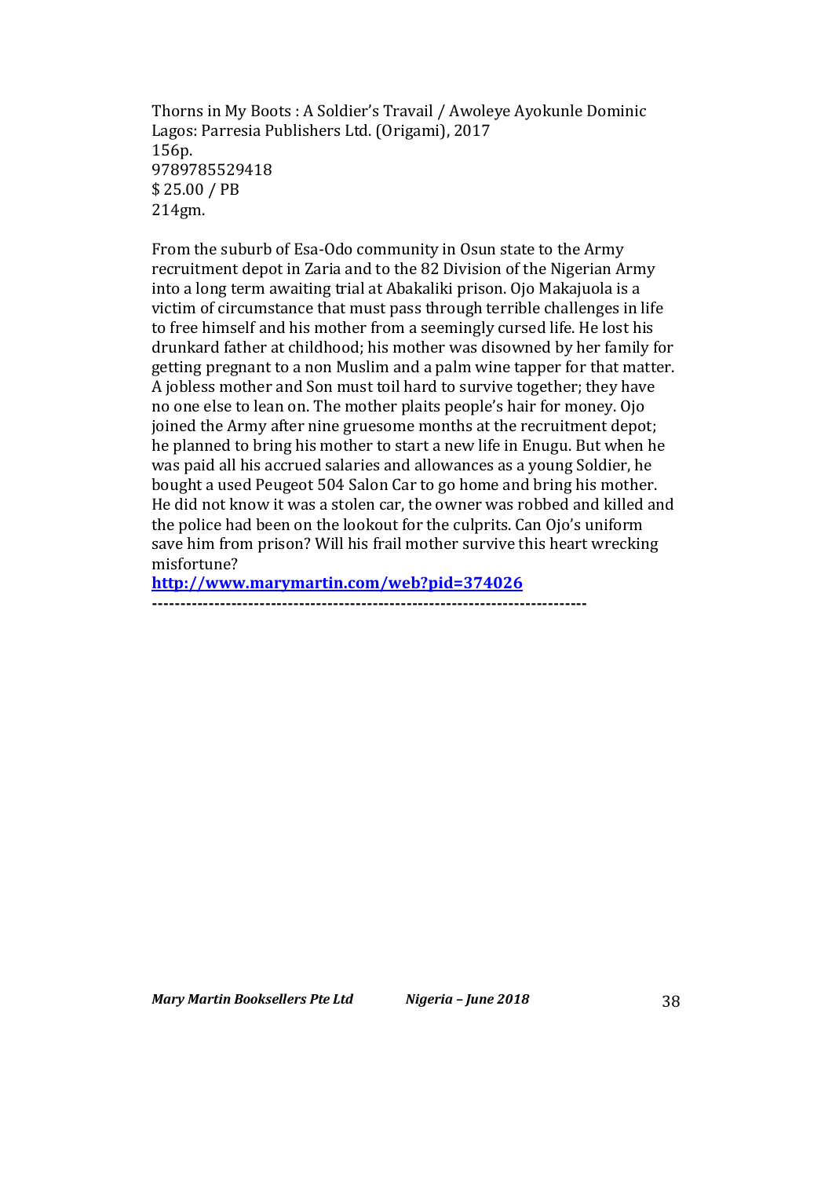Thorns in My Boots : A Soldier's Travail / Awoleye Ayokunle Dominic
Lagos: Parresia Publishers Ltd. (Origami), 2017
156p.
9789785529418
$ 25.00 / PB
214gm.

From the suburb of Esa-Odo community in Osun state to the Army recruitment depot in Zaria and to the 82 Division of the Nigerian Army into a long term awaiting trial at Abakaliki prison. Ojo Makajuola is a victim of circumstance that must pass through terrible challenges in life to free himself and his mother from a seemingly cursed life. He lost his drunkard father at childhood; his mother was disowned by her family for getting pregnant to a non Muslim and a palm wine tapper for that matter. A jobless mother and Son must toil hard to survive together; they have no one else to lean on. The mother plaits people's hair for money. Ojo joined the Army after nine gruesome months at the recruitment depot; he planned to bring his mother to start a new life in Enugu. But when he was paid all his accrued salaries and allowances as a young Soldier, he bought a used Peugeot 504 Salon Car to go home and bring his mother. He did not know it was a stolen car, the owner was robbed and killed and the police had been on the lookout for the culprits. Can Ojo's uniform save him from prison? Will his frail mother survive this heart wrecking misfortune?

**http://www.marymartin.com/web?pid=374026**

---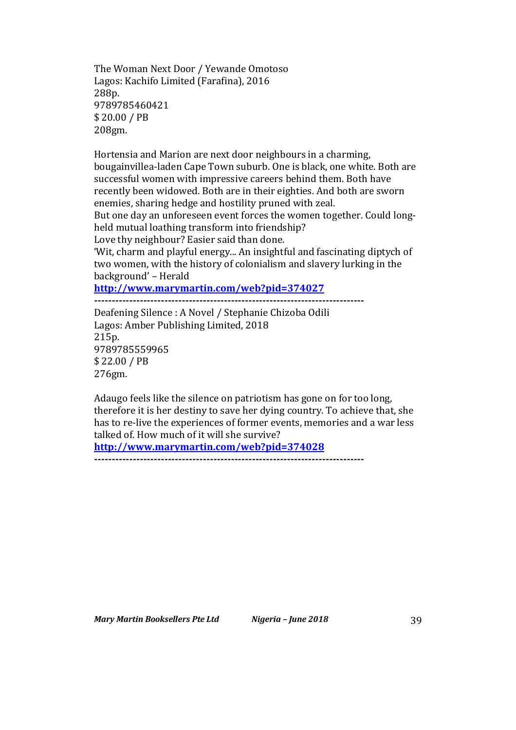The Woman Next Door / Yewande Omotoso  
Lagos: Kachifo Limited (Farafina), 2016  
288p.  
9789785460421  
$ 20.00 / PB  
208gm.

Hortensia and Marion are next door neighbours in a charming, bougainvillea-laden Cape Town suburb. One is black, one white. Both are successful women with impressive careers behind them. Both have recently been widowed. Both are in their eighties. And both are sworn enemies, sharing hedge and hostility pruned with zeal.  
But one day an unforeseen event forces the women together. Could long-held mutual loathing transform into friendship?  
Love thy neighbour? Easier said than done.  
'Wit, charm and playful energy... An insightful and fascinating diptych of two women, with the history of colonialism and slavery lurking in the background' – Herald  
**http://www.marymartin.com/web?pid=374027**

---

Deafening Silence : A Novel / Stephanie Chizoba Odili  
Lagos: Amber Publishing Limited, 2018  
215p.  
9789785559965  
$ 22.00 / PB  
276gm.

Adaugo feels like the silence on patriotism has gone on for too long, therefore it is her destiny to save her dying country. To achieve that, she has to re-live the experiences of former events, memories and a war less talked of. How much of it will she survive?  
**http://www.marymartin.com/web?pid=374028**

---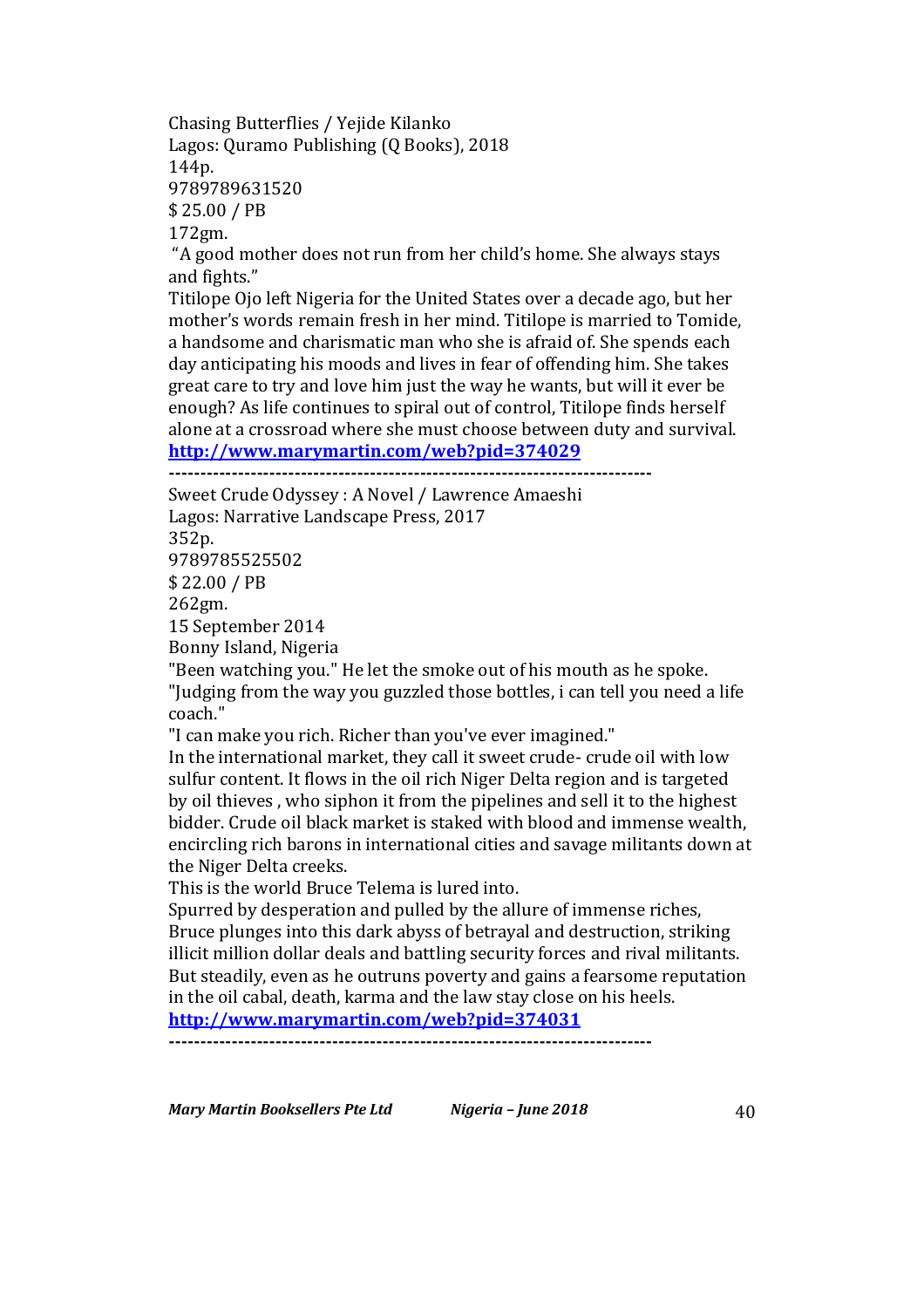Chasing Butterflies / Yejide Kilanko
Lagos: Quramo Publishing (Q Books), 2018
144p.
9789789631520
$ 25.00 / PB
172gm.

"A good mother does not run from her child's home. She always stays and fights."

Titilope Ojo left Nigeria for the United States over a decade ago, but her mother's words remain fresh in her mind. Titilope is married to Tomide, a handsome and charismatic man who she is afraid of. She spends each day anticipating his moods and lives in fear of offending him. She takes great care to try and love him just the way he wants, but will it ever be enough? As life continues to spiral out of control, Titilope finds herself alone at a crossroad where she must choose between duty and survival.

**http://www.marymartin.com/web?pid=374029**

---

Sweet Crude Odyssey : A Novel / Lawrence Amaeshi
Lagos: Narrative Landscape Press, 2017
352p.
9789785525502
$ 22.00 / PB
262gm.

15 September 2014
Bonny Island, Nigeria

"Been watching you." He let the smoke out of his mouth as he spoke. "Judging from the way you guzzled those bottles, i can tell you need a life coach."

"I can make you rich. Richer than you've ever imagined."

In the international market, they call it sweet crude- crude oil with low sulfur content. It flows in the oil rich Niger Delta region and is targeted by oil thieves , who siphon it from the pipelines and sell it to the highest bidder. Crude oil black market is staked with blood and immense wealth, encircling rich barons in international cities and savage militants down at the Niger Delta creeks.

This is the world Bruce Telema is lured into.

Spurred by desperation and pulled by the allure of immense riches, Bruce plunges into this dark abyss of betrayal and destruction, striking illicit million dollar deals and battling security forces and rival militants. But steadily, even as he outruns poverty and gains a fearsome reputation in the oil cabal, death, karma and the law stay close on his heels.

**http://www.marymartin.com/web?pid=374031**

---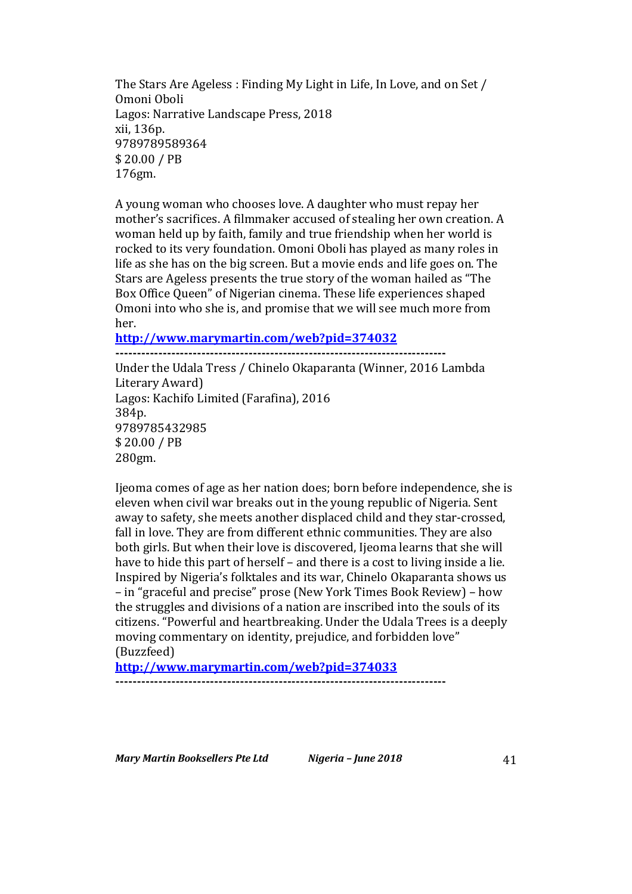The Stars Are Ageless : Finding My Light in Life, In Love, and on Set / Omoni Oboli
Lagos: Narrative Landscape Press, 2018
xii, 136p.
9789789589364
$ 20.00 / PB
176gm.

A young woman who chooses love. A daughter who must repay her mother's sacrifices. A filmmaker accused of stealing her own creation. A woman held up by faith, family and true friendship when her world is rocked to its very foundation. Omoni Oboli has played as many roles in life as she has on the big screen. But a movie ends and life goes on. The Stars are Ageless presents the true story of the woman hailed as "The Box Office Queen" of Nigerian cinema. These life experiences shaped Omoni into who she is, and promise that we will see much more from her.

**http://www.marymartin.com/web?pid=374032**

---

Under the Udala Tress / Chinelo Okaparanta (Winner, 2016 Lambda Literary Award)
Lagos: Kachifo Limited (Farafina), 2016
384p.
9789785432985
$ 20.00 / PB
280gm.

Ijeoma comes of age as her nation does; born before independence, she is eleven when civil war breaks out in the young republic of Nigeria. Sent away to safety, she meets another displaced child and they star-crossed, fall in love. They are from different ethnic communities. They are also both girls. But when their love is discovered, Ijeoma learns that she will have to hide this part of herself – and there is a cost to living inside a lie. Inspired by Nigeria's folktales and its war, Chinelo Okaparanta shows us – in "graceful and precise" prose (New York Times Book Review) – how the struggles and divisions of a nation are inscribed into the souls of its citizens. "Powerful and heartbreaking. Under the Udala Trees is a deeply moving commentary on identity, prejudice, and forbidden love" (Buzzfeed)

**http://www.marymartin.com/web?pid=374033**

---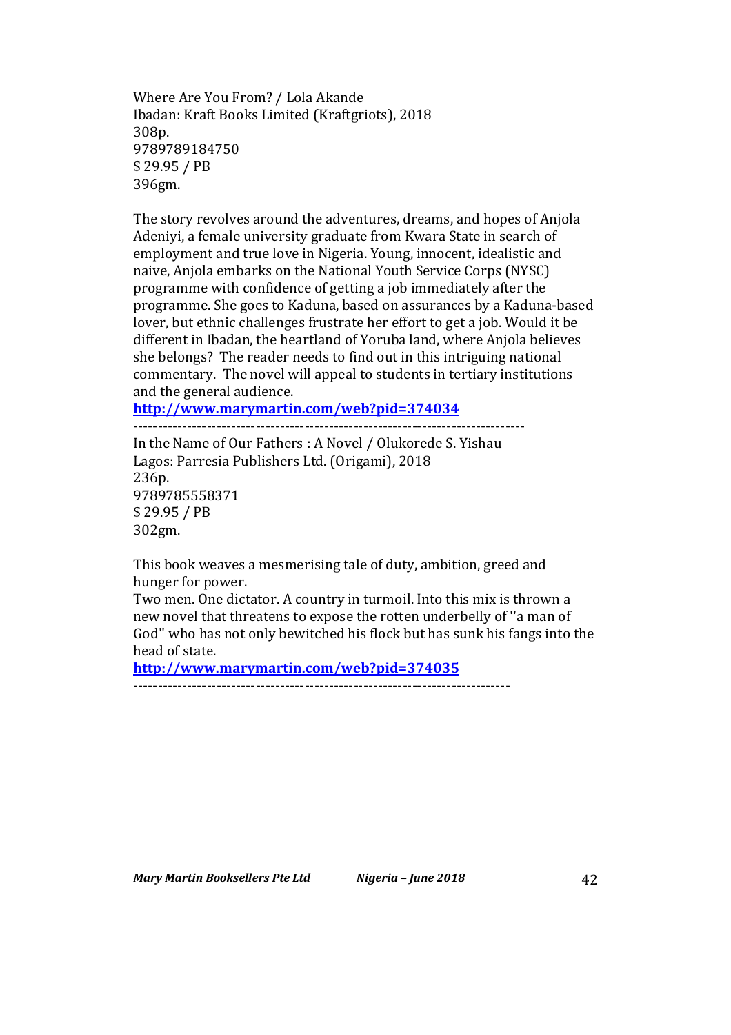Where Are You From? / Lola Akande
Ibadan: Kraft Books Limited (Kraftgriots), 2018
308p.
9789789184750
$ 29.95 / PB
396gm.

The story revolves around the adventures, dreams, and hopes of Anjola Adeniyi, a female university graduate from Kwara State in search of employment and true love in Nigeria. Young, innocent, idealistic and naive, Anjola embarks on the National Youth Service Corps (NYSC) programme with confidence of getting a job immediately after the programme. She goes to Kaduna, based on assurances by a Kaduna-based lover, but ethnic challenges frustrate her effort to get a job. Would it be different in Ibadan, the heartland of Yoruba land, where Anjola believes she belongs? The reader needs to find out in this intriguing national commentary. The novel will appeal to students in tertiary institutions and the general audience.

**http://www.marymartin.com/web?pid=374034**

---

In the Name of Our Fathers : A Novel / Olukorede S. Yishau
Lagos: Parresia Publishers Ltd. (Origami), 2018
236p.
9789785558371
$ 29.95 / PB
302gm.

This book weaves a mesmerising tale of duty, ambition, greed and hunger for power.
Two men. One dictator. A country in turmoil. Into this mix is thrown a new novel that threatens to expose the rotten underbelly of ''a man of God'' who has not only bewitched his flock but has sunk his fangs into the head of state.

**http://www.marymartin.com/web?pid=374035**

---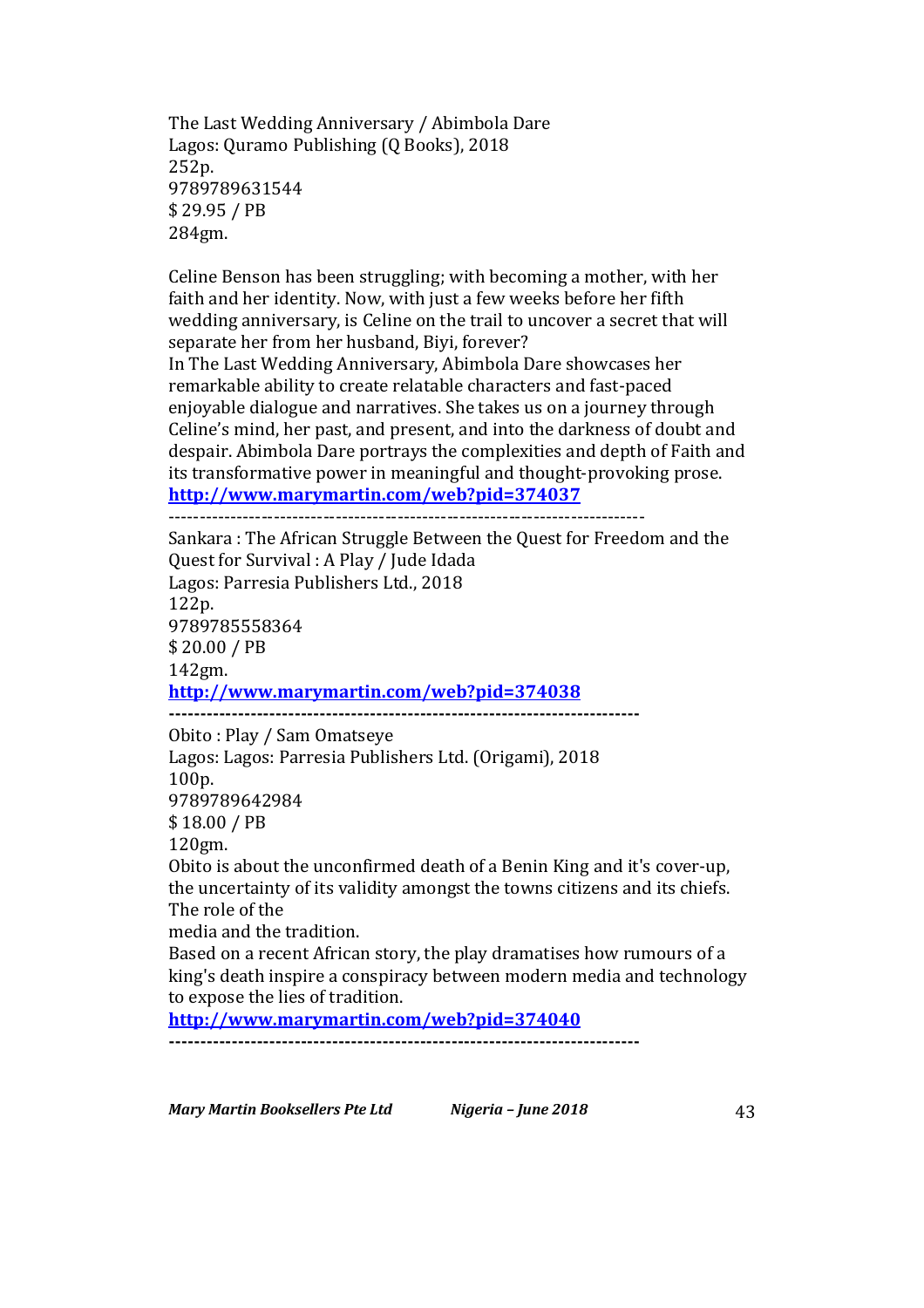The Last Wedding Anniversary / Abimbola Dare
Lagos: Quramo Publishing (Q Books), 2018
252p.
9789789631544
$ 29.95 / PB
284gm.

Celine Benson has been struggling; with becoming a mother, with her faith and her identity. Now, with just a few weeks before her fifth wedding anniversary, is Celine on the trail to uncover a secret that will separate her from her husband, Biyi, forever?
In The Last Wedding Anniversary, Abimbola Dare showcases her remarkable ability to create relatable characters and fast-paced enjoyable dialogue and narratives. She takes us on a journey through Celine's mind, her past, and present, and into the darkness of doubt and despair. Abimbola Dare portrays the complexities and depth of Faith and its transformative power in meaningful and thought-provoking prose.
**http://www.marymartin.com/web?pid=374037**

---

Sankara : The African Struggle Between the Quest for Freedom and the Quest for Survival : A Play / Jude Idada
Lagos: Parresia Publishers Ltd., 2018
122p.
9789785558364
$ 20.00 / PB
142gm.
**http://www.marymartin.com/web?pid=374038**

---

Obito : Play / Sam Omatseye
Lagos: Lagos: Parresia Publishers Ltd. (Origami), 2018
100p.
9789789642984
$ 18.00 / PB
120gm.
Obito is about the unconfirmed death of a Benin King and it's cover-up, the uncertainty of its validity amongst the towns citizens and its chiefs. The role of the
media and the tradition.
Based on a recent African story, the play dramatises how rumours of a king's death inspire a conspiracy between modern media and technology to expose the lies of tradition.
**http://www.marymartin.com/web?pid=374040**

---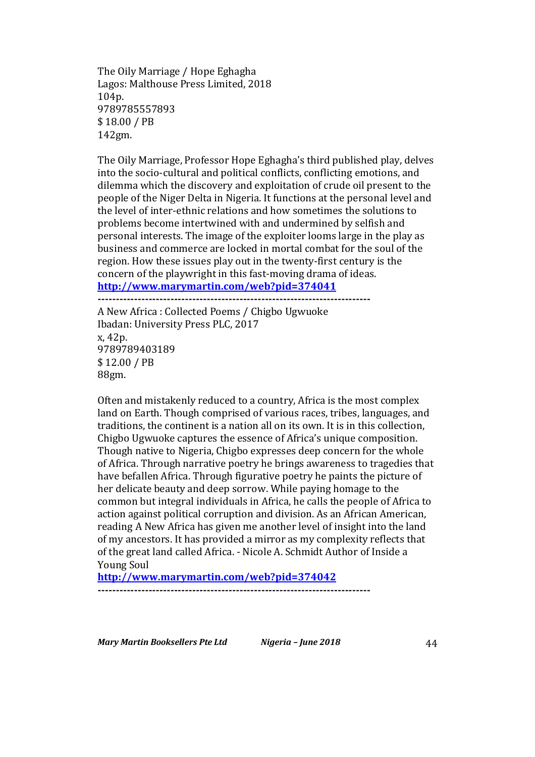The Oily Marriage / Hope Eghagha
Lagos: Malthouse Press Limited, 2018
104p.
9789785557893
$ 18.00 / PB
142gm.

The Oily Marriage, Professor Hope Eghagha's third published play, delves into the socio-cultural and political conflicts, conflicting emotions, and dilemma which the discovery and exploitation of crude oil present to the people of the Niger Delta in Nigeria. It functions at the personal level and the level of inter-ethnic relations and how sometimes the solutions to problems become intertwined with and undermined by selfish and personal interests. The image of the exploiter looms large in the play as business and commerce are locked in mortal combat for the soul of the region. How these issues play out in the twenty-first century is the concern of the playwright in this fast-moving drama of ideas.
**http://www.marymartin.com/web?pid=374041**

---

A New Africa : Collected Poems / Chigbo Ugwuoke
Ibadan: University Press PLC, 2017
x, 42p.
9789789403189
$ 12.00 / PB
88gm.

Often and mistakenly reduced to a country, Africa is the most complex land on Earth. Though comprised of various races, tribes, languages, and traditions, the continent is a nation all on its own. It is in this collection, Chigbo Ugwuoke captures the essence of Africa's unique composition. Though native to Nigeria, Chigbo expresses deep concern for the whole of Africa. Through narrative poetry he brings awareness to tragedies that have befallen Africa. Through figurative poetry he paints the picture of her delicate beauty and deep sorrow. While paying homage to the common but integral individuals in Africa, he calls the people of Africa to action against political corruption and division. As an African American, reading A New Africa has given me another level of insight into the land of my ancestors. It has provided a mirror as my complexity reflects that of the great land called Africa. - Nicole A. Schmidt Author of Inside a Young Soul
**http://www.marymartin.com/web?pid=374042**

---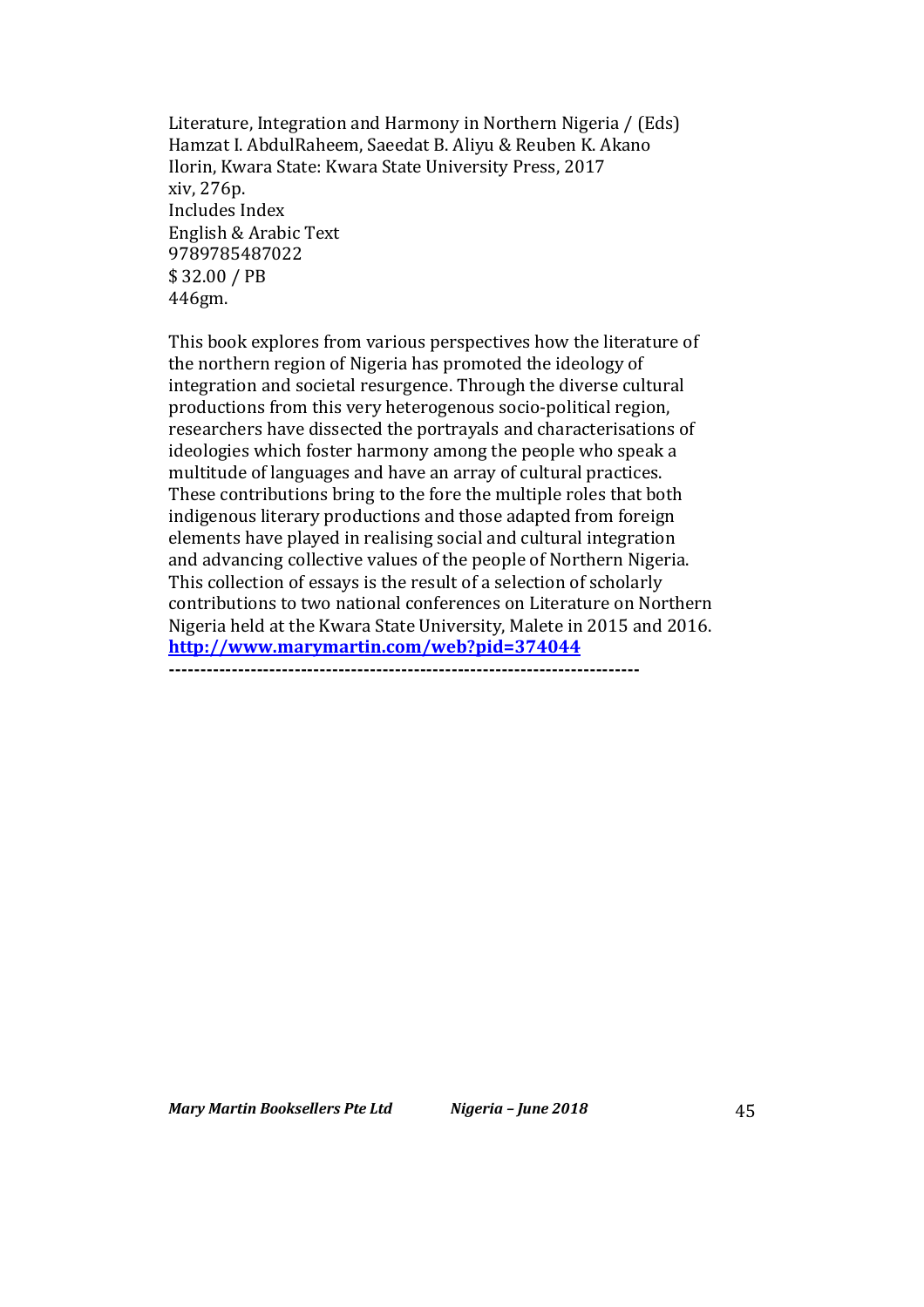Literature, Integration and Harmony in Northern Nigeria / (Eds) Hamzat I. AbdulRaheem, Saeedat B. Aliyu & Reuben K. Akano
Ilorin, Kwara State: Kwara State University Press, 2017
xiv, 276p.
Includes Index
English & Arabic Text
9789785487022
$ 32.00 / PB
446gm.

This book explores from various perspectives how the literature of the northern region of Nigeria has promoted the ideology of integration and societal resurgence. Through the diverse cultural productions from this very heterogenous socio-political region, researchers have dissected the portrayals and characterisations of ideologies which foster harmony among the people who speak a multitude of languages and have an array of cultural practices. These contributions bring to the fore the multiple roles that both indigenous literary productions and those adapted from foreign elements have played in realising social and cultural integration and advancing collective values of the people of Northern Nigeria. This collection of essays is the result of a selection of scholarly contributions to two national conferences on Literature on Northern Nigeria held at the Kwara State University, Malete in 2015 and 2016.
**http://www.marymartin.com/web?pid=374044**

---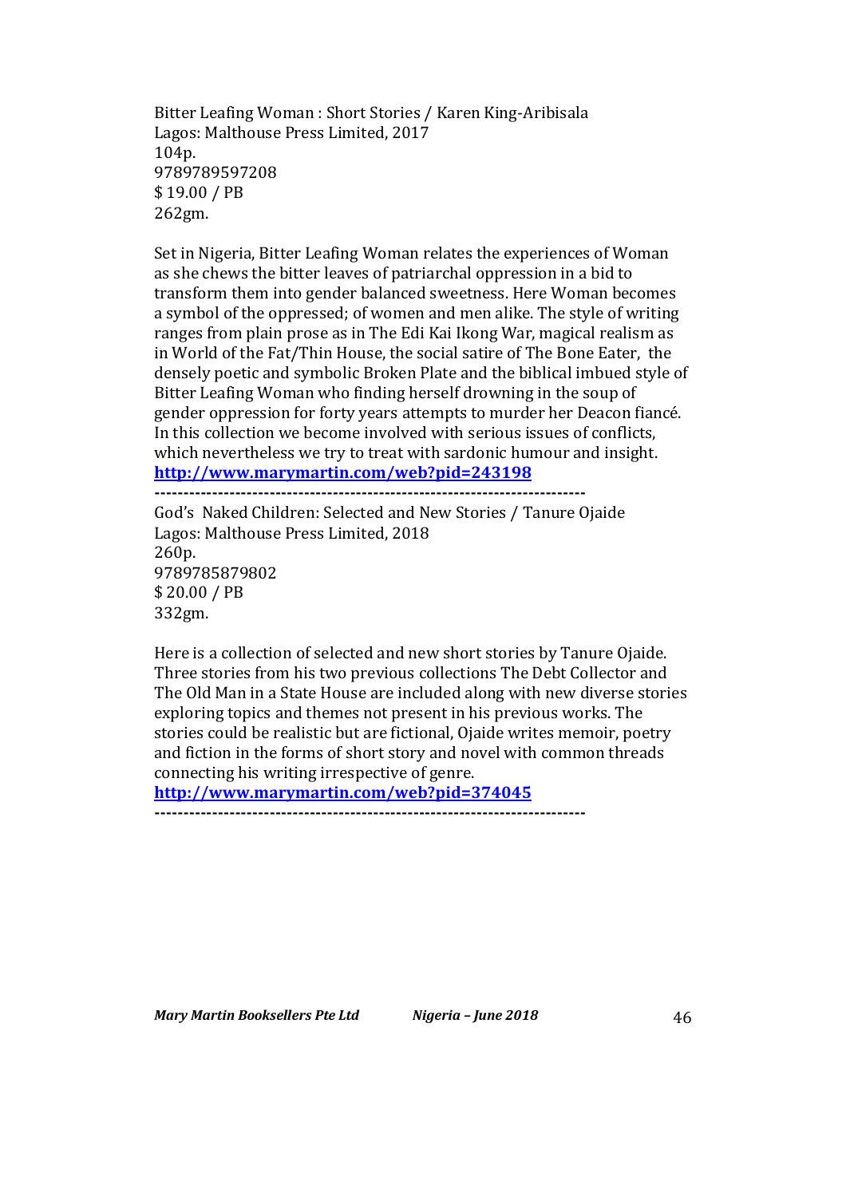Bitter Leafing Woman : Short Stories / Karen King-Aribisala
Lagos: Malthouse Press Limited, 2017
104p.
9789789597208
$ 19.00 / PB
262gm.

Set in Nigeria, Bitter Leafing Woman relates the experiences of Woman as she chews the bitter leaves of patriarchal oppression in a bid to transform them into gender balanced sweetness. Here Woman becomes a symbol of the oppressed; of women and men alike. The style of writing ranges from plain prose as in The Edi Kai Ikong War, magical realism as in World of the Fat/Thin House, the social satire of The Bone Eater, the densely poetic and symbolic Broken Plate and the biblical imbued style of Bitter Leafing Woman who finding herself drowning in the soup of gender oppression for forty years attempts to murder her Deacon fiancé. In this collection we become involved with serious issues of conflicts, which nevertheless we try to treat with sardonic humour and insight.
**http://www.marymartin.com/web?pid=243198**

---

God's Naked Children: Selected and New Stories / Tanure Ojaide
Lagos: Malthouse Press Limited, 2018
260p.
9789785879802
$ 20.00 / PB
332gm.

Here is a collection of selected and new short stories by Tanure Ojaide. Three stories from his two previous collections The Debt Collector and The Old Man in a State House are included along with new diverse stories exploring topics and themes not present in his previous works. The stories could be realistic but are fictional, Ojaide writes memoir, poetry and fiction in the forms of short story and novel with common threads connecting his writing irrespective of genre.
**http://www.marymartin.com/web?pid=374045**

---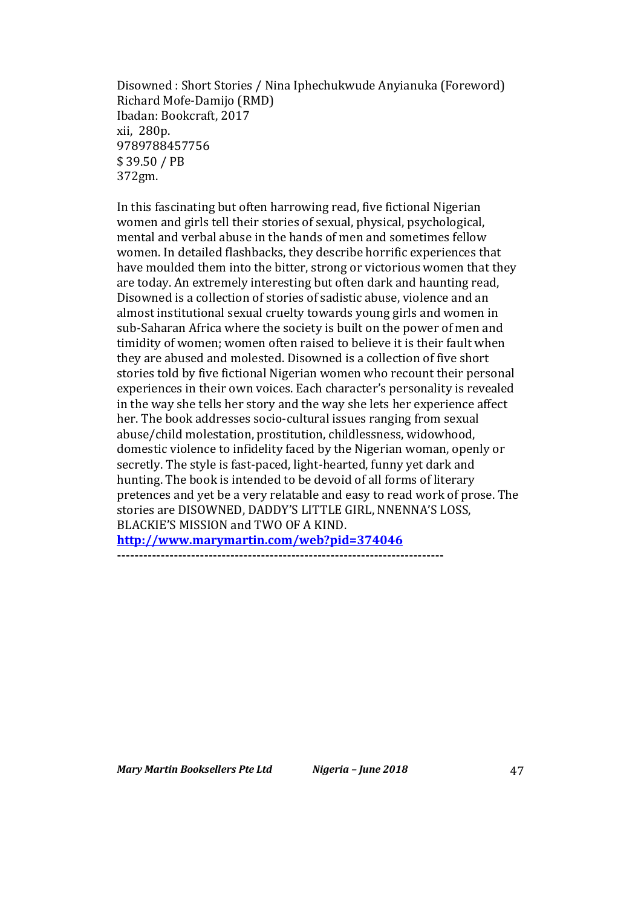Disowned : Short Stories / Nina Iphechukwude Anyianuka (Foreword) Richard Mofe-Damijo (RMD)
Ibadan: Bookcraft, 2017
xii, 280p.
9789788457756
$ 39.50 / PB
372gm.

In this fascinating but often harrowing read, five fictional Nigerian women and girls tell their stories of sexual, physical, psychological, mental and verbal abuse in the hands of men and sometimes fellow women. In detailed flashbacks, they describe horrific experiences that have moulded them into the bitter, strong or victorious women that they are today. An extremely interesting but often dark and haunting read, Disowned is a collection of stories of sadistic abuse, violence and an almost institutional sexual cruelty towards young girls and women in sub-Saharan Africa where the society is built on the power of men and timidity of women; women often raised to believe it is their fault when they are abused and molested. Disowned is a collection of five short stories told by five fictional Nigerian women who recount their personal experiences in their own voices. Each character's personality is revealed in the way she tells her story and the way she lets her experience affect her. The book addresses socio-cultural issues ranging from sexual abuse/child molestation, prostitution, childlessness, widowhood, domestic violence to infidelity faced by the Nigerian woman, openly or secretly. The style is fast-paced, light-hearted, funny yet dark and hunting. The book is intended to be devoid of all forms of literary pretences and yet be a very relatable and easy to read work of prose. The stories are DISOWNED, DADDY'S LITTLE GIRL, NNENNA'S LOSS, BLACKIE'S MISSION and TWO OF A KIND.

**http://www.marymartin.com/web?pid=374046**

---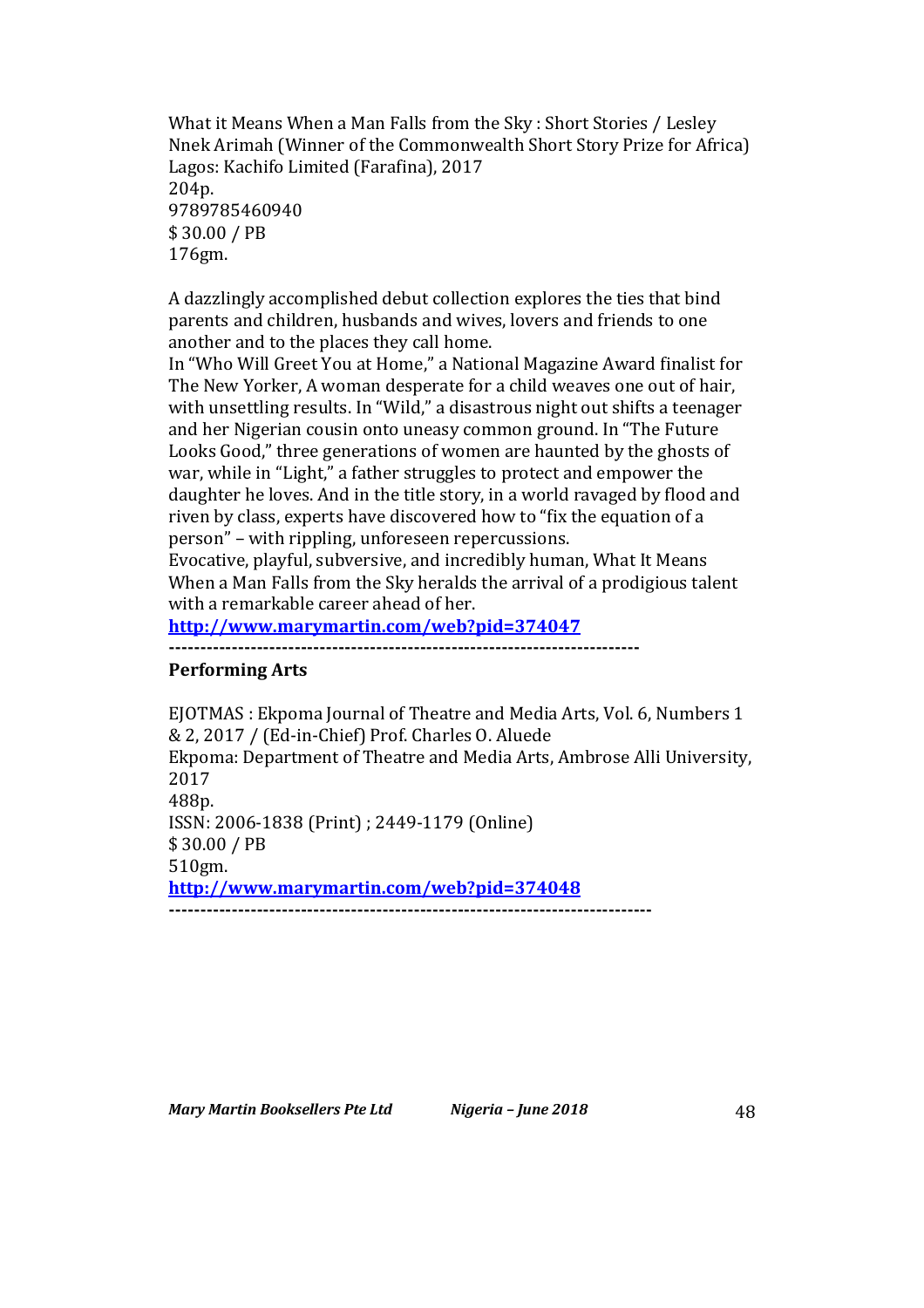What it Means When a Man Falls from the Sky : Short Stories / Lesley Nnek Arimah (Winner of the Commonwealth Short Story Prize for Africa)
Lagos: Kachifo Limited (Farafina), 2017
204p.
9789785460940
$ 30.00 / PB
176gm.

A dazzlingly accomplished debut collection explores the ties that bind parents and children, husbands and wives, lovers and friends to one another and to the places they call home.
In "Who Will Greet You at Home," a National Magazine Award finalist for The New Yorker, A woman desperate for a child weaves one out of hair, with unsettling results. In "Wild," a disastrous night out shifts a teenager and her Nigerian cousin onto uneasy common ground. In "The Future Looks Good," three generations of women are haunted by the ghosts of war, while in "Light," a father struggles to protect and empower the daughter he loves. And in the title story, in a world ravaged by flood and riven by class, experts have discovered how to "fix the equation of a person" – with rippling, unforeseen repercussions.
Evocative, playful, subversive, and incredibly human, What It Means When a Man Falls from the Sky heralds the arrival of a prodigious talent with a remarkable career ahead of her.
**http://www.marymartin.com/web?pid=374047**
---------------------------------------------------------------------------

**Performing Arts**

EJOTMAS : Ekpoma Journal of Theatre and Media Arts, Vol. 6, Numbers 1 & 2, 2017 / (Ed-in-Chief) Prof. Charles O. Aluede
Ekpoma: Department of Theatre and Media Arts, Ambrose Alli University, 2017
488p.
ISSN: 2006-1838 (Print) ; 2449-1179 (Online)
$ 30.00 / PB
510gm.
**http://www.marymartin.com/web?pid=374048**
---------------------------------------------------------------------------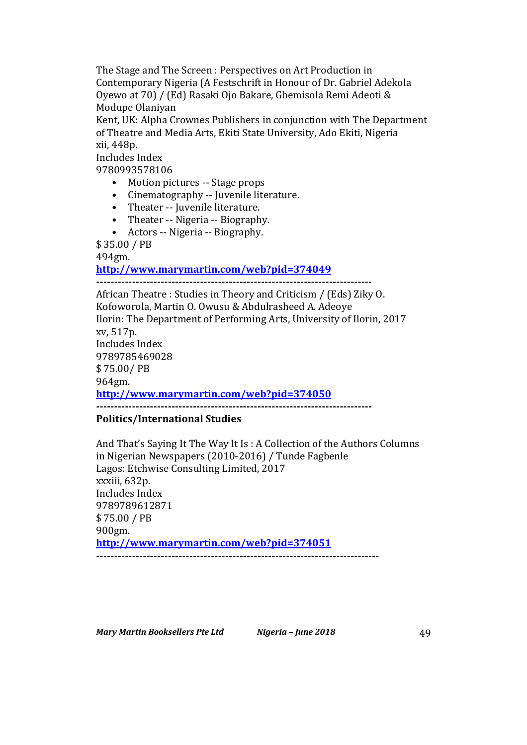The Stage and The Screen : Perspectives on Art Production in Contemporary Nigeria (A Festschrift in Honour of Dr. Gabriel Adekola Oyewo at 70) / (Ed) Rasaki Ojo Bakare, Gbemisola Remi Adeoti & Modupe Olaniyan
Kent, UK: Alpha Crownes Publishers in conjunction with The Department of Theatre and Media Arts, Ekiti State University, Ado Ekiti, Nigeria
xii, 448p.
Includes Index
9780993578106

- Motion pictures -- Stage props
- Cinematography -- Juvenile literature.
- Theater -- Juvenile literature.
- Theater -- Nigeria -- Biography.
- Actors -- Nigeria -- Biography.

$ 35.00 / PB
494gm.
**http://www.marymartin.com/web?pid=374049**

---

African Theatre : Studies in Theory and Criticism / (Eds) Ziky O. Kofoworola, Martin O. Owusu & Abdulrasheed A. Adeoye
Ilorin: The Department of Performing Arts, University of Ilorin, 2017
xv, 517p.
Includes Index
9789785469028
$ 75.00/ PB
964gm.
**http://www.marymartin.com/web?pid=374050**

---

**Politics/International Studies**

And That's Saying It The Way It Is : A Collection of the Authors Columns in Nigerian Newspapers (2010-2016) / Tunde Fagbenle
Lagos: Etchwise Consulting Limited, 2017
xxxiii, 632p.
Includes Index
9789789612871
$ 75.00 / PB
900gm.
**http://www.marymartin.com/web?pid=374051**

---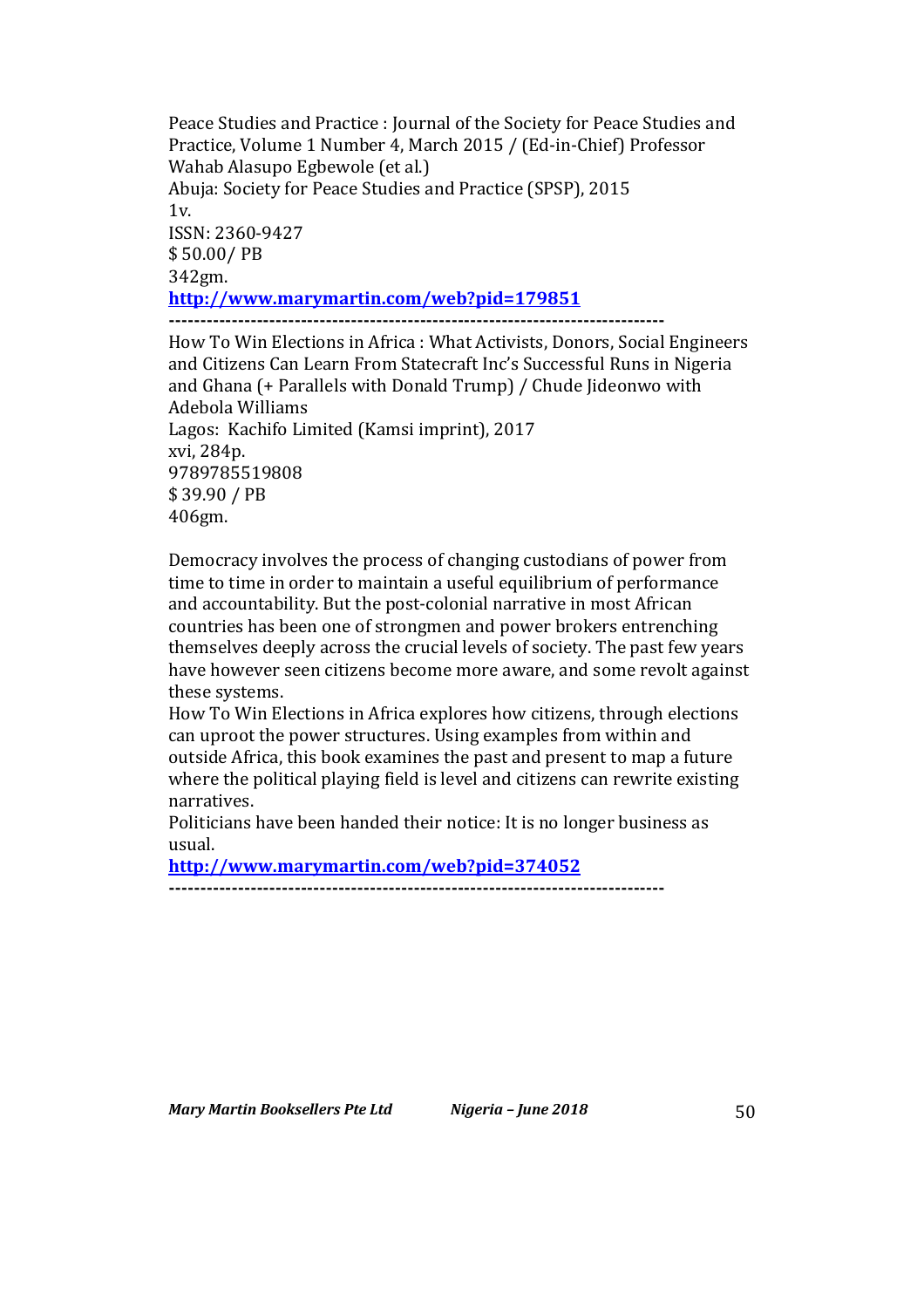Peace Studies and Practice : Journal of the Society for Peace Studies and Practice, Volume 1 Number 4, March 2015 / (Ed-in-Chief) Professor Wahab Alasupo Egbewole (et al.)  
Abuja: Society for Peace Studies and Practice (SPSP), 2015  
1v.  
ISSN: 2360-9427  
$ 50.00/ PB  
342gm.  
**http://www.marymartin.com/web?pid=179851**

---

How To Win Elections in Africa : What Activists, Donors, Social Engineers and Citizens Can Learn From Statecraft Inc's Successful Runs in Nigeria and Ghana (+ Parallels with Donald Trump) / Chude Jideonwo with Adebola Williams  
Lagos: Kachifo Limited (Kamsi imprint), 2017  
xvi, 284p.  
9789785519808  
$ 39.90 / PB  
406gm.

Democracy involves the process of changing custodians of power from time to time in order to maintain a useful equilibrium of performance and accountability. But the post-colonial narrative in most African countries has been one of strongmen and power brokers entrenching themselves deeply across the crucial levels of society. The past few years have however seen citizens become more aware, and some revolt against these systems.  
How To Win Elections in Africa explores how citizens, through elections can uproot the power structures. Using examples from within and outside Africa, this book examines the past and present to map a future where the political playing field is level and citizens can rewrite existing narratives.  
Politicians have been handed their notice: It is no longer business as usual.  
**http://www.marymartin.com/web?pid=374052**

---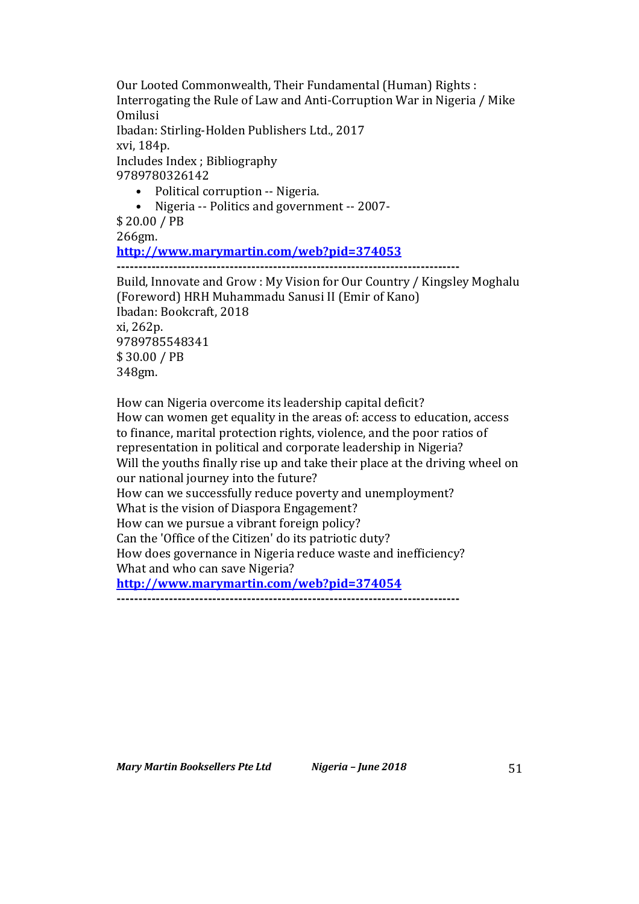Our Looted Commonwealth, Their Fundamental (Human) Rights : Interrogating the Rule of Law and Anti-Corruption War in Nigeria / Mike Omilusi  
Ibadan: Stirling-Holden Publishers Ltd., 2017  
xvi, 184p.  
Includes Index ; Bibliography  
9789780326142  

- Political corruption -- Nigeria.
- Nigeria -- Politics and government -- 2007-

$ 20.00 / PB  
266gm.  
**http://www.marymartin.com/web?pid=374053**

-------------------------------------------------------------------------------

Build, Innovate and Grow : My Vision for Our Country / Kingsley Moghalu (Foreword) HRH Muhammadu Sanusi II (Emir of Kano)  
Ibadan: Bookcraft, 2018  
xi, 262p.  
9789785548341  
$ 30.00 / PB  
348gm.

How can Nigeria overcome its leadership capital deficit?  
How can women get equality in the areas of: access to education, access to finance, marital protection rights, violence, and the poor ratios of representation in political and corporate leadership in Nigeria?  
Will the youths finally rise up and take their place at the driving wheel on our national journey into the future?  
How can we successfully reduce poverty and unemployment?  
What is the vision of Diaspora Engagement?  
How can we pursue a vibrant foreign policy?  
Can the 'Office of the Citizen' do its patriotic duty?  
How does governance in Nigeria reduce waste and inefficiency?  
What and who can save Nigeria?  
**http://www.marymartin.com/web?pid=374054**

-------------------------------------------------------------------------------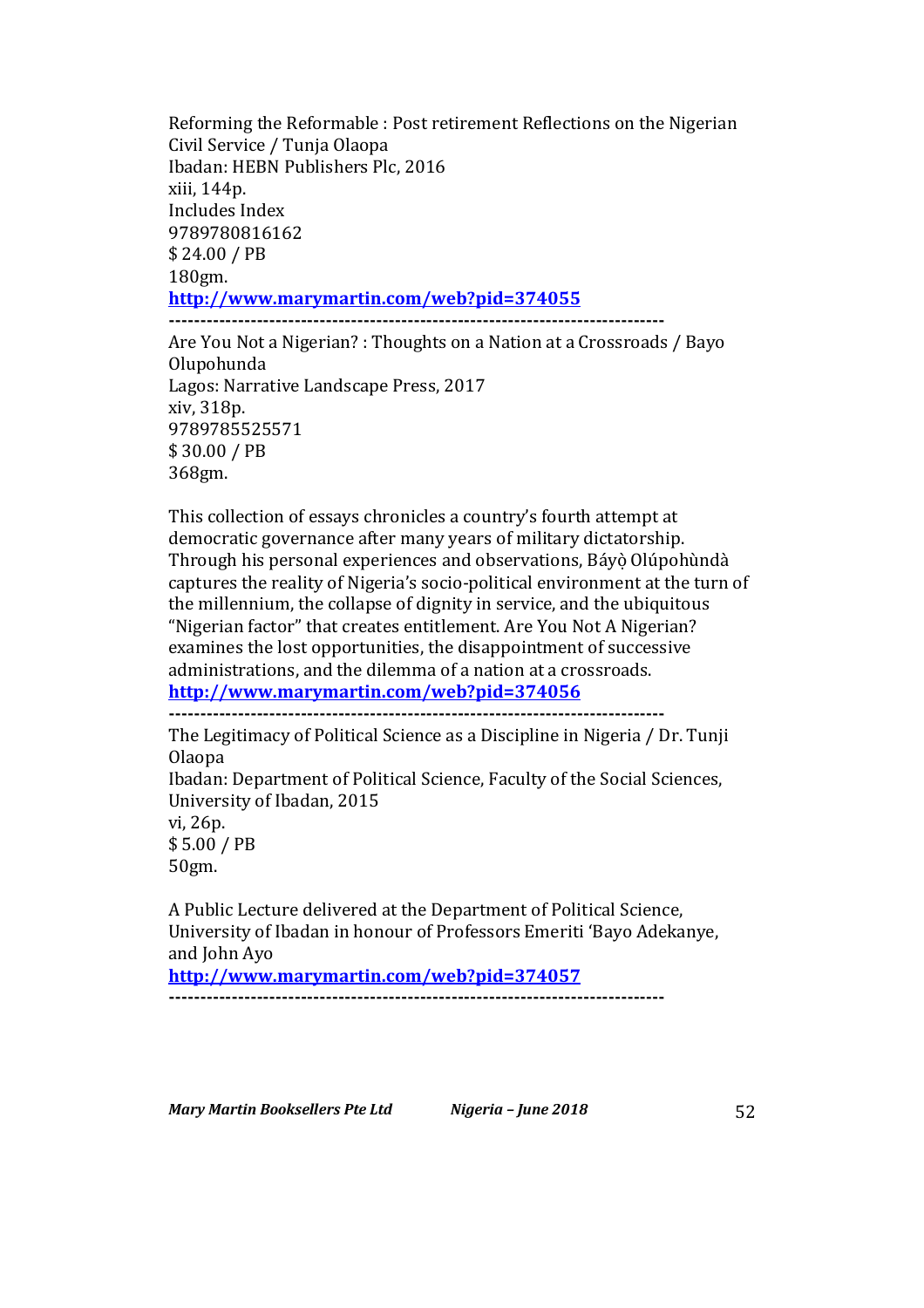Reforming the Reformable : Post retirement Reflections on the Nigerian Civil Service / Tunja Olaopa
Ibadan: HEBN Publishers Plc, 2016
xiii, 144p.
Includes Index
9789780816162
$ 24.00 / PB
180gm.
**http://www.marymartin.com/web?pid=374055**

---

Are You Not a Nigerian? : Thoughts on a Nation at a Crossroads / Bayo Olupohunda
Lagos: Narrative Landscape Press, 2017
xiv, 318p.
9789785525571
$ 30.00 / PB
368gm.

This collection of essays chronicles a country's fourth attempt at democratic governance after many years of military dictatorship. Through his personal experiences and observations, Báyọ̀ Olúpohùndà captures the reality of Nigeria's socio-political environment at the turn of the millennium, the collapse of dignity in service, and the ubiquitous "Nigerian factor" that creates entitlement. Are You Not A Nigerian? examines the lost opportunities, the disappointment of successive administrations, and the dilemma of a nation at a crossroads.
**http://www.marymartin.com/web?pid=374056**

---

The Legitimacy of Political Science as a Discipline in Nigeria / Dr. Tunji Olaopa
Ibadan: Department of Political Science, Faculty of the Social Sciences, University of Ibadan, 2015
vi, 26p.
$ 5.00 / PB
50gm.

A Public Lecture delivered at the Department of Political Science, University of Ibadan in honour of Professors Emeriti 'Bayo Adekanye, and John Ayo
**http://www.marymartin.com/web?pid=374057**

---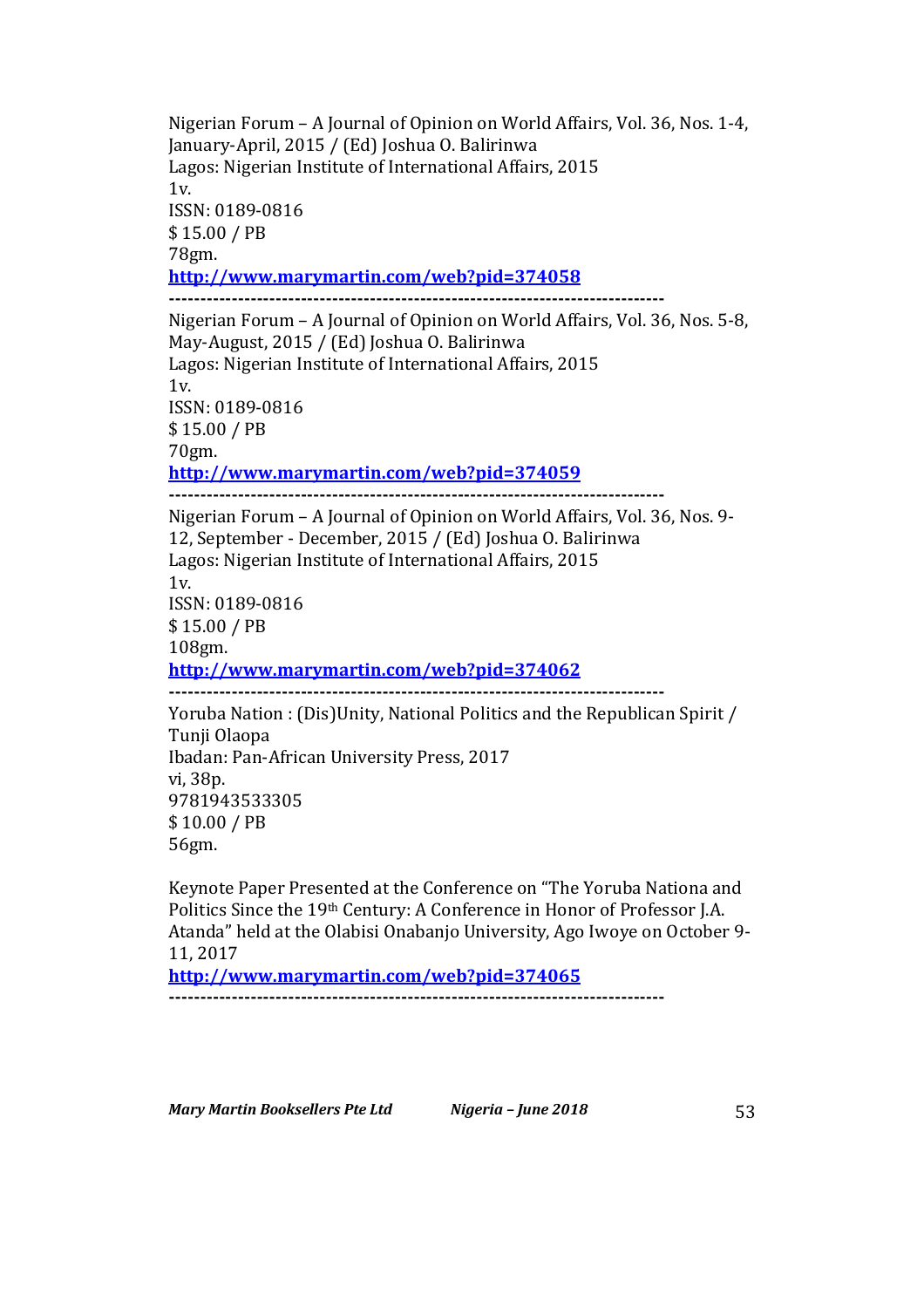Nigerian Forum – A Journal of Opinion on World Affairs, Vol. 36, Nos. 1-4, January-April, 2015 / (Ed) Joshua O. Balirinwa
Lagos: Nigerian Institute of International Affairs, 2015
1v.
ISSN: 0189-0816
$ 15.00 / PB
78gm.
**http://www.marymartin.com/web?pid=374058**

---

Nigerian Forum – A Journal of Opinion on World Affairs, Vol. 36, Nos. 5-8, May-August, 2015 / (Ed) Joshua O. Balirinwa
Lagos: Nigerian Institute of International Affairs, 2015
1v.
ISSN: 0189-0816
$ 15.00 / PB
70gm.
**http://www.marymartin.com/web?pid=374059**

---

Nigerian Forum – A Journal of Opinion on World Affairs, Vol. 36, Nos. 9-12, September - December, 2015 / (Ed) Joshua O. Balirinwa
Lagos: Nigerian Institute of International Affairs, 2015
1v.
ISSN: 0189-0816
$ 15.00 / PB
108gm.
**http://www.marymartin.com/web?pid=374062**

---

Yoruba Nation : (Dis)Unity, National Politics and the Republican Spirit / Tunji Olaopa
Ibadan: Pan-African University Press, 2017
vi, 38p.
9781943533305
$ 10.00 / PB
56gm.

Keynote Paper Presented at the Conference on "The Yoruba Nationa and Politics Since the 19th Century: A Conference in Honor of Professor J.A. Atanda" held at the Olabisi Onabanjo University, Ago Iwoye on October 9-11, 2017
**http://www.marymartin.com/web?pid=374065**

---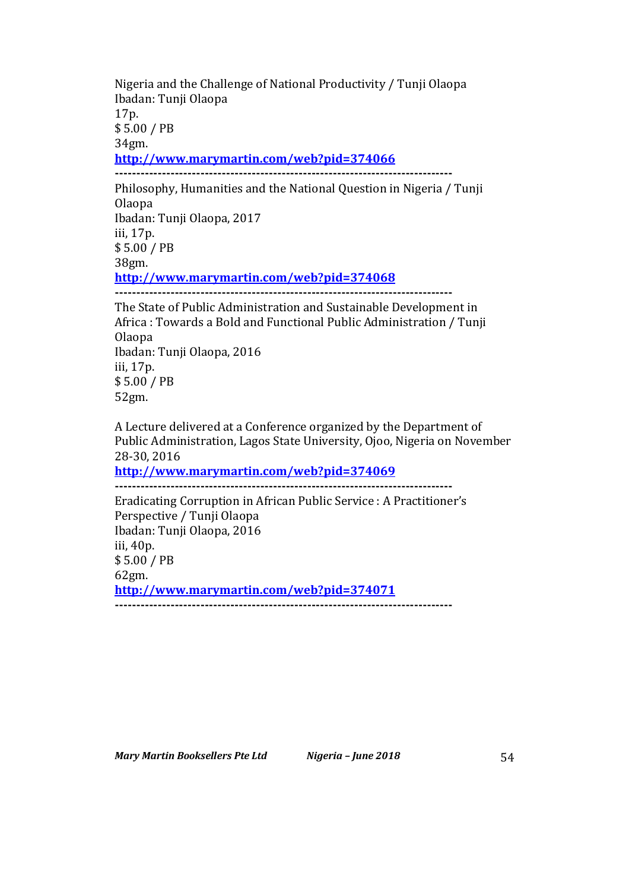Nigeria and the Challenge of National Productivity / Tunji Olaopa
Ibadan: Tunji Olaopa
17p.
$ 5.00 / PB
34gm.
**[http://www.marymartin.com/web?pid=374066](http://www.marymartin.com/web?pid=374066)**

-----------------------------------------------------------------------------

Philosophy, Humanities and the National Question in Nigeria / Tunji Olaopa
Ibadan: Tunji Olaopa, 2017
iii, 17p.
$ 5.00 / PB
38gm.
**[http://www.marymartin.com/web?pid=374068](http://www.marymartin.com/web?pid=374068)**

-----------------------------------------------------------------------------

The State of Public Administration and Sustainable Development in Africa : Towards a Bold and Functional Public Administration / Tunji Olaopa
Ibadan: Tunji Olaopa, 2016
iii, 17p.
$ 5.00 / PB
52gm.

A Lecture delivered at a Conference organized by the Department of Public Administration, Lagos State University, Ojoo, Nigeria on November 28-30, 2016
**[http://www.marymartin.com/web?pid=374069](http://www.marymartin.com/web?pid=374069)**

-----------------------------------------------------------------------------

Eradicating Corruption in African Public Service : A Practitioner's Perspective / Tunji Olaopa
Ibadan: Tunji Olaopa, 2016
iii, 40p.
$ 5.00 / PB
62gm.
**[http://www.marymartin.com/web?pid=374071](http://www.marymartin.com/web?pid=374071)**

-----------------------------------------------------------------------------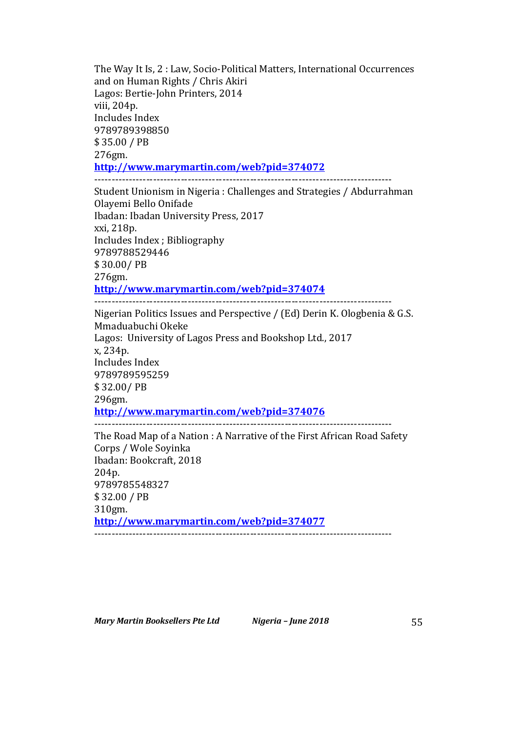The Way It Is, 2 : Law, Socio-Political Matters, International Occurrences and on Human Rights / Chris Akiri  
Lagos: Bertie-John Printers, 2014  
viii, 204p.  
Includes Index  
9789789398850  
$ 35.00 / PB  
276gm.  
**http://www.marymartin.com/web?pid=374072**

---

Student Unionism in Nigeria : Challenges and Strategies / Abdurrahman Olayemi Bello Onifade  
Ibadan: Ibadan University Press, 2017  
xxi, 218p.  
Includes Index ; Bibliography  
9789788529446  
$ 30.00/ PB  
276gm.  
**http://www.marymartin.com/web?pid=374074**

---

Nigerian Politics Issues and Perspective / (Ed) Derin K. Ologbenia & G.S. Mmaduabuchi Okeke  
Lagos: University of Lagos Press and Bookshop Ltd., 2017  
x, 234p.  
Includes Index  
9789789595259  
$ 32.00/ PB  
296gm.  
**http://www.marymartin.com/web?pid=374076**

---

The Road Map of a Nation : A Narrative of the First African Road Safety Corps / Wole Soyinka  
Ibadan: Bookcraft, 2018  
204p.  
9789785548327  
$ 32.00 / PB  
310gm.  
**http://www.marymartin.com/web?pid=374077**

---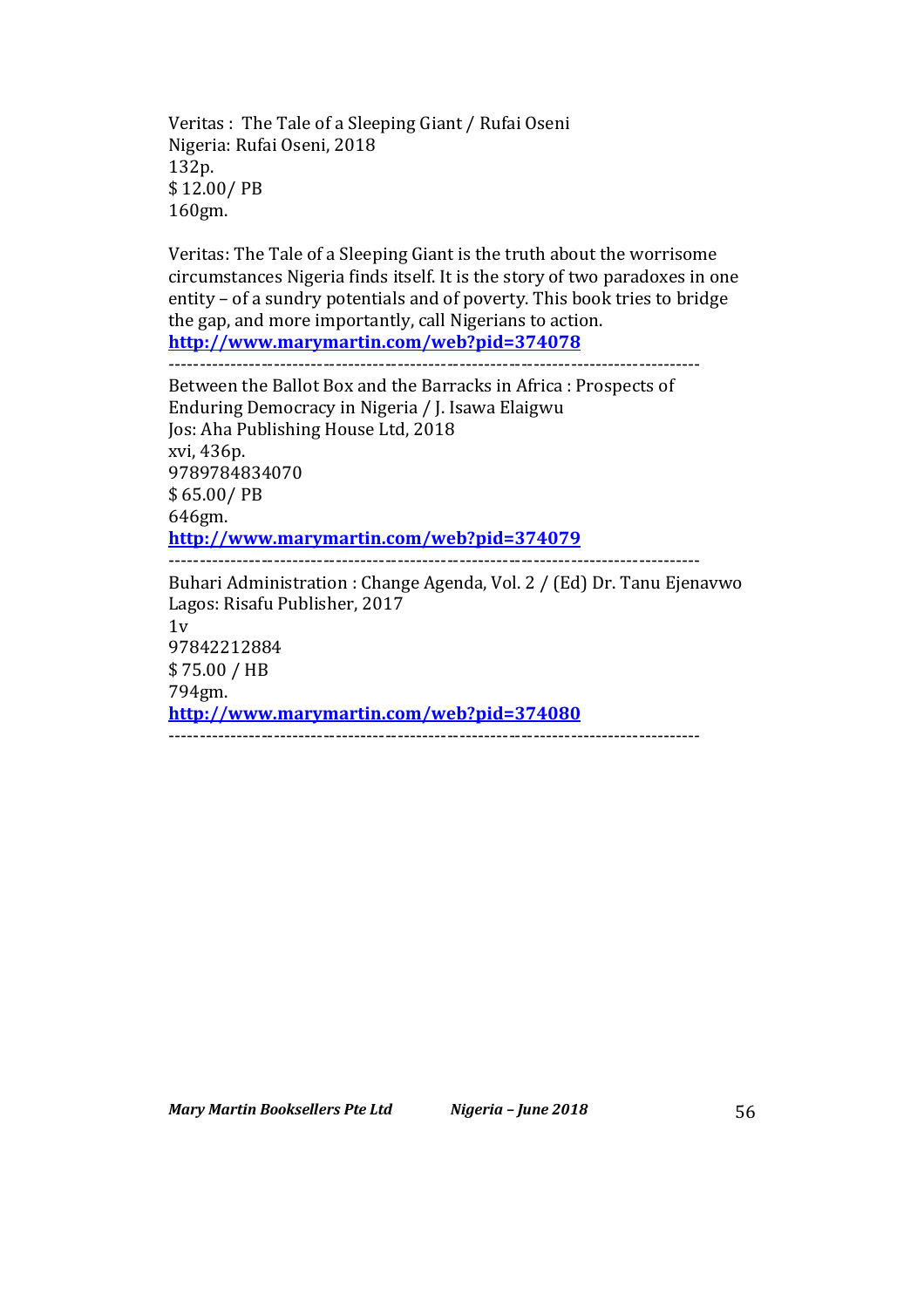Veritas : The Tale of a Sleeping Giant / Rufai Oseni
Nigeria: Rufai Oseni, 2018
132p.
$ 12.00/ PB
160gm.

Veritas: The Tale of a Sleeping Giant is the truth about the worrisome circumstances Nigeria finds itself. It is the story of two paradoxes in one entity – of a sundry potentials and of poverty. This book tries to bridge the gap, and more importantly, call Nigerians to action.
**http://www.marymartin.com/web?pid=374078**

---

Between the Ballot Box and the Barracks in Africa : Prospects of Enduring Democracy in Nigeria / J. Isawa Elaigwu
Jos: Aha Publishing House Ltd, 2018
xvi, 436p.
9789784834070
$ 65.00/ PB
646gm.
**http://www.marymartin.com/web?pid=374079**

---

Buhari Administration : Change Agenda, Vol. 2 / (Ed) Dr. Tanu Ejenavwo
Lagos: Risafu Publisher, 2017
1v
97842212884
$ 75.00 / HB
794gm.
**http://www.marymartin.com/web?pid=374080**

---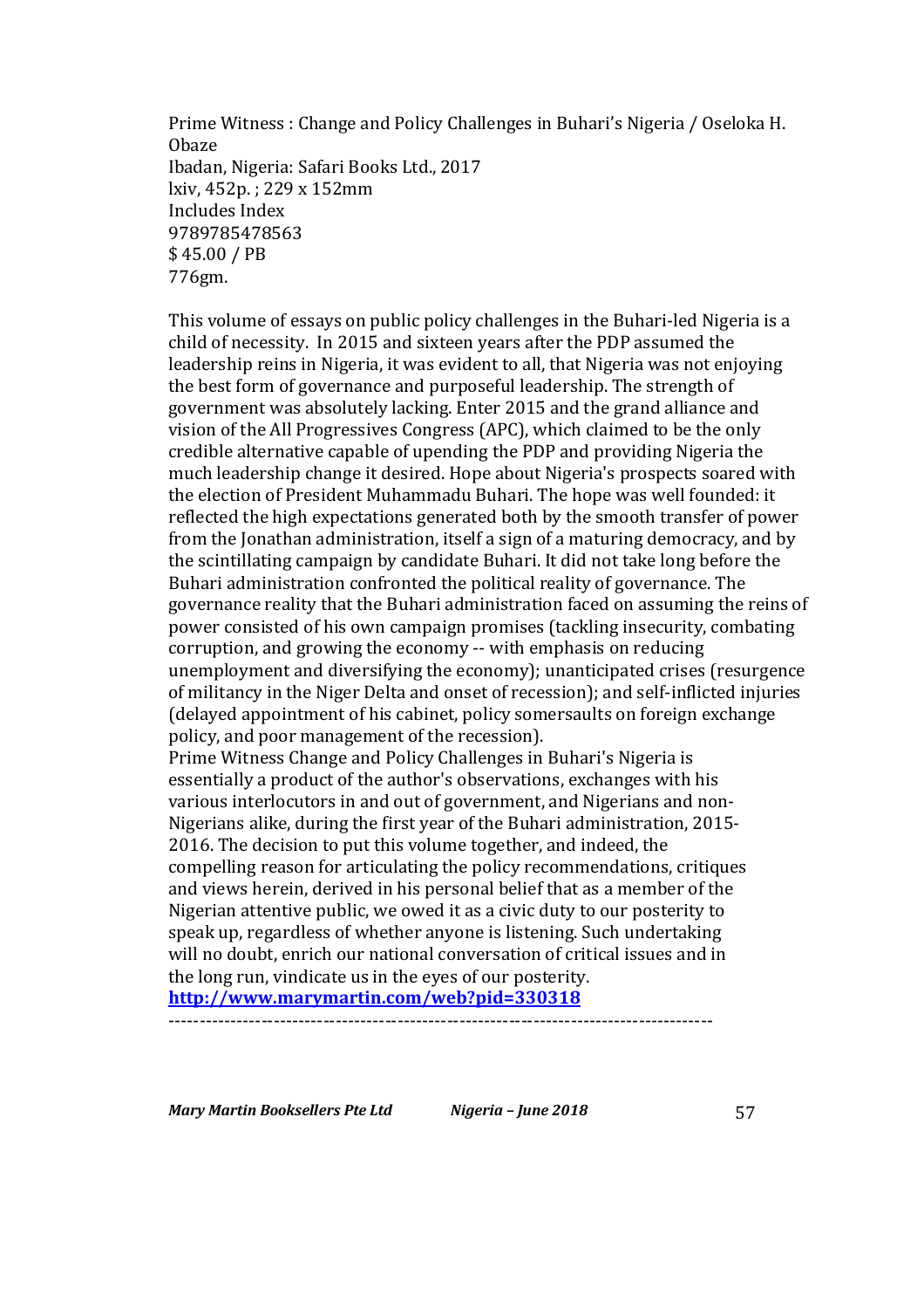Prime Witness : Change and Policy Challenges in Buhari's Nigeria / Oseloka H. Obaze
Ibadan, Nigeria: Safari Books Ltd., 2017
lxiv, 452p. ; 229 x 152mm
Includes Index
9789785478563
$ 45.00 / PB
776gm.

This volume of essays on public policy challenges in the Buhari-led Nigeria is a child of necessity. In 2015 and sixteen years after the PDP assumed the leadership reins in Nigeria, it was evident to all, that Nigeria was not enjoying the best form of governance and purposeful leadership. The strength of government was absolutely lacking. Enter 2015 and the grand alliance and vision of the All Progressives Congress (APC), which claimed to be the only credible alternative capable of upending the PDP and providing Nigeria the much leadership change it desired. Hope about Nigeria's prospects soared with the election of President Muhammadu Buhari. The hope was well founded: it reflected the high expectations generated both by the smooth transfer of power from the Jonathan administration, itself a sign of a maturing democracy, and by the scintillating campaign by candidate Buhari. It did not take long before the Buhari administration confronted the political reality of governance. The governance reality that the Buhari administration faced on assuming the reins of power consisted of his own campaign promises (tackling insecurity, combating corruption, and growing the economy -- with emphasis on reducing unemployment and diversifying the economy); unanticipated crises (resurgence of militancy in the Niger Delta and onset of recession); and self-inflicted injuries (delayed appointment of his cabinet, policy somersaults on foreign exchange policy, and poor management of the recession).
Prime Witness Change and Policy Challenges in Buhari's Nigeria is essentially a product of the author's observations, exchanges with his various interlocutors in and out of government, and Nigerians and non-Nigerians alike, during the first year of the Buhari administration, 2015-2016. The decision to put this volume together, and indeed, the compelling reason for articulating the policy recommendations, critiques and views herein, derived in his personal belief that as a member of the Nigerian attentive public, we owed it as a civic duty to our posterity to speak up, regardless of whether anyone is listening. Such undertaking will no doubt, enrich our national conversation of critical issues and in the long run, vindicate us in the eyes of our posterity.
**http://www.marymartin.com/web?pid=330318**

---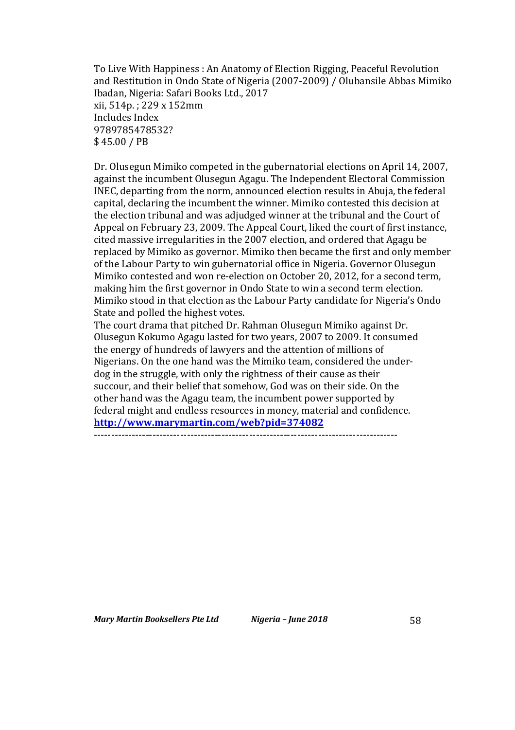To Live With Happiness : An Anatomy of Election Rigging, Peaceful Revolution and Restitution in Ondo State of Nigeria (2007-2009) / Olubansile Abbas Mimiko
Ibadan, Nigeria: Safari Books Ltd., 2017
xii, 514p. ; 229 x 152mm
Includes Index
9789785478532?
$ 45.00 / PB

Dr. Olusegun Mimiko competed in the gubernatorial elections on April 14, 2007, against the incumbent Olusegun Agagu. The Independent Electoral Commission INEC, departing from the norm, announced election results in Abuja, the federal capital, declaring the incumbent the winner. Mimiko contested this decision at the election tribunal and was adjudged winner at the tribunal and the Court of Appeal on February 23, 2009. The Appeal Court, liked the court of first instance, cited massive irregularities in the 2007 election, and ordered that Agagu be replaced by Mimiko as governor. Mimiko then became the first and only member of the Labour Party to win gubernatorial office in Nigeria. Governor Olusegun Mimiko contested and won re-election on October 20, 2012, for a second term, making him the first governor in Ondo State to win a second term election. Mimiko stood in that election as the Labour Party candidate for Nigeria's Ondo State and polled the highest votes.
The court drama that pitched Dr. Rahman Olusegun Mimiko against Dr. Olusegun Kokumo Agagu lasted for two years, 2007 to 2009. It consumed the energy of hundreds of lawyers and the attention of millions of Nigerians. On the one hand was the Mimiko team, considered the under-dog in the struggle, with only the rightness of their cause as their succour, and their belief that somehow, God was on their side. On the other hand was the Agagu team, the incumbent power supported by federal might and endless resources in money, material and confidence.
**http://www.marymartin.com/web?pid=374082**

---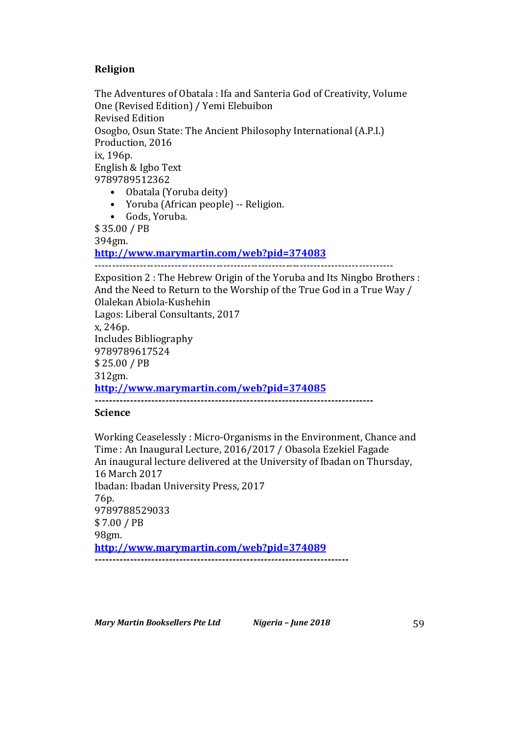## Religion

The Adventures of Obatala : Ifa and Santeria God of Creativity, Volume One (Revised Edition) / Yemi Elebuibon
Revised Edition
Osogbo, Osun State: The Ancient Philosophy International (A.P.I.) Production, 2016
ix, 196p.
English & Igbo Text
9789789512362

- Obatala (Yoruba deity)
- Yoruba (African people) -- Religion.
- Gods, Yoruba.

$ 35.00 / PB
394gm.
**http://www.marymartin.com/web?pid=374083**

-----------------------------------------------------------------------------------

Exposition 2 : The Hebrew Origin of the Yoruba and Its Ningbo Brothers : And the Need to Return to the Worship of the True God in a True Way / Olalekan Abiola-Kushehin
Lagos: Liberal Consultants, 2017
x, 246p.
Includes Bibliography
9789789617524
$ 25.00 / PB
312gm.
**http://www.marymartin.com/web?pid=374085**

-----------------------------------------------------------------------------------

## Science

Working Ceaselessly : Micro-Organisms in the Environment, Chance and Time : An Inaugural Lecture, 2016/2017 / Obasola Ezekiel Fagade
An inaugural lecture delivered at the University of Ibadan on Thursday, 16 March 2017
Ibadan: Ibadan University Press, 2017
76p.
9789788529033
$ 7.00 / PB
98gm.
**http://www.marymartin.com/web?pid=374089**

-----------------------------------------------------------------------------------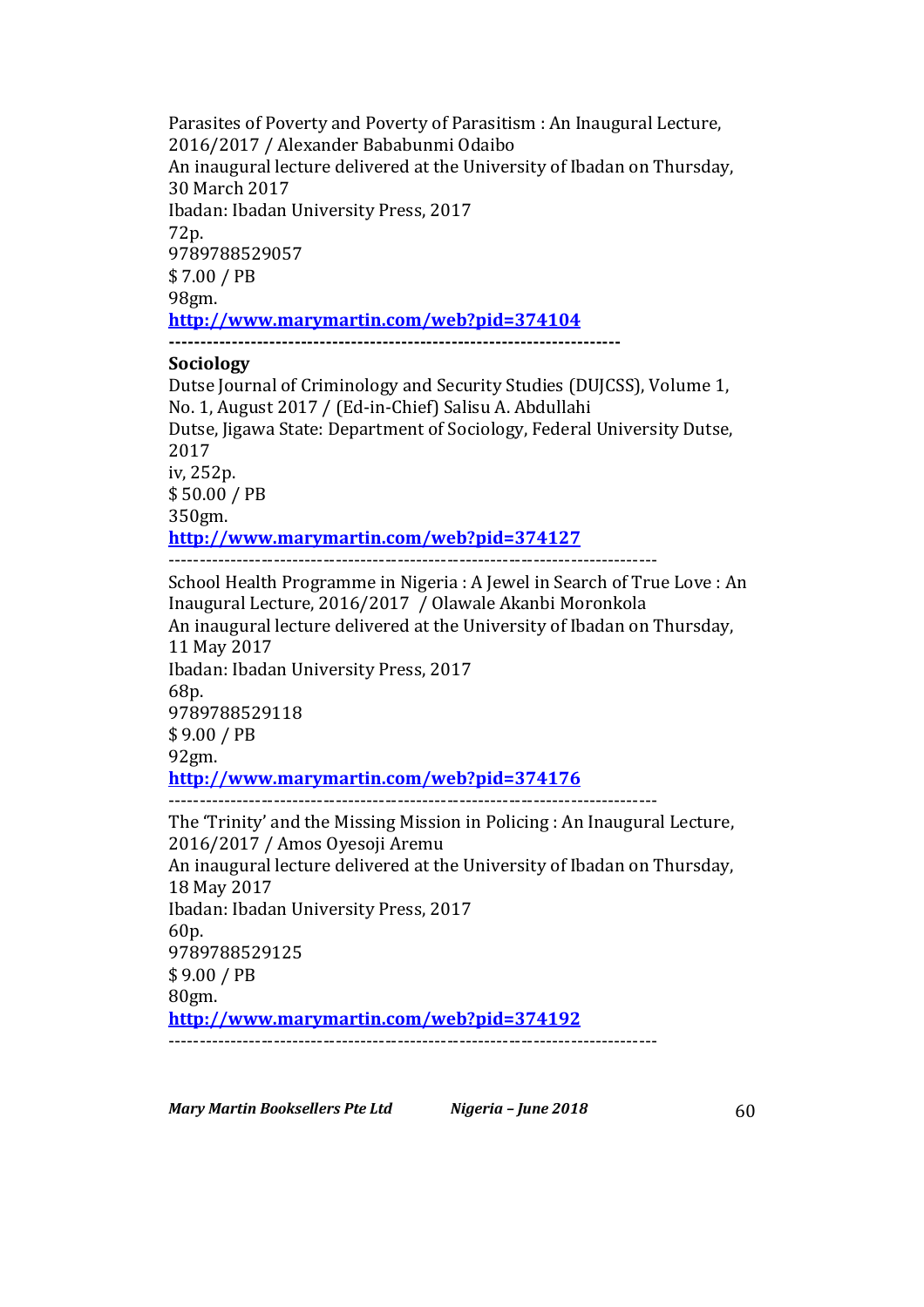Parasites of Poverty and Poverty of Parasitism : An Inaugural Lecture, 2016/2017 / Alexander Bababunmi Odaibo
An inaugural lecture delivered at the University of Ibadan on Thursday, 30 March 2017
Ibadan: Ibadan University Press, 2017
72p.
9789788529057
$ 7.00 / PB
98gm.
**http://www.marymartin.com/web?pid=374104**

---

**Sociology**

Dutse Journal of Criminology and Security Studies (DUJCSS), Volume 1, No. 1, August 2017 / (Ed-in-Chief) Salisu A. Abdullahi
Dutse, Jigawa State: Department of Sociology, Federal University Dutse, 2017
iv, 252p.
$ 50.00 / PB
350gm.
**http://www.marymartin.com/web?pid=374127**

---

School Health Programme in Nigeria : A Jewel in Search of True Love : An Inaugural Lecture, 2016/2017 / Olawale Akanbi Moronkola
An inaugural lecture delivered at the University of Ibadan on Thursday, 11 May 2017
Ibadan: Ibadan University Press, 2017
68p.
9789788529118
$ 9.00 / PB
92gm.
**http://www.marymartin.com/web?pid=374176**

---

The 'Trinity' and the Missing Mission in Policing : An Inaugural Lecture, 2016/2017 / Amos Oyesoji Aremu
An inaugural lecture delivered at the University of Ibadan on Thursday, 18 May 2017
Ibadan: Ibadan University Press, 2017
60p.
9789788529125
$ 9.00 / PB
80gm.
**http://www.marymartin.com/web?pid=374192**

---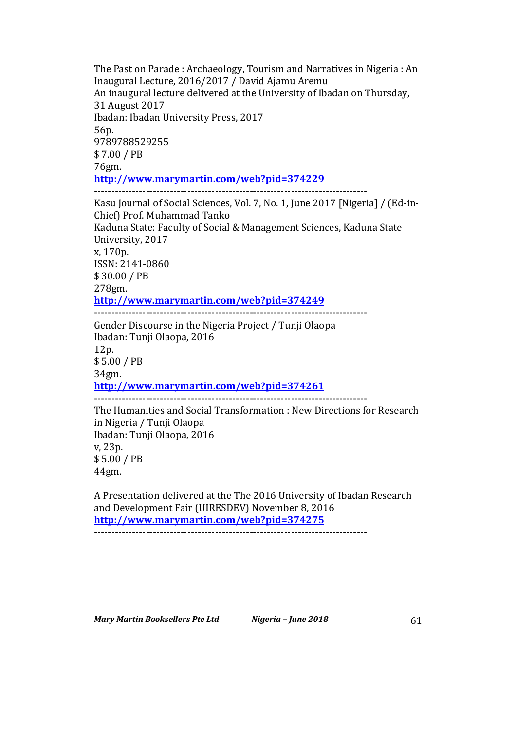The Past on Parade : Archaeology, Tourism and Narratives in Nigeria : An Inaugural Lecture, 2016/2017 / David Ajamu Aremu
An inaugural lecture delivered at the University of Ibadan on Thursday, 31 August 2017
Ibadan: Ibadan University Press, 2017
56p.
9789788529255
$ 7.00 / PB
76gm.
**http://www.marymartin.com/web?pid=374229**

-------------------------------------------------------------------------------

Kasu Journal of Social Sciences, Vol. 7, No. 1, June 2017 [Nigeria] / (Ed-in-Chief) Prof. Muhammad Tanko
Kaduna State: Faculty of Social & Management Sciences, Kaduna State University, 2017
x, 170p.
ISSN: 2141-0860
$ 30.00 / PB
278gm.
**http://www.marymartin.com/web?pid=374249**

-------------------------------------------------------------------------------

Gender Discourse in the Nigeria Project / Tunji Olaopa
Ibadan: Tunji Olaopa, 2016
12p.
$ 5.00 / PB
34gm.
**http://www.marymartin.com/web?pid=374261**

-------------------------------------------------------------------------------

The Humanities and Social Transformation : New Directions for Research in Nigeria / Tunji Olaopa
Ibadan: Tunji Olaopa, 2016
v, 23p.
$ 5.00 / PB
44gm.

A Presentation delivered at the The 2016 University of Ibadan Research and Development Fair (UIRESDEV) November 8, 2016
**http://www.marymartin.com/web?pid=374275**

-------------------------------------------------------------------------------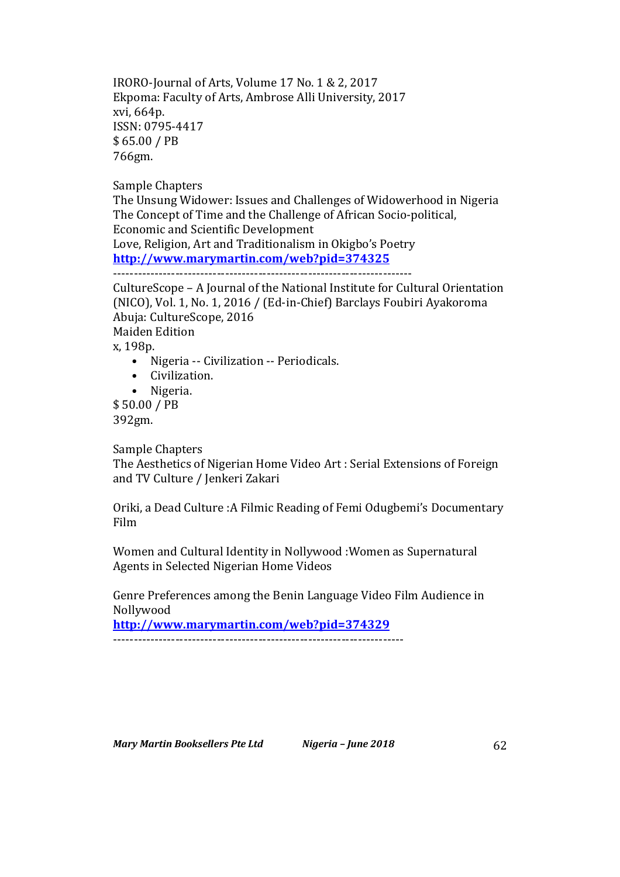IRORO-Journal of Arts, Volume 17 No. 1 & 2, 2017
Ekpoma: Faculty of Arts, Ambrose Alli University, 2017
xvi, 664p.
ISSN: 0795-4417
$ 65.00 / PB
766gm.

Sample Chapters
The Unsung Widower: Issues and Challenges of Widowerhood in Nigeria
The Concept of Time and the Challenge of African Socio-political, Economic and Scientific Development
Love, Religion, Art and Traditionalism in Okigbo's Poetry
**http://www.marymartin.com/web?pid=374325**

---

CultureScope – A Journal of the National Institute for Cultural Orientation (NICO), Vol. 1, No. 1, 2016 / (Ed-in-Chief) Barclays Foubiri Ayakoroma
Abuja: CultureScope, 2016
Maiden Edition
x, 198p.

- Nigeria -- Civilization -- Periodicals.
- Civilization.
- Nigeria.

$ 50.00 / PB
392gm.

Sample Chapters
The Aesthetics of Nigerian Home Video Art : Serial Extensions of Foreign and TV Culture / Jenkeri Zakari

Oriki, a Dead Culture :A Filmic Reading of Femi Odugbemi's Documentary Film

Women and Cultural Identity in Nollywood :Women as Supernatural Agents in Selected Nigerian Home Videos

Genre Preferences among the Benin Language Video Film Audience in Nollywood
**http://www.marymartin.com/web?pid=374329**

---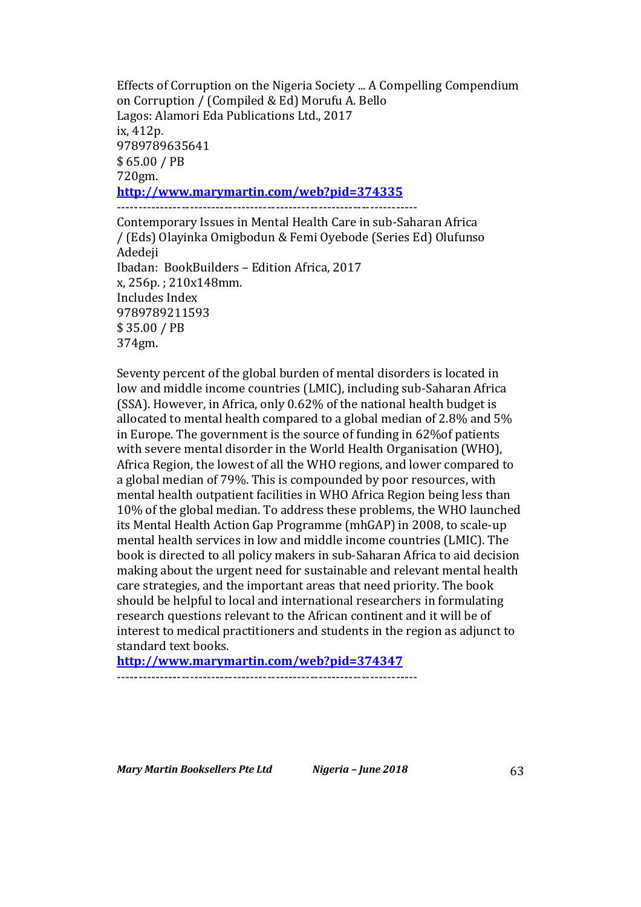Effects of Corruption on the Nigeria Society ... A Compelling Compendium on Corruption / (Compiled & Ed) Morufu A. Bello
Lagos: Alamori Eda Publications Ltd., 2017
ix, 412p.
9789789635641
$ 65.00 / PB
720gm.
**http://www.marymartin.com/web?pid=374335**

---

Contemporary Issues in Mental Health Care in sub-Saharan Africa / (Eds) Olayinka Omigbodun & Femi Oyebode (Series Ed) Olufunso Adedeji
Ibadan: BookBuilders – Edition Africa, 2017
x, 256p. ; 210x148mm.
Includes Index
9789789211593
$ 35.00 / PB
374gm.

Seventy percent of the global burden of mental disorders is located in low and middle income countries (LMIC), including sub-Saharan Africa (SSA). However, in Africa, only 0.62% of the national health budget is allocated to mental health compared to a global median of 2.8% and 5% in Europe. The government is the source of funding in 62%of patients with severe mental disorder in the World Health Organisation (WHO), Africa Region, the lowest of all the WHO regions, and lower compared to a global median of 79%. This is compounded by poor resources, with mental health outpatient facilities in WHO Africa Region being less than 10% of the global median. To address these problems, the WHO launched its Mental Health Action Gap Programme (mhGAP) in 2008, to scale-up mental health services in low and middle income countries (LMIC). The book is directed to all policy makers in sub-Saharan Africa to aid decision making about the urgent need for sustainable and relevant mental health care strategies, and the important areas that need priority. The book should be helpful to local and international researchers in formulating research questions relevant to the African continent and it will be of interest to medical practitioners and students in the region as adjunct to standard text books.
**http://www.marymartin.com/web?pid=374347**

---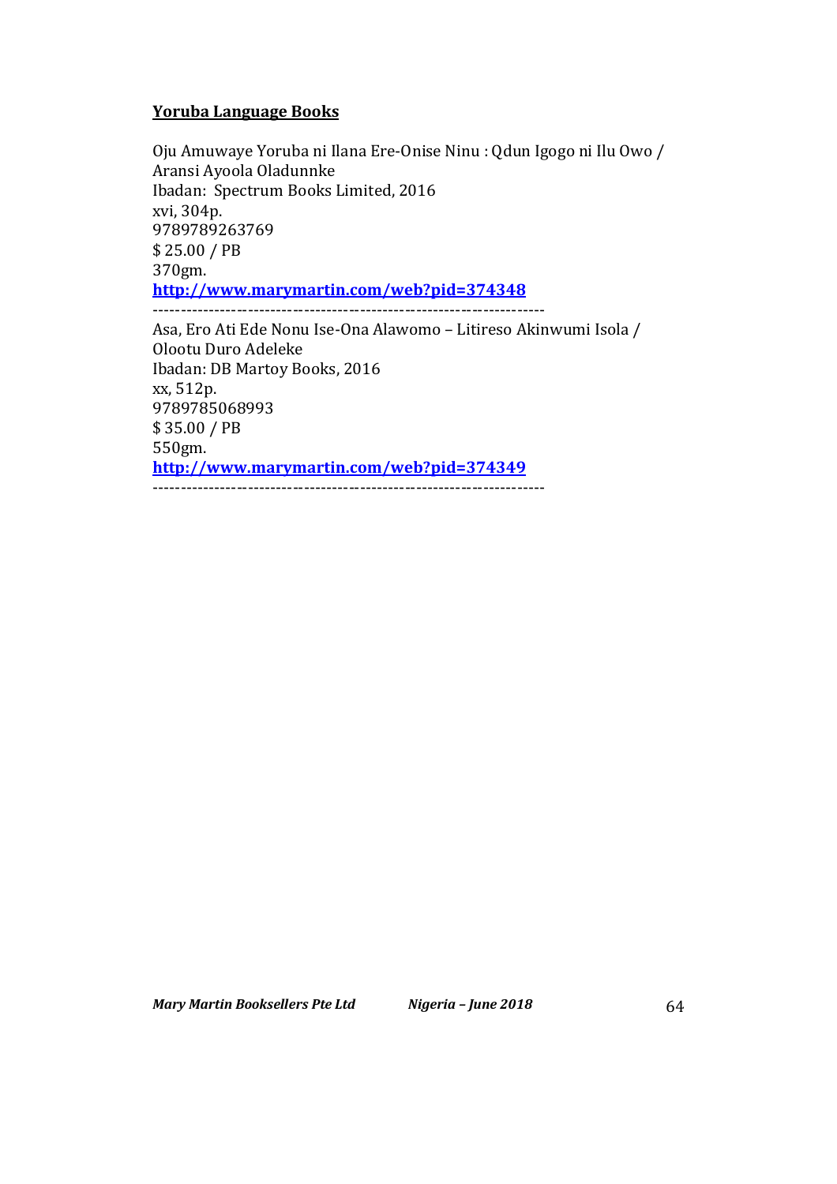**Yoruba Language Books**

Oju Amuwaye Yoruba ni Ilana Ere-Onise Ninu : Qdun Igogo ni Ilu Owo /
Aransi Ayoola Oladunnke
Ibadan: Spectrum Books Limited, 2016
xvi, 304p.
9789789263769
$ 25.00 / PB
370gm.
**http://www.marymartin.com/web?pid=374348**

---------------------------------------------------------------------

Asa, Ero Ati Ede Nonu Ise-Ona Alawomo – Litireso Akinwumi Isola /
Olootu Duro Adeleke
Ibadan: DB Martoy Books, 2016
xx, 512p.
9789785068993
$ 35.00 / PB
550gm.
**http://www.marymartin.com/web?pid=374349**

---------------------------------------------------------------------